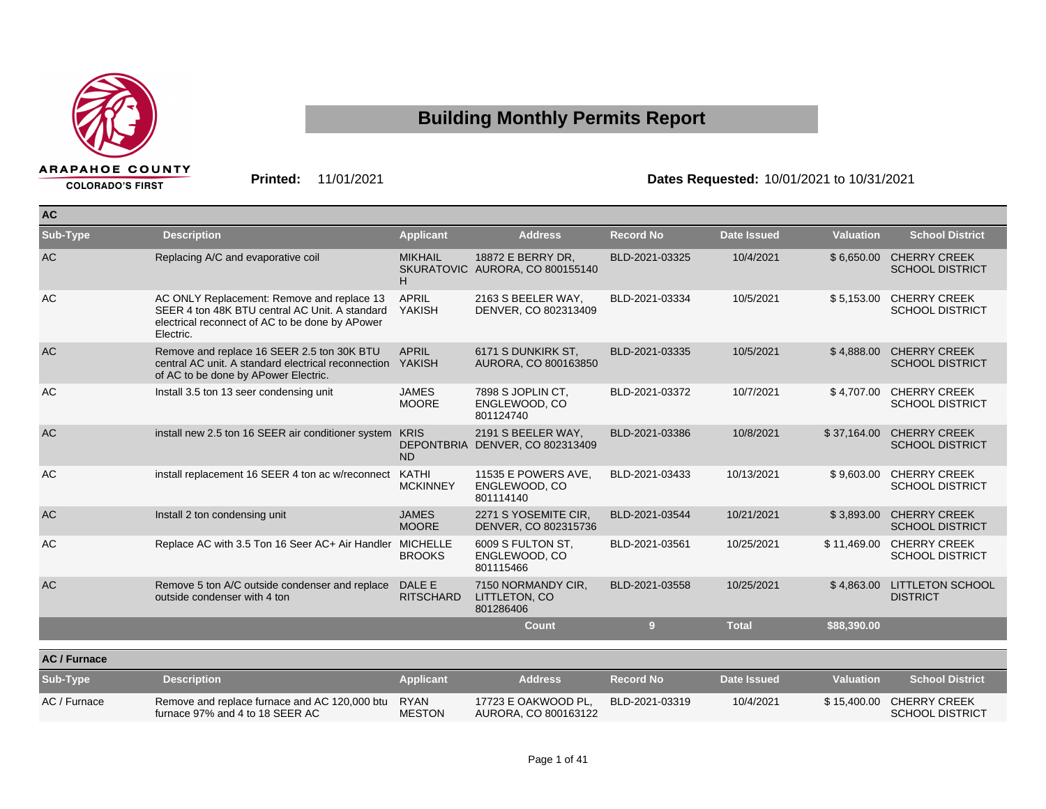# Building Monthly Permits Report

ARAPAHOE COUNTY
COLORADO'S FIRST

**Printed:** 11/01/2021

**Dates Requested:** 10/01/2021 to 10/31/2021

## AC

| Sub-Type | Description | Applicant | Address | Record No | Date Issued | Valuation | School District |
|---|---|---|---|---|---|---|---|
| AC | Replacing A/C and evaporative coil | MIKHAIL SKURATOVICH | 18872 E BERRY DR, AURORA, CO 800155140 | BLD-2021-03325 | 10/4/2021 | $ 6,650.00 | CHERRY CREEK SCHOOL DISTRICT |
| AC | AC ONLY Replacement: Remove and replace 13 SEER 4 ton 48K BTU central AC Unit. A standard electrical reconnect of AC to be done by APower Electric. | APRIL YAKISH | 2163 S BEELER WAY, DENVER, CO 802313409 | BLD-2021-03334 | 10/5/2021 | $ 5,153.00 | CHERRY CREEK SCHOOL DISTRICT |
| AC | Remove and replace 16 SEER 2.5 ton 30K BTU central AC unit. A standard electrical reconnection of AC to be done by APower Electric. | APRIL YAKISH | 6171 S DUNKIRK ST, AURORA, CO 800163850 | BLD-2021-03335 | 10/5/2021 | $ 4,888.00 | CHERRY CREEK SCHOOL DISTRICT |
| AC | Install 3.5 ton 13 seer condensing unit | JAMES MOORE | 7898 S JOPLIN CT, ENGLEWOOD, CO 801124740 | BLD-2021-03372 | 10/7/2021 | $ 4,707.00 | CHERRY CREEK SCHOOL DISTRICT |
| AC | install new 2.5 ton 16 SEER air conditioner system | KRIS DEPONTBRIAND | 2191 S BEELER WAY, DENVER, CO 802313409 | BLD-2021-03386 | 10/8/2021 | $ 37,164.00 | CHERRY CREEK SCHOOL DISTRICT |
| AC | install replacement 16 SEER 4 ton ac w/reconnect | KATHI MCKINNEY | 11535 E POWERS AVE, ENGLEWOOD, CO 801114140 | BLD-2021-03433 | 10/13/2021 | $ 9,603.00 | CHERRY CREEK SCHOOL DISTRICT |
| AC | Install 2 ton condensing unit | JAMES MOORE | 2271 S YOSEMITE CIR, DENVER, CO 802315736 | BLD-2021-03544 | 10/21/2021 | $ 3,893.00 | CHERRY CREEK SCHOOL DISTRICT |
| AC | Replace AC with 3.5 Ton 16 Seer AC+ Air Handler | MICHELLE BROOKS | 6009 S FULTON ST, ENGLEWOOD, CO 801115466 | BLD-2021-03561 | 10/25/2021 | $ 11,469.00 | CHERRY CREEK SCHOOL DISTRICT |
| AC | Remove 5 ton A/C outside condenser and replace outside condenser with 4 ton | DALE E RITSCHARD | 7150 NORMANDY CIR, LITTLETON, CO 801286406 | BLD-2021-03558 | 10/25/2021 | $ 4,863.00 | LITTLETON SCHOOL DISTRICT |
| | | | **Count** | **9** | **Total** | **$88,390.00** | |

## AC / Furnace

| Sub-Type | Description | Applicant | Address | Record No | Date Issued | Valuation | School District |
|---|---|---|---|---|---|---|---|
| AC / Furnace | Remove and replace furnace and AC 120,000 btu furnace 97% and 4 to 18 SEER AC | RYAN MESTON | 17723 E OAKWOOD PL, AURORA, CO 800163122 | BLD-2021-03319 | 10/4/2021 | $ 15,400.00 | CHERRY CREEK SCHOOL DISTRICT |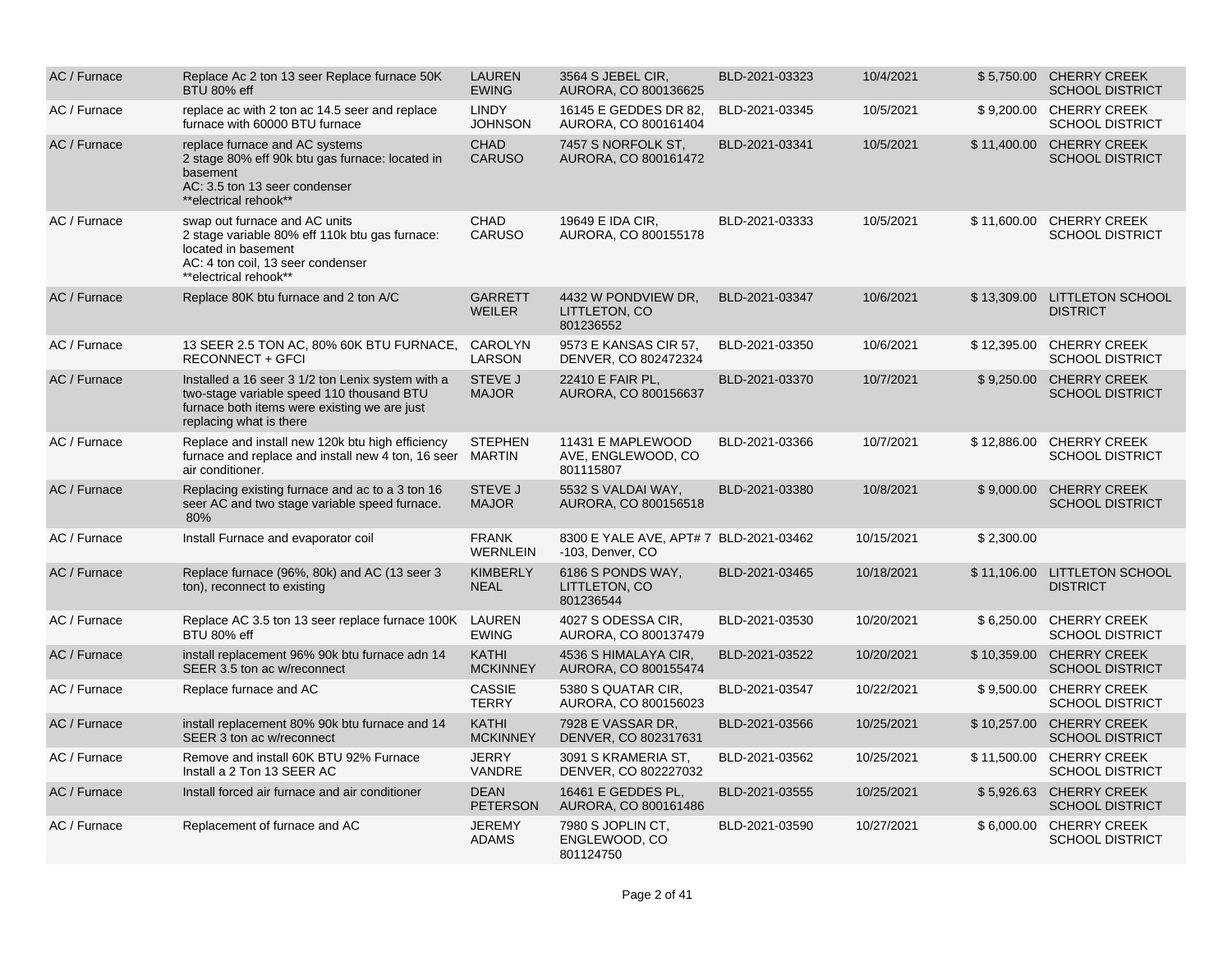| AC / Furnace | Replace Ac 2 ton 13 seer Replace furnace 50K BTU 80% eff | LAUREN EWING | 3564 S JEBEL CIR, AURORA, CO 800136625 | BLD-2021-03323 | 10/4/2021 | $ 5,750.00 | CHERRY CREEK SCHOOL DISTRICT |
|---|---|---|---|---|---|---|---|
| AC / Furnace | replace ac with 2 ton ac 14.5 seer and replace furnace with 60000 BTU furnace | LINDY JOHNSON | 16145 E GEDDES DR 82, AURORA, CO 800161404 | BLD-2021-03345 | 10/5/2021 | $ 9,200.00 | CHERRY CREEK SCHOOL DISTRICT |
| AC / Furnace | replace furnace and AC systems<br>2 stage 80% eff 90k btu gas furnace: located in basement<br>AC: 3.5 ton 13 seer condenser<br>**electrical rehook** | CHAD CARUSO | 7457 S NORFOLK ST, AURORA, CO 800161472 | BLD-2021-03341 | 10/5/2021 | $ 11,400.00 | CHERRY CREEK SCHOOL DISTRICT |
| AC / Furnace | swap out furnace and AC units<br>2 stage variable 80% eff 110k btu gas furnace: located in basement<br>AC: 4 ton coil, 13 seer condenser<br>**electrical rehook** | CHAD CARUSO | 19649 E IDA CIR, AURORA, CO 800155178 | BLD-2021-03333 | 10/5/2021 | $ 11,600.00 | CHERRY CREEK SCHOOL DISTRICT |
| AC / Furnace | Replace 80K btu furnace and 2 ton A/C | GARRETT WEILER | 4432 W PONDVIEW DR, LITTLETON, CO 801236552 | BLD-2021-03347 | 10/6/2021 | $ 13,309.00 | LITTLETON SCHOOL DISTRICT |
| AC / Furnace | 13 SEER 2.5 TON AC, 80% 60K BTU FURNACE, RECONNECT + GFCI | CAROLYN LARSON | 9573 E KANSAS CIR 57, DENVER, CO 802472324 | BLD-2021-03350 | 10/6/2021 | $ 12,395.00 | CHERRY CREEK SCHOOL DISTRICT |
| AC / Furnace | Installed a 16 seer 3 1/2 ton Lenix system with a two-stage variable speed 110 thousand BTU furnace both items were existing we are just replacing what is there | STEVE J MAJOR | 22410 E FAIR PL, AURORA, CO 800156637 | BLD-2021-03370 | 10/7/2021 | $ 9,250.00 | CHERRY CREEK SCHOOL DISTRICT |
| AC / Furnace | Replace and install new 120k btu high efficiency furnace and replace and install new 4 ton, 16 seer air conditioner. | STEPHEN MARTIN | 11431 E MAPLEWOOD AVE, ENGLEWOOD, CO 801115807 | BLD-2021-03366 | 10/7/2021 | $ 12,886.00 | CHERRY CREEK SCHOOL DISTRICT |
| AC / Furnace | Replacing existing furnace and ac to a 3 ton 16 seer AC and two stage variable speed furnace. 80% | STEVE J MAJOR | 5532 S VALDAI WAY, AURORA, CO 800156518 | BLD-2021-03380 | 10/8/2021 | $ 9,000.00 | CHERRY CREEK SCHOOL DISTRICT |
| AC / Furnace | Install Furnace and evaporator coil | FRANK WERNLEIN | 8300 E YALE AVE, APT# 7 -103, Denver, CO | BLD-2021-03462 | 10/15/2021 | $ 2,300.00 | |
| AC / Furnace | Replace furnace (96%, 80k) and AC (13 seer 3 ton), reconnect to existing | KIMBERLY NEAL | 6186 S PONDS WAY, LITTLETON, CO 801236544 | BLD-2021-03465 | 10/18/2021 | $ 11,106.00 | LITTLETON SCHOOL DISTRICT |
| AC / Furnace | Replace AC 3.5 ton 13 seer replace furnace 100K BTU 80% eff | LAUREN EWING | 4027 S ODESSA CIR, AURORA, CO 800137479 | BLD-2021-03530 | 10/20/2021 | $ 6,250.00 | CHERRY CREEK SCHOOL DISTRICT |
| AC / Furnace | install replacement 96% 90k btu furnace adn 14 SEER 3.5 ton ac w/reconnect | KATHI MCKINNEY | 4536 S HIMALAYA CIR, AURORA, CO 800155474 | BLD-2021-03522 | 10/20/2021 | $ 10,359.00 | CHERRY CREEK SCHOOL DISTRICT |
| AC / Furnace | Replace furnace and AC | CASSIE TERRY | 5380 S QUATAR CIR, AURORA, CO 800156023 | BLD-2021-03547 | 10/22/2021 | $ 9,500.00 | CHERRY CREEK SCHOOL DISTRICT |
| AC / Furnace | install replacement 80% 90k btu furnace and 14 SEER 3 ton ac w/reconnect | KATHI MCKINNEY | 7928 E VASSAR DR, DENVER, CO 802317631 | BLD-2021-03566 | 10/25/2021 | $ 10,257.00 | CHERRY CREEK SCHOOL DISTRICT |
| AC / Furnace | Remove and install 60K BTU 92% Furnace<br>Install a 2 Ton 13 SEER AC | JERRY VANDRE | 3091 S KRAMERIA ST, DENVER, CO 802227032 | BLD-2021-03562 | 10/25/2021 | $ 11,500.00 | CHERRY CREEK SCHOOL DISTRICT |
| AC / Furnace | Install forced air furnace and air conditioner | DEAN PETERSON | 16461 E GEDDES PL, AURORA, CO 800161486 | BLD-2021-03555 | 10/25/2021 | $ 5,926.63 | CHERRY CREEK SCHOOL DISTRICT |
| AC / Furnace | Replacement of furnace and AC | JEREMY ADAMS | 7980 S JOPLIN CT, ENGLEWOOD, CO 801124750 | BLD-2021-03590 | 10/27/2021 | $ 6,000.00 | CHERRY CREEK SCHOOL DISTRICT |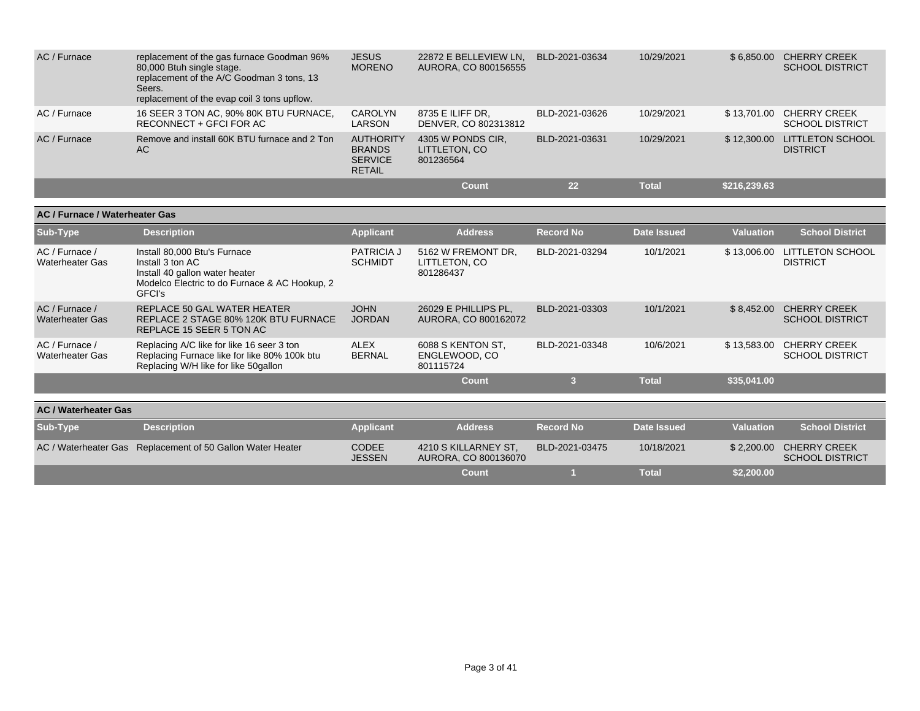| Sub-Type | Description | Applicant | Address | Record No | Date Issued | Valuation | School District |
|---|---|---|---|---|---|---|---|
| AC / Furnace | replacement of the gas furnace Goodman 96% 80,000 Btuh single stage. replacement of the A/C Goodman 3 tons, 13 Seers. replacement of the evap coil 3 tons upflow. | JESUS MORENO | 22872 E BELLEVIEW LN, AURORA, CO 800156555 | BLD-2021-03634 | 10/29/2021 | $ 6,850.00 | CHERRY CREEK SCHOOL DISTRICT |
| AC / Furnace | 16 SEER 3 TON AC, 90% 80K BTU FURNACE, RECONNECT + GFCI FOR AC | CAROLYN LARSON | 8735 E ILIFF DR, DENVER, CO 802313812 | BLD-2021-03626 | 10/29/2021 | $ 13,701.00 | CHERRY CREEK SCHOOL DISTRICT |
| AC / Furnace | Remove and install 60K BTU furnace and 2 Ton AC | AUTHORITY BRANDS SERVICE RETAIL | 4305 W PONDS CIR, LITTLETON, CO 801236564 | BLD-2021-03631 | 10/29/2021 | $ 12,300.00 | LITTLETON SCHOOL DISTRICT |
| | | | Count | 22 | Total | $216,239.63 | |

## AC / Furnace / Waterheater Gas

| Sub-Type | Description | Applicant | Address | Record No | Date Issued | Valuation | School District |
|---|---|---|---|---|---|---|---|
| AC / Furnace / Waterheater Gas | Install 80,000 Btu's Furnace Install 3 ton AC Install 40 gallon water heater Modelco Electric to do Furnace & AC Hookup, 2 GFCI's | PATRICIA J SCHMIDT | 5162 W FREMONT DR, LITTLETON, CO 801286437 | BLD-2021-03294 | 10/1/2021 | $ 13,006.00 | LITTLETON SCHOOL DISTRICT |
| AC / Furnace / Waterheater Gas | REPLACE 50 GAL WATER HEATER REPLACE 2 STAGE 80% 120K BTU FURNACE REPLACE 15 SEER 5 TON AC | JOHN JORDAN | 26029 E PHILLIPS PL, AURORA, CO 800162072 | BLD-2021-03303 | 10/1/2021 | $ 8,452.00 | CHERRY CREEK SCHOOL DISTRICT |
| AC / Furnace / Waterheater Gas | Replacing A/C like for like 16 seer 3 ton Replacing Furnace like for like 80% 100k btu Replacing W/H like for like 50gallon | ALEX BERNAL | 6088 S KENTON ST, ENGLEWOOD, CO 801115724 | BLD-2021-03348 | 10/6/2021 | $ 13,583.00 | CHERRY CREEK SCHOOL DISTRICT |
| | | | Count | 3 | Total | $35,041.00 | |

## AC / Waterheater Gas

| Sub-Type | Description | Applicant | Address | Record No | Date Issued | Valuation | School District |
|---|---|---|---|---|---|---|---|
| AC / Waterheater Gas | Replacement of 50 Gallon Water Heater | CODEE JESSEN | 4210 S KILLARNEY ST, AURORA, CO 800136070 | BLD-2021-03475 | 10/18/2021 | $ 2,200.00 | CHERRY CREEK SCHOOL DISTRICT |
| | | | Count | 1 | Total | $2,200.00 | |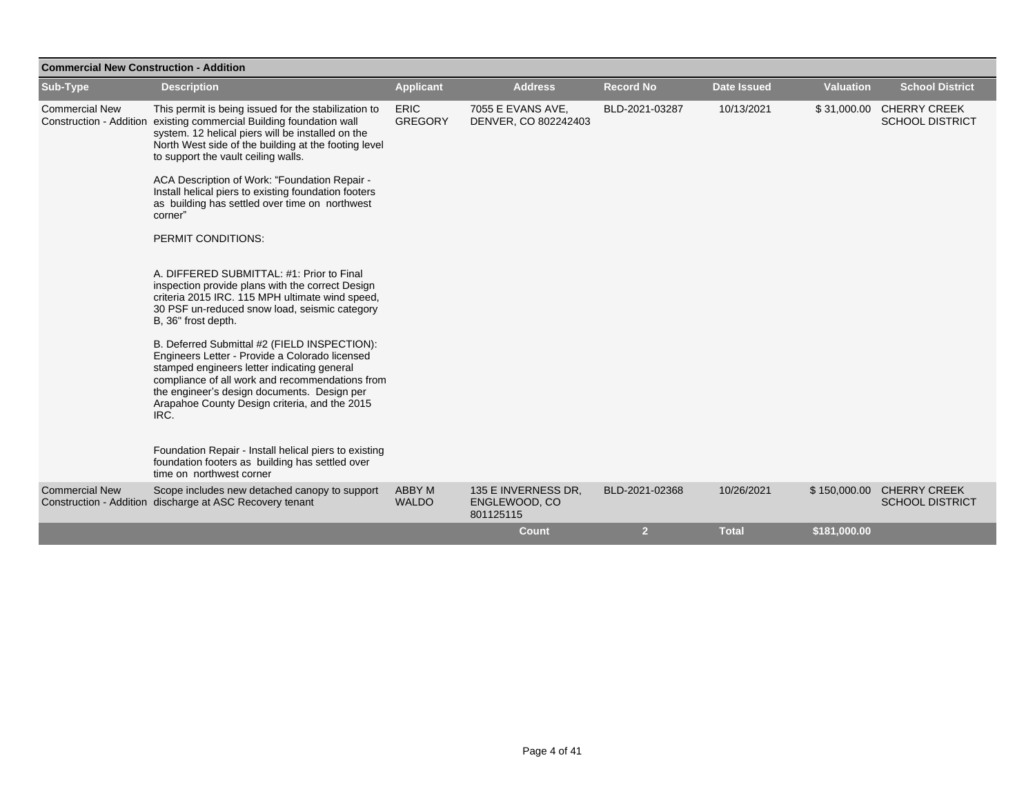## Commercial New Construction - Addition

| Sub-Type | Description | Applicant | Address | Record No | Date Issued | Valuation | School District |
|---|---|---|---|---|---|---|---|
| Commercial New Construction - Addition | This permit is being issued for the stabilization to existing commercial Building foundation wall system. 12 helical piers will be installed on the North West side of the building at the footing level to support the vault ceiling walls.<br><br>ACA Description of Work: "Foundation Repair - Install helical piers to existing foundation footers as building has settled over time on northwest corner"<br><br>PERMIT CONDITIONS:<br><br>A. DIFFERED SUBMITTAL: #1: Prior to Final inspection provide plans with the correct Design criteria 2015 IRC. 115 MPH ultimate wind speed, 30 PSF un-reduced snow load, seismic category B, 36" frost depth.<br><br>B. Deferred Submittal #2 (FIELD INSPECTION): Engineers Letter - Provide a Colorado licensed stamped engineers letter indicating general compliance of all work and recommendations from the engineer's design documents. Design per Arapahoe County Design criteria, and the 2015 IRC.<br><br>Foundation Repair - Install helical piers to existing foundation footers as building has settled over time on northwest corner | ERIC GREGORY | 7055 E EVANS AVE, DENVER, CO 802242403 | BLD-2021-03287 | 10/13/2021 | $ 31,000.00 | CHERRY CREEK SCHOOL DISTRICT |
| Commercial New Construction - Addition | Scope includes new detached canopy to support discharge at ASC Recovery tenant | ABBY M WALDO | 135 E INVERNESS DR, ENGLEWOOD, CO 801125115 | BLD-2021-02368 | 10/26/2021 | $ 150,000.00 | CHERRY CREEK SCHOOL DISTRICT |
| | | | **Count** | **2** | **Total** | **$181,000.00** | |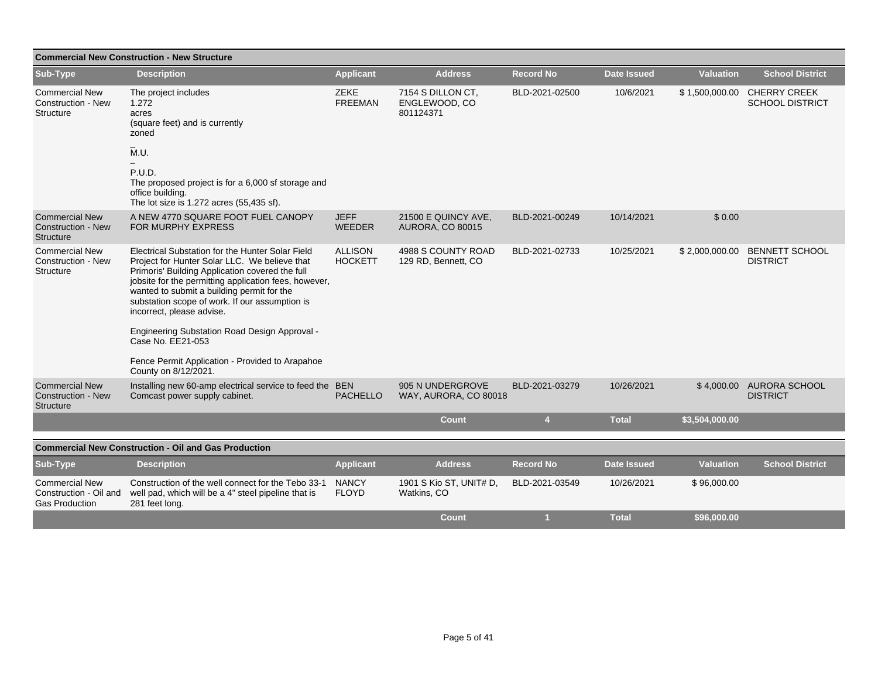## Commercial New Construction - New Structure

| Sub-Type | Description | Applicant | Address | Record No | Date Issued | Valuation | School District |
|---|---|---|---|---|---|---|---|
| Commercial New Construction - New Structure | The project includes 1.272 acres (square feet) and is currently zoned _ M.U. – P.U.D. The proposed project is for a 6,000 sf storage and office building. The lot size is 1.272 acres (55,435 sf). | ZEKE FREEMAN | 7154 S DILLON CT, ENGLEWOOD, CO 801124371 | BLD-2021-02500 | 10/6/2021 | $ 1,500,000.00 | CHERRY CREEK SCHOOL DISTRICT |
| Commercial New Construction - New Structure | A NEW 4770 SQUARE FOOT FUEL CANOPY FOR MURPHY EXPRESS | JEFF WEEDER | 21500 E QUINCY AVE, AURORA, CO 80015 | BLD-2021-00249 | 10/14/2021 | $ 0.00 | |
| Commercial New Construction - New Structure | Electrical Substation for the Hunter Solar Field Project for Hunter Solar LLC. We believe that Primoris' Building Application covered the full jobsite for the permitting application fees, however, wanted to submit a building permit for the substation scope of work. If our assumption is incorrect, please advise. Engineering Substation Road Design Approval - Case No. EE21-053 Fence Permit Application - Provided to Arapahoe County on 8/12/2021. | ALLISON HOCKETT | 4988 S COUNTY ROAD 129 RD, Bennett, CO | BLD-2021-02733 | 10/25/2021 | $ 2,000,000.00 | BENNETT SCHOOL DISTRICT |
| Commercial New Construction - New Structure | Installing new 60-amp electrical service to feed the Comcast power supply cabinet. | BEN PACHELLO | 905 N UNDERGROVE WAY, AURORA, CO 80018 | BLD-2021-03279 | 10/26/2021 | $ 4,000.00 | AURORA SCHOOL DISTRICT |
| | | | **Count** | **4** | **Total** | **$3,504,000.00** | |

## Commercial New Construction - Oil and Gas Production

| Sub-Type | Description | Applicant | Address | Record No | Date Issued | Valuation | School District |
|---|---|---|---|---|---|---|---|
| Commercial New Construction - Oil and Gas Production | Construction of the well connect for the Tebo 33-1 well pad, which will be a 4" steel pipeline that is 281 feet long. | NANCY FLOYD | 1901 S Kio ST, UNIT# D, Watkins, CO | BLD-2021-03549 | 10/26/2021 | $ 96,000.00 | |
| | | | **Count** | **1** | **Total** | **$96,000.00** | |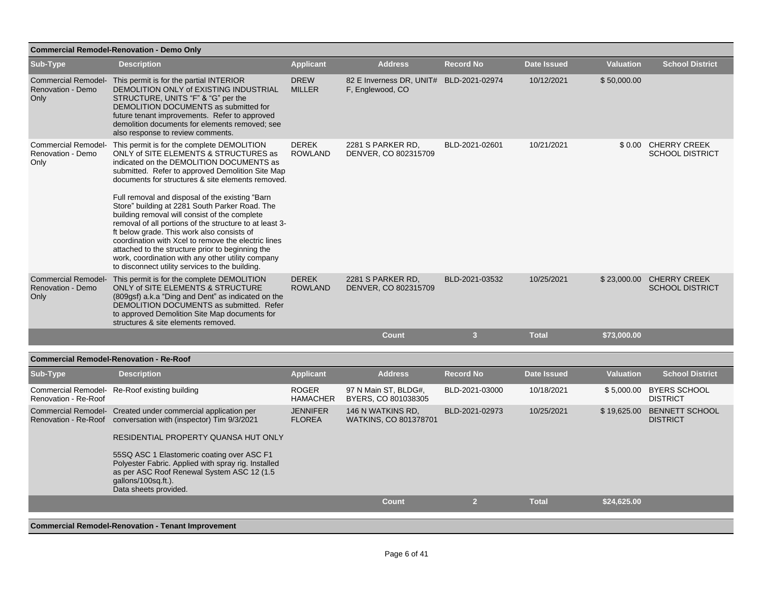## Commercial Remodel-Renovation - Demo Only

| Sub-Type | Description | Applicant | Address | Record No | Date Issued | Valuation | School District |
|---|---|---|---|---|---|---|---|
| Commercial Remodel-Renovation - Demo Only | This permit is for the partial INTERIOR DEMOLITION ONLY of EXISTING INDUSTRIAL STRUCTURE, UNITS "F" & "G" per the DEMOLITION DOCUMENTS as submitted for future tenant improvements. Refer to approved demolition documents for elements removed; see also response to review comments. | DREW MILLER | 82 E Inverness DR, UNIT# F, Englewood, CO | BLD-2021-02974 | 10/12/2021 | $ 50,000.00 | |
| Commercial Remodel-Renovation - Demo Only | This permit is for the complete DEMOLITION ONLY of SITE ELEMENTS & STRUCTURES as indicated on the DEMOLITION DOCUMENTS as submitted. Refer to approved Demolition Site Map documents for structures & site elements removed.<br><br>Full removal and disposal of the existing "Barn Store" building at 2281 South Parker Road. The building removal will consist of the complete removal of all portions of the structure to at least 3-ft below grade. This work also consists of coordination with Xcel to remove the electric lines attached to the structure prior to beginning the work, coordination with any other utility company to disconnect utility services to the building. | DEREK ROWLAND | 2281 S PARKER RD, DENVER, CO 802315709 | BLD-2021-02601 | 10/21/2021 | $ 0.00 | CHERRY CREEK SCHOOL DISTRICT |
| Commercial Remodel-Renovation - Demo Only | This permit is for the complete DEMOLITION ONLY of SITE ELEMENTS & STRUCTURE (809gsf) a.k.a "Ding and Dent" as indicated on the DEMOLITION DOCUMENTS as submitted. Refer to approved Demolition Site Map documents for structures & site elements removed. | DEREK ROWLAND | 2281 S PARKER RD, DENVER, CO 802315709 | BLD-2021-03532 | 10/25/2021 | $ 23,000.00 | CHERRY CREEK SCHOOL DISTRICT |
| | | | **Count** | **3** | **Total** | **$73,000.00** | |

## Commercial Remodel-Renovation - Re-Roof

| Sub-Type | Description | Applicant | Address | Record No | Date Issued | Valuation | School District |
|---|---|---|---|---|---|---|---|
| Commercial Remodel-Renovation - Re-Roof | Re-Roof existing building | ROGER HAMACHER | 97 N Main ST, BLDG#, BYERS, CO 801038305 | BLD-2021-03000 | 10/18/2021 | $ 5,000.00 | BYERS SCHOOL DISTRICT |
| Commercial Remodel-Renovation - Re-Roof | Created under commercial application per conversation with (inspector) Tim 9/3/2021<br><br>RESIDENTIAL PROPERTY QUANSA HUT ONLY<br><br>55SQ ASC 1 Elastomeric coating over ASC F1 Polyester Fabric. Applied with spray rig. Installed as per ASC Roof Renewal System ASC 12 (1.5 gallons/100sq.ft.).<br>Data sheets provided. | JENNIFER FLOREA | 146 N WATKINS RD, WATKINS, CO 801378701 | BLD-2021-02973 | 10/25/2021 | $ 19,625.00 | BENNETT SCHOOL DISTRICT |
| | | | **Count** | **2** | **Total** | **$24,625.00** | |

## Commercial Remodel-Renovation - Tenant Improvement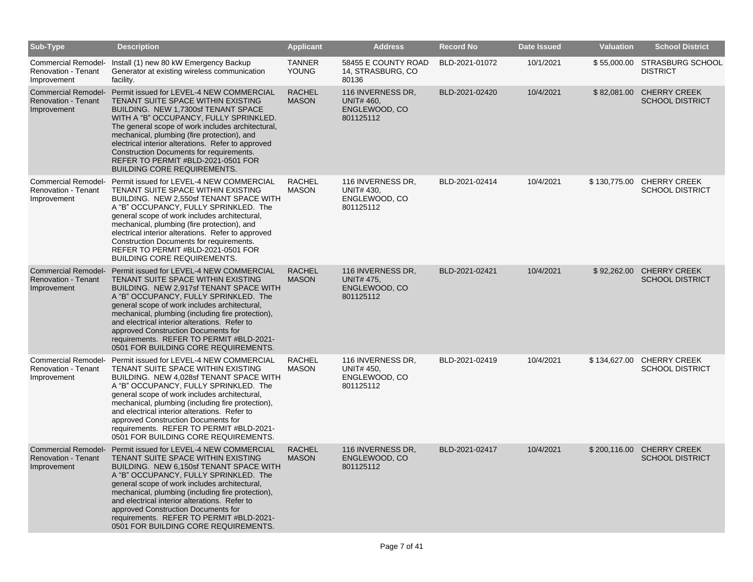| Sub-Type | Description | Applicant | Address | Record No | Date Issued | Valuation | School District |
|---|---|---|---|---|---|---|---|
| Commercial Remodel-Renovation - Tenant Improvement | Install (1) new 80 kW Emergency Backup Generator at existing wireless communication facility. | TANNER YOUNG | 58455 E COUNTY ROAD 14, STRASBURG, CO 80136 | BLD-2021-01072 | 10/1/2021 | $ 55,000.00 | STRASBURG SCHOOL DISTRICT |
| Commercial Remodel-Renovation - Tenant Improvement | Permit issued for LEVEL-4 NEW COMMERCIAL TENANT SUITE SPACE WITHIN EXISTING BUILDING. NEW 1,7300sf TENANT SPACE WITH A "B" OCCUPANCY, FULLY SPRINKLED. The general scope of work includes architectural, mechanical, plumbing (fire protection), and electrical interior alterations. Refer to approved Construction Documents for requirements. REFER TO PERMIT #BLD-2021-0501 FOR BUILDING CORE REQUIREMENTS. | RACHEL MASON | 116 INVERNESS DR, UNIT# 460, ENGLEWOOD, CO 801125112 | BLD-2021-02420 | 10/4/2021 | $ 82,081.00 | CHERRY CREEK SCHOOL DISTRICT |
| Commercial Remodel-Renovation - Tenant Improvement | Permit issued for LEVEL-4 NEW COMMERCIAL TENANT SUITE SPACE WITHIN EXISTING BUILDING. NEW 2,550sf TENANT SPACE WITH A "B" OCCUPANCY, FULLY SPRINKLED. The general scope of work includes architectural, mechanical, plumbing (fire protection), and electrical interior alterations. Refer to approved Construction Documents for requirements. REFER TO PERMIT #BLD-2021-0501 FOR BUILDING CORE REQUIREMENTS. | RACHEL MASON | 116 INVERNESS DR, UNIT# 430, ENGLEWOOD, CO 801125112 | BLD-2021-02414 | 10/4/2021 | $ 130,775.00 | CHERRY CREEK SCHOOL DISTRICT |
| Commercial Remodel-Renovation - Tenant Improvement | Permit issued for LEVEL-4 NEW COMMERCIAL TENANT SUITE SPACE WITHIN EXISTING BUILDING. NEW 2,917sf TENANT SPACE WITH A "B" OCCUPANCY, FULLY SPRINKLED. The general scope of work includes architectural, mechanical, plumbing (including fire protection), and electrical interior alterations. Refer to approved Construction Documents for requirements. REFER TO PERMIT #BLD-2021-0501 FOR BUILDING CORE REQUIREMENTS. | RACHEL MASON | 116 INVERNESS DR, UNIT# 475, ENGLEWOOD, CO 801125112 | BLD-2021-02421 | 10/4/2021 | $ 92,262.00 | CHERRY CREEK SCHOOL DISTRICT |
| Commercial Remodel-Renovation - Tenant Improvement | Permit issued for LEVEL-4 NEW COMMERCIAL TENANT SUITE SPACE WITHIN EXISTING BUILDING. NEW 4,028sf TENANT SPACE WITH A "B" OCCUPANCY, FULLY SPRINKLED. The general scope of work includes architectural, mechanical, plumbing (including fire protection), and electrical interior alterations. Refer to approved Construction Documents for requirements. REFER TO PERMIT #BLD-2021-0501 FOR BUILDING CORE REQUIREMENTS. | RACHEL MASON | 116 INVERNESS DR, UNIT# 450, ENGLEWOOD, CO 801125112 | BLD-2021-02419 | 10/4/2021 | $ 134,627.00 | CHERRY CREEK SCHOOL DISTRICT |
| Commercial Remodel-Renovation - Tenant Improvement | Permit issued for LEVEL-4 NEW COMMERCIAL TENANT SUITE SPACE WITHIN EXISTING BUILDING. NEW 6,150sf TENANT SPACE WITH A "B" OCCUPANCY, FULLY SPRINKLED. The general scope of work includes architectural, mechanical, plumbing (including fire protection), and electrical interior alterations. Refer to approved Construction Documents for requirements. REFER TO PERMIT #BLD-2021-0501 FOR BUILDING CORE REQUIREMENTS. | RACHEL MASON | 116 INVERNESS DR, ENGLEWOOD, CO 801125112 | BLD-2021-02417 | 10/4/2021 | $ 200,116.00 | CHERRY CREEK SCHOOL DISTRICT |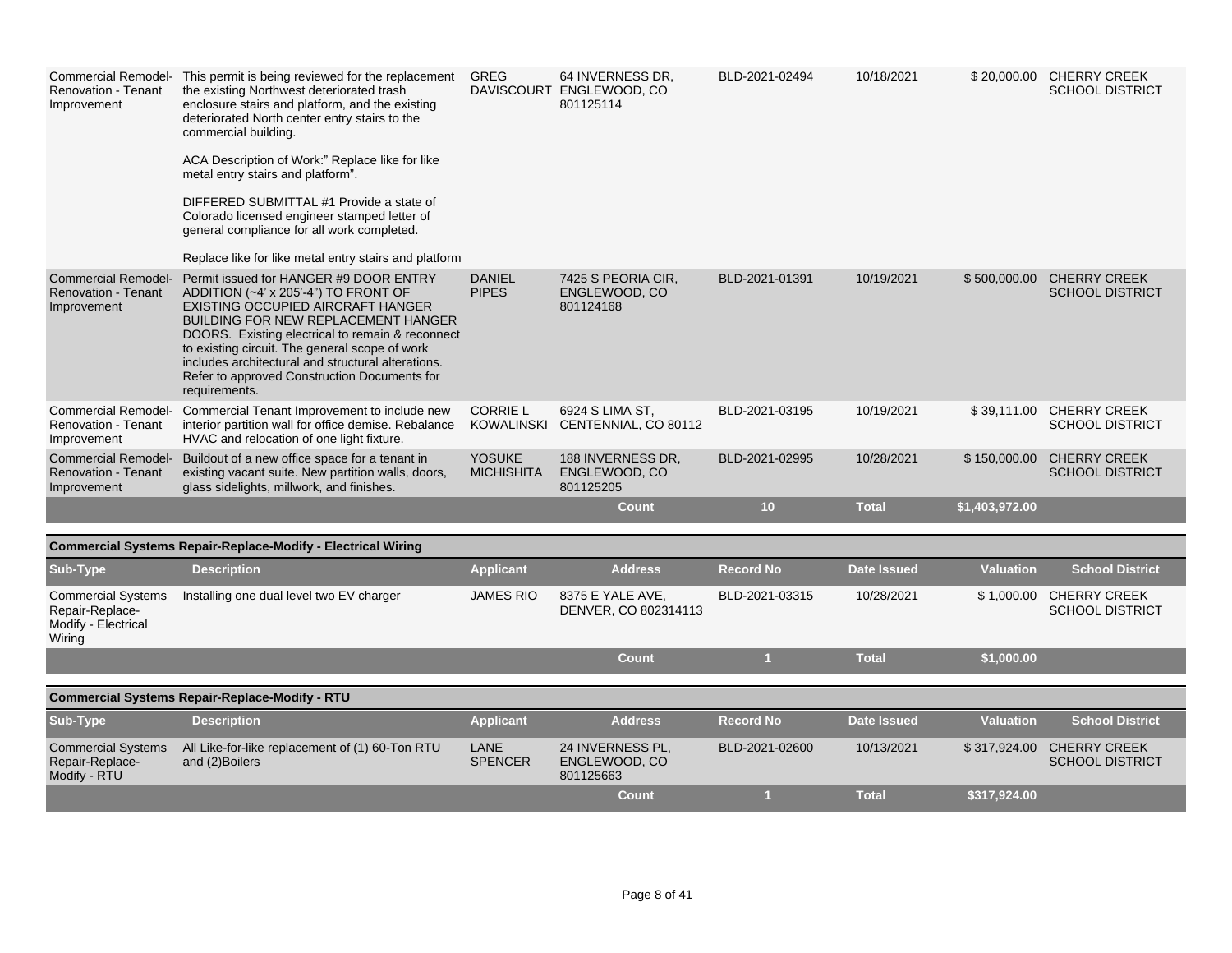| Sub-Type | Description | Applicant | Address | Record No | Date Issued | Valuation | School District |
|---|---|---|---|---|---|---|---|
| Commercial Remodel-Renovation - Tenant Improvement | This permit is being reviewed for the replacement the existing Northwest deteriorated trash enclosure stairs and platform, and the existing deteriorated North center entry stairs to the commercial building.<br><br>ACA Description of Work:" Replace like for like metal entry stairs and platform".<br><br>DIFFERED SUBMITTAL #1 Provide a state of Colorado licensed engineer stamped letter of general compliance for all work completed.<br><br>Replace like for like metal entry stairs and platform | GREG DAVISCOURT | 64 INVERNESS DR, ENGLEWOOD, CO 801125114 | BLD-2021-02494 | 10/18/2021 | $ 20,000.00 | CHERRY CREEK SCHOOL DISTRICT |
| Commercial Remodel-Renovation - Tenant Improvement | Permit issued for HANGER #9 DOOR ENTRY ADDITION (~4' x 205'-4") TO FRONT OF EXISTING OCCUPIED AIRCRAFT HANGER BUILDING FOR NEW REPLACEMENT HANGER DOORS. Existing electrical to remain & reconnect to existing circuit. The general scope of work includes architectural and structural alterations. Refer to approved Construction Documents for requirements. | DANIEL PIPES | 7425 S PEORIA CIR, ENGLEWOOD, CO 801124168 | BLD-2021-01391 | 10/19/2021 | $ 500,000.00 | CHERRY CREEK SCHOOL DISTRICT |
| Commercial Remodel-Renovation - Tenant Improvement | Commercial Tenant Improvement to include new interior partition wall for office demise. Rebalance HVAC and relocation of one light fixture. | CORRIE L KOWALINSKI | 6924 S LIMA ST, CENTENNIAL, CO 80112 | BLD-2021-03195 | 10/19/2021 | $ 39,111.00 | CHERRY CREEK SCHOOL DISTRICT |
| Commercial Remodel-Renovation - Tenant Improvement | Buildout of a new office space for a tenant in existing vacant suite. New partition walls, doors, glass sidelights, millwork, and finishes. | YOSUKE MICHISHITA | 188 INVERNESS DR, ENGLEWOOD, CO 801125205 | BLD-2021-02995 | 10/28/2021 | $ 150,000.00 | CHERRY CREEK SCHOOL DISTRICT |
| | | | **Count** | **10** | **Total** | **$1,403,972.00** | |

**Commercial Systems Repair-Replace-Modify - Electrical Wiring**

| Sub-Type | Description | Applicant | Address | Record No | Date Issued | Valuation | School District |
|---|---|---|---|---|---|---|---|
| Commercial Systems Repair-Replace-Modify - Electrical Wiring | Installing one dual level two EV charger | JAMES RIO | 8375 E YALE AVE, DENVER, CO 802314113 | BLD-2021-03315 | 10/28/2021 | $ 1,000.00 | CHERRY CREEK SCHOOL DISTRICT |
| | | | **Count** | **1** | **Total** | **$1,000.00** | |

**Commercial Systems Repair-Replace-Modify - RTU**

| Sub-Type | Description | Applicant | Address | Record No | Date Issued | Valuation | School District |
|---|---|---|---|---|---|---|---|
| Commercial Systems Repair-Replace-Modify - RTU | All Like-for-like replacement of (1) 60-Ton RTU and (2)Boilers | LANE SPENCER | 24 INVERNESS PL, ENGLEWOOD, CO 801125663 | BLD-2021-02600 | 10/13/2021 | $ 317,924.00 | CHERRY CREEK SCHOOL DISTRICT |
| | | | **Count** | **1** | **Total** | **$317,924.00** | |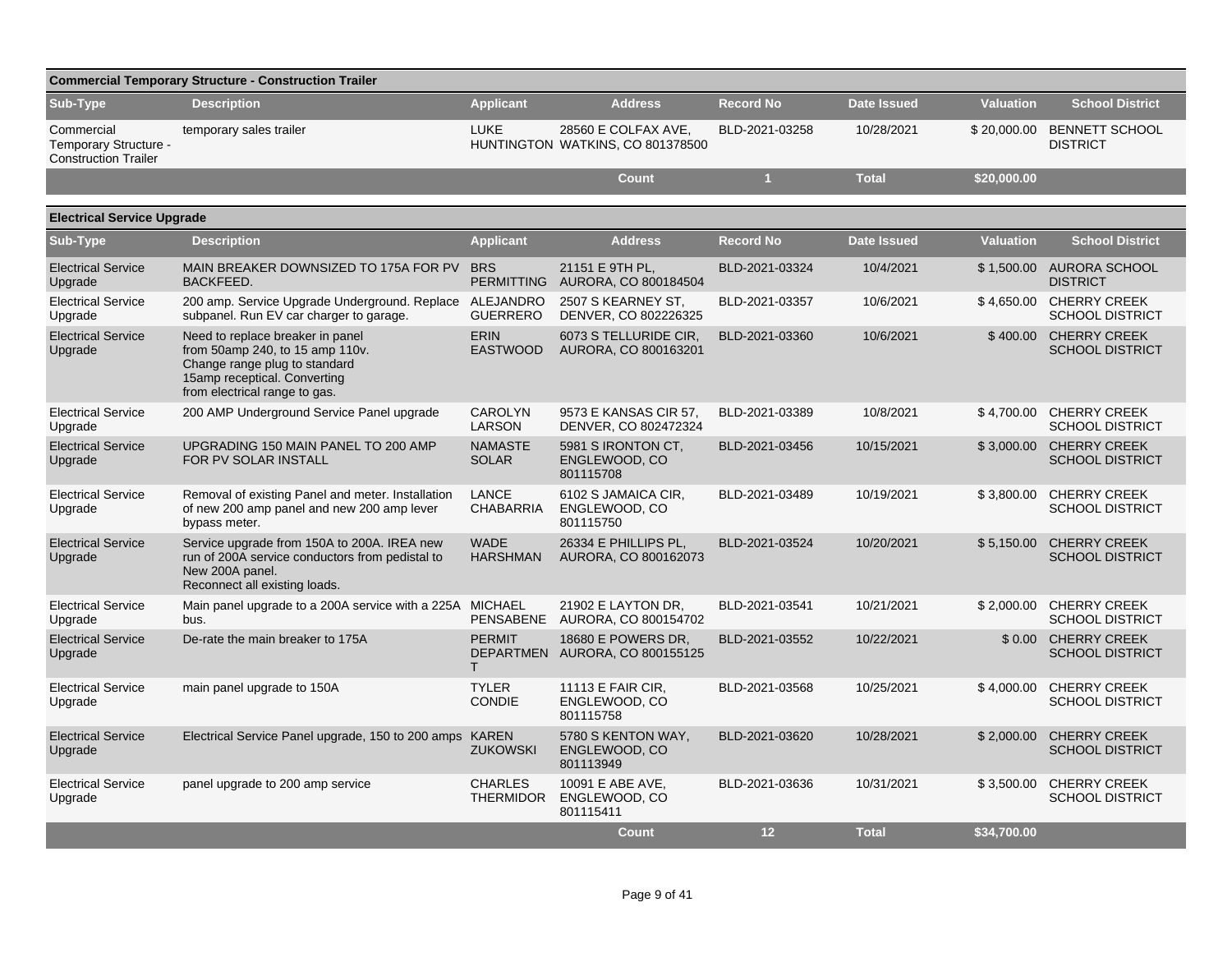## Commercial Temporary Structure - Construction Trailer

| Sub-Type | Description | Applicant | Address | Record No | Date Issued | Valuation | School District |
|---|---|---|---|---|---|---|---|
| Commercial Temporary Structure - Construction Trailer | temporary sales trailer | LUKE HUNTINGTON | 28560 E COLFAX AVE, WATKINS, CO 801378500 | BLD-2021-03258 | 10/28/2021 | $ 20,000.00 | BENNETT SCHOOL DISTRICT |
| | | | Count | 1 | Total | $20,000.00 | |

## Electrical Service Upgrade

| Sub-Type | Description | Applicant | Address | Record No | Date Issued | Valuation | School District |
|---|---|---|---|---|---|---|---|
| Electrical Service Upgrade | MAIN BREAKER DOWNSIZED TO 175A FOR PV BACKFEED. | BRS PERMITTING | 21151 E 9TH PL, AURORA, CO 800184504 | BLD-2021-03324 | 10/4/2021 | $ 1,500.00 | AURORA SCHOOL DISTRICT |
| Electrical Service Upgrade | 200 amp. Service Upgrade Underground. Replace subpanel. Run EV car charger to garage. | ALEJANDRO GUERRERO | 2507 S KEARNEY ST, DENVER, CO 802226325 | BLD-2021-03357 | 10/6/2021 | $ 4,650.00 | CHERRY CREEK SCHOOL DISTRICT |
| Electrical Service Upgrade | Need to replace breaker in panel from 50amp 240, to 15 amp 110v. Change range plug to standard 15amp receptical. Converting from electrical range to gas. | ERIN EASTWOOD | 6073 S TELLURIDE CIR, AURORA, CO 800163201 | BLD-2021-03360 | 10/6/2021 | $ 400.00 | CHERRY CREEK SCHOOL DISTRICT |
| Electrical Service Upgrade | 200 AMP Underground Service Panel upgrade | CAROLYN LARSON | 9573 E KANSAS CIR 57, DENVER, CO 802472324 | BLD-2021-03389 | 10/8/2021 | $ 4,700.00 | CHERRY CREEK SCHOOL DISTRICT |
| Electrical Service Upgrade | UPGRADING 150 MAIN PANEL TO 200 AMP FOR PV SOLAR INSTALL | NAMASTE SOLAR | 5981 S IRONTON CT, ENGLEWOOD, CO 801115708 | BLD-2021-03456 | 10/15/2021 | $ 3,000.00 | CHERRY CREEK SCHOOL DISTRICT |
| Electrical Service Upgrade | Removal of existing Panel and meter. Installation of new 200 amp panel and new 200 amp lever bypass meter. | LANCE CHABARRIA | 6102 S JAMAICA CIR, ENGLEWOOD, CO 801115750 | BLD-2021-03489 | 10/19/2021 | $ 3,800.00 | CHERRY CREEK SCHOOL DISTRICT |
| Electrical Service Upgrade | Service upgrade from 150A to 200A. IREA new run of 200A service conductors from pedistal to New 200A panel. Reconnect all existing loads. | WADE HARSHMAN | 26334 E PHILLIPS PL, AURORA, CO 800162073 | BLD-2021-03524 | 10/20/2021 | $ 5,150.00 | CHERRY CREEK SCHOOL DISTRICT |
| Electrical Service Upgrade | Main panel upgrade to a 200A service with a 225A bus. | MICHAEL PENSABENE | 21902 E LAYTON DR, AURORA, CO 800154702 | BLD-2021-03541 | 10/21/2021 | $ 2,000.00 | CHERRY CREEK SCHOOL DISTRICT |
| Electrical Service Upgrade | De-rate the main breaker to 175A | PERMIT DEPARTMENT | 18680 E POWERS DR, AURORA, CO 800155125 | BLD-2021-03552 | 10/22/2021 | $ 0.00 | CHERRY CREEK SCHOOL DISTRICT |
| Electrical Service Upgrade | main panel upgrade to 150A | TYLER CONDIE | 11113 E FAIR CIR, ENGLEWOOD, CO 801115758 | BLD-2021-03568 | 10/25/2021 | $ 4,000.00 | CHERRY CREEK SCHOOL DISTRICT |
| Electrical Service Upgrade | Electrical Service Panel upgrade, 150 to 200 amps | KAREN ZUKOWSKI | 5780 S KENTON WAY, ENGLEWOOD, CO 801113949 | BLD-2021-03620 | 10/28/2021 | $ 2,000.00 | CHERRY CREEK SCHOOL DISTRICT |
| Electrical Service Upgrade | panel upgrade to 200 amp service | CHARLES THERMIDOR | 10091 E ABE AVE, ENGLEWOOD, CO 801115411 | BLD-2021-03636 | 10/31/2021 | $ 3,500.00 | CHERRY CREEK SCHOOL DISTRICT |
| | | | Count | 12 | Total | $34,700.00 | |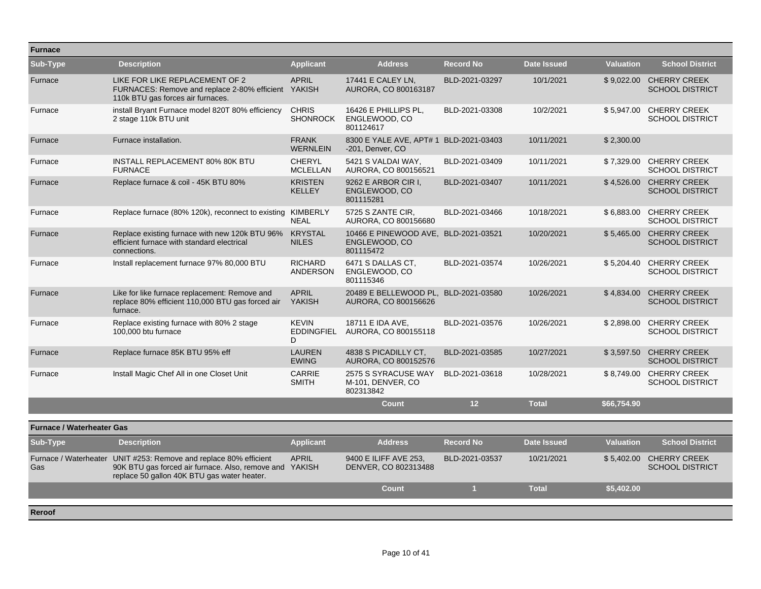## Furnace

| Sub-Type | Description | Applicant | Address | Record No | Date Issued | Valuation | School District |
|---|---|---|---|---|---|---|---|
| Furnace | LIKE FOR LIKE REPLACEMENT OF 2 FURNACES: Remove and replace 2-80% efficient 110k BTU gas forces air furnaces. | APRIL YAKISH | 17441 E CALEY LN, AURORA, CO 800163187 | BLD-2021-03297 | 10/1/2021 | $ 9,022.00 | CHERRY CREEK SCHOOL DISTRICT |
| Furnace | install Bryant Furnace model 820T 80% efficiency 2 stage 110k BTU unit | CHRIS SHONROCK | 16426 E PHILLIPS PL, ENGLEWOOD, CO 801124617 | BLD-2021-03308 | 10/2/2021 | $ 5,947.00 | CHERRY CREEK SCHOOL DISTRICT |
| Furnace | Furnace installation. | FRANK WERNLEIN | 8300 E YALE AVE, APT# 1 -201, Denver, CO | BLD-2021-03403 | 10/11/2021 | $ 2,300.00 | |
| Furnace | INSTALL REPLACEMENT 80% 80K BTU FURNACE | CHERYL MCLELLAN | 5421 S VALDAI WAY, AURORA, CO 800156521 | BLD-2021-03409 | 10/11/2021 | $ 7,329.00 | CHERRY CREEK SCHOOL DISTRICT |
| Furnace | Replace furnace & coil - 45K BTU 80% | KRISTEN KELLEY | 9262 E ARBOR CIR I, ENGLEWOOD, CO 801115281 | BLD-2021-03407 | 10/11/2021 | $ 4,526.00 | CHERRY CREEK SCHOOL DISTRICT |
| Furnace | Replace furnace (80% 120k), reconnect to existing | KIMBERLY NEAL | 5725 S ZANTE CIR, AURORA, CO 800156680 | BLD-2021-03466 | 10/18/2021 | $ 6,883.00 | CHERRY CREEK SCHOOL DISTRICT |
| Furnace | Replace existing furnace with new 120k BTU 96% efficient furnace with standard electrical connections. | KRYSTAL NILES | 10466 E PINEWOOD AVE, ENGLEWOOD, CO 801115472 | BLD-2021-03521 | 10/20/2021 | $ 5,465.00 | CHERRY CREEK SCHOOL DISTRICT |
| Furnace | Install replacement furnace 97% 80,000 BTU | RICHARD ANDERSON | 6471 S DALLAS CT, ENGLEWOOD, CO 801115346 | BLD-2021-03574 | 10/26/2021 | $ 5,204.40 | CHERRY CREEK SCHOOL DISTRICT |
| Furnace | Like for like furnace replacement: Remove and replace 80% efficient 110,000 BTU gas forced air furnace. | APRIL YAKISH | 20489 E BELLEWOOD PL, AURORA, CO 800156626 | BLD-2021-03580 | 10/26/2021 | $ 4,834.00 | CHERRY CREEK SCHOOL DISTRICT |
| Furnace | Replace existing furnace with 80% 2 stage 100,000 btu furnace | KEVIN EDDINGFIELD | 18711 E IDA AVE, AURORA, CO 800155118 | BLD-2021-03576 | 10/26/2021 | $ 2,898.00 | CHERRY CREEK SCHOOL DISTRICT |
| Furnace | Replace furnace 85K BTU 95% eff | LAUREN EWING | 4838 S PICADILLY CT, AURORA, CO 800152576 | BLD-2021-03585 | 10/27/2021 | $ 3,597.50 | CHERRY CREEK SCHOOL DISTRICT |
| Furnace | Install Magic Chef All in one Closet Unit | CARRIE SMITH | 2575 S SYRACUSE WAY M-101, DENVER, CO 802313842 | BLD-2021-03618 | 10/28/2021 | $ 8,749.00 | CHERRY CREEK SCHOOL DISTRICT |
| | | | Count | 12 | Total | $66,754.90 | |

## Furnace / Waterheater Gas

| Sub-Type | Description | Applicant | Address | Record No | Date Issued | Valuation | School District |
|---|---|---|---|---|---|---|---|
| Furnace / Waterheater Gas | UNIT #253: Remove and replace 80% efficient 90K BTU gas forced air furnace. Also, remove and replace 50 gallon 40K BTU gas water heater. | APRIL YAKISH | 9400 E ILIFF AVE 253, DENVER, CO 802313488 | BLD-2021-03537 | 10/21/2021 | $ 5,402.00 | CHERRY CREEK SCHOOL DISTRICT |
| | | | Count | 1 | Total | $5,402.00 | |

## Reroof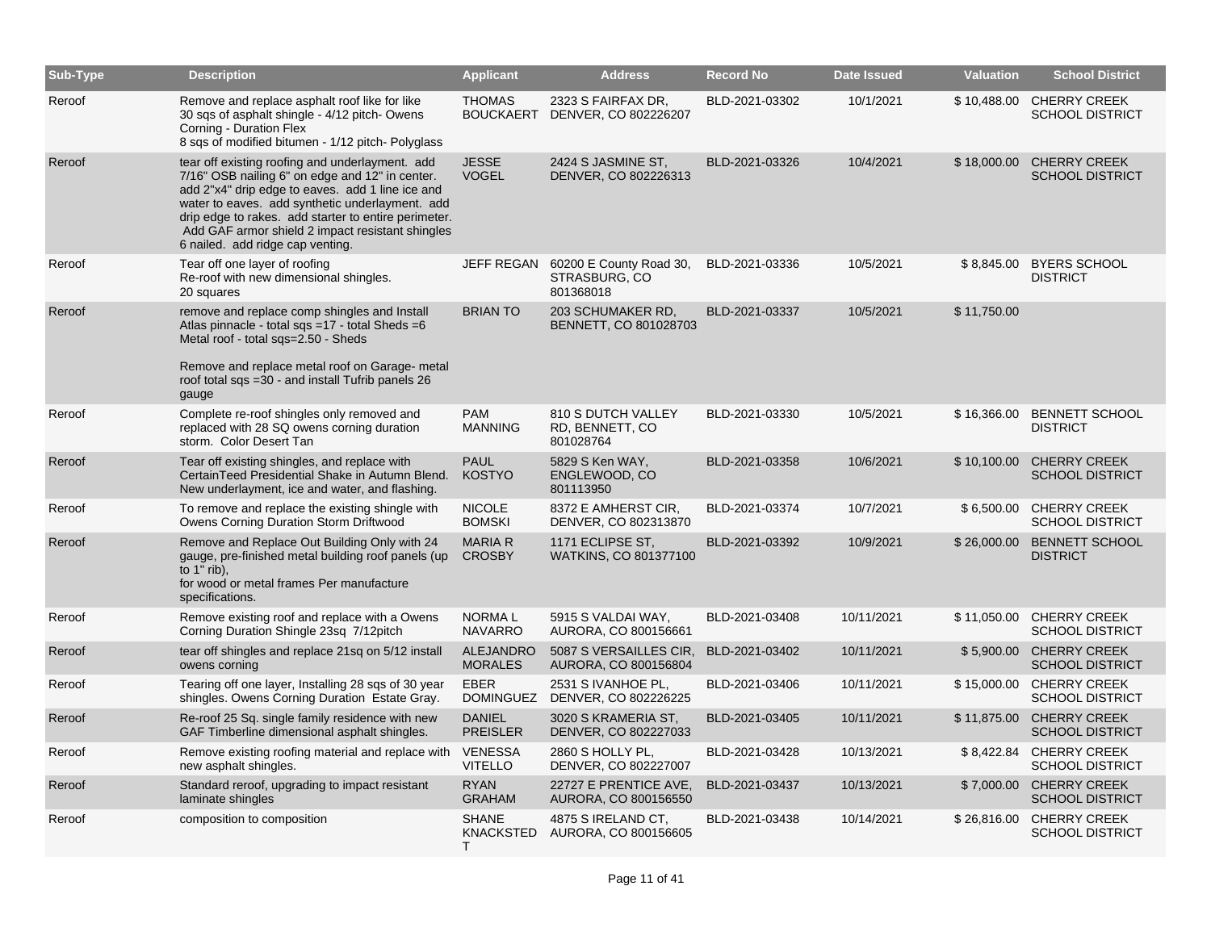| Sub-Type | Description | Applicant | Address | Record No | Date Issued | Valuation | School District |
|---|---|---|---|---|---|---|---|
| Reroof | Remove and replace asphalt roof like for like 30 sqs of asphalt shingle - 4/12 pitch- Owens Corning - Duration Flex 8 sqs of modified bitumen - 1/12 pitch- Polyglass | THOMAS BOUCKAERT | 2323 S FAIRFAX DR, DENVER, CO 802226207 | BLD-2021-03302 | 10/1/2021 | $ 10,488.00 | CHERRY CREEK SCHOOL DISTRICT |
| Reroof | tear off existing roofing and underlayment. add 7/16" OSB nailing 6" on edge and 12" in center. add 2"x4" drip edge to eaves. add 1 line ice and water to eaves. add synthetic underlayment. add drip edge to rakes. add starter to entire perimeter. Add GAF armor shield 2 impact resistant shingles 6 nailed. add ridge cap venting. | JESSE VOGEL | 2424 S JASMINE ST, DENVER, CO 802226313 | BLD-2021-03326 | 10/4/2021 | $ 18,000.00 | CHERRY CREEK SCHOOL DISTRICT |
| Reroof | Tear off one layer of roofing Re-roof with new dimensional shingles. 20 squares | JEFF REGAN | 60200 E County Road 30, STRASBURG, CO 801368018 | BLD-2021-03336 | 10/5/2021 | $ 8,845.00 | BYERS SCHOOL DISTRICT |
| Reroof | remove and replace comp shingles and Install Atlas pinnacle - total sqs =17 - total Sheds =6 Metal roof - total sqs=2.50 - Sheds<br><br>Remove and replace metal roof on Garage- metal roof total sqs =30 - and install Tufrib panels 26 gauge | BRIAN TO | 203 SCHUMAKER RD, BENNETT, CO 801028703 | BLD-2021-03337 | 10/5/2021 | $ 11,750.00 | |
| Reroof | Complete re-roof shingles only removed and replaced with 28 SQ owens corning duration storm. Color Desert Tan | PAM MANNING | 810 S DUTCH VALLEY RD, BENNETT, CO 801028764 | BLD-2021-03330 | 10/5/2021 | $ 16,366.00 | BENNETT SCHOOL DISTRICT |
| Reroof | Tear off existing shingles, and replace with CertainTeed Presidential Shake in Autumn Blend. New underlayment, ice and water, and flashing. | PAUL KOSTYO | 5829 S Ken WAY, ENGLEWOOD, CO 801113950 | BLD-2021-03358 | 10/6/2021 | $ 10,100.00 | CHERRY CREEK SCHOOL DISTRICT |
| Reroof | To remove and replace the existing shingle with Owens Corning Duration Storm Driftwood | NICOLE BOMSKI | 8372 E AMHERST CIR, DENVER, CO 802313870 | BLD-2021-03374 | 10/7/2021 | $ 6,500.00 | CHERRY CREEK SCHOOL DISTRICT |
| Reroof | Remove and Replace Out Building Only with 24 gauge, pre-finished metal building roof panels (up to 1" rib), for wood or metal frames Per manufacture specifications. | MARIA R CROSBY | 1171 ECLIPSE ST, WATKINS, CO 801377100 | BLD-2021-03392 | 10/9/2021 | $ 26,000.00 | BENNETT SCHOOL DISTRICT |
| Reroof | Remove existing roof and replace with a Owens Corning Duration Shingle 23sq 7/12pitch | NORMA L NAVARRO | 5915 S VALDAI WAY, AURORA, CO 800156661 | BLD-2021-03408 | 10/11/2021 | $ 11,050.00 | CHERRY CREEK SCHOOL DISTRICT |
| Reroof | tear off shingles and replace 21sq on 5/12 install owens corning | ALEJANDRO MORALES | 5087 S VERSAILLES CIR, AURORA, CO 800156804 | BLD-2021-03402 | 10/11/2021 | $ 5,900.00 | CHERRY CREEK SCHOOL DISTRICT |
| Reroof | Tearing off one layer, Installing 28 sqs of 30 year shingles. Owens Corning Duration Estate Gray. | EBER DOMINGUEZ | 2531 S IVANHOE PL, DENVER, CO 802226225 | BLD-2021-03406 | 10/11/2021 | $ 15,000.00 | CHERRY CREEK SCHOOL DISTRICT |
| Reroof | Re-roof 25 Sq. single family residence with new GAF Timberline dimensional asphalt shingles. | DANIEL PREISLER | 3020 S KRAMERIA ST, DENVER, CO 802227033 | BLD-2021-03405 | 10/11/2021 | $ 11,875.00 | CHERRY CREEK SCHOOL DISTRICT |
| Reroof | Remove existing roofing material and replace with new asphalt shingles. | VENESSA VITELLO | 2860 S HOLLY PL, DENVER, CO 802227007 | BLD-2021-03428 | 10/13/2021 | $ 8,422.84 | CHERRY CREEK SCHOOL DISTRICT |
| Reroof | Standard reroof, upgrading to impact resistant laminate shingles | RYAN GRAHAM | 22727 E PRENTICE AVE, AURORA, CO 800156550 | BLD-2021-03437 | 10/13/2021 | $ 7,000.00 | CHERRY CREEK SCHOOL DISTRICT |
| Reroof | composition to composition | SHANE KNACKSTEDT | 4875 S IRELAND CT, AURORA, CO 800156605 | BLD-2021-03438 | 10/14/2021 | $ 26,816.00 | CHERRY CREEK SCHOOL DISTRICT |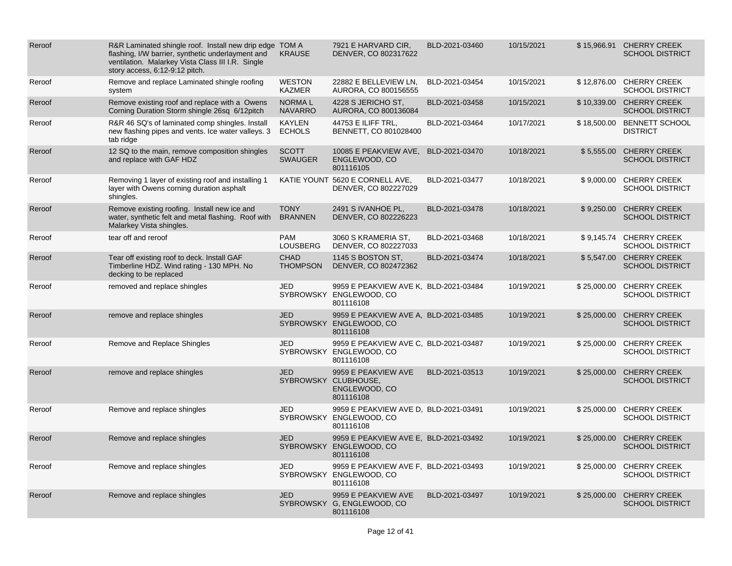| Reroof | R&R Laminated shingle roof. Install new drip edge flashing, I/W barrier, synthetic underlayment and ventilation. Malarkey Vista Class III I.R. Single story access, 6:12-9:12 pitch. | TOM A KRAUSE | 7921 E HARVARD CIR, DENVER, CO 802317622 | BLD-2021-03460 | 10/15/2021 | $ 15,966.91 | CHERRY CREEK SCHOOL DISTRICT |
|---|---|---|---|---|---|---|---|
| Reroof | Remove and replace Laminated shingle roofing system | WESTON KAZMER | 22882 E BELLEVIEW LN, AURORA, CO 800156555 | BLD-2021-03454 | 10/15/2021 | $ 12,876.00 | CHERRY CREEK SCHOOL DISTRICT |
| Reroof | Remove existing roof and replace with a Owens Corning Duration Storm shingle 26sq 6/12pitch | NORMA L NAVARRO | 4228 S JERICHO ST, AURORA, CO 800136084 | BLD-2021-03458 | 10/15/2021 | $ 10,339.00 | CHERRY CREEK SCHOOL DISTRICT |
| Reroof | R&R 46 SQ's of laminated comp shingles. Install new flashing pipes and vents. Ice water valleys. 3 tab ridge | KAYLEN ECHOLS | 44753 E ILIFF TRL, BENNETT, CO 801028400 | BLD-2021-03464 | 10/17/2021 | $ 18,500.00 | BENNETT SCHOOL DISTRICT |
| Reroof | 12 SQ to the main, remove composition shingles and replace with GAF HDZ | SCOTT SWAUGER | 10085 E PEAKVIEW AVE, ENGLEWOOD, CO 801116105 | BLD-2021-03470 | 10/18/2021 | $ 5,555.00 | CHERRY CREEK SCHOOL DISTRICT |
| Reroof | Removing 1 layer of existing roof and installing 1 layer with Owens corning duration asphalt shingles. | KATIE YOUNT | 5620 E CORNELL AVE, DENVER, CO 802227029 | BLD-2021-03477 | 10/18/2021 | $ 9,000.00 | CHERRY CREEK SCHOOL DISTRICT |
| Reroof | Remove existing roofing. Install new ice and water, synthetic felt and metal flashing. Roof with Malarkey Vista shingles. | TONY BRANNEN | 2491 S IVANHOE PL, DENVER, CO 802226223 | BLD-2021-03478 | 10/18/2021 | $ 9,250.00 | CHERRY CREEK SCHOOL DISTRICT |
| Reroof | tear off and reroof | PAM LOUSBERG | 3060 S KRAMERIA ST, DENVER, CO 802227033 | BLD-2021-03468 | 10/18/2021 | $ 9,145.74 | CHERRY CREEK SCHOOL DISTRICT |
| Reroof | Tear off existing roof to deck. Install GAF Timberline HDZ. Wind rating - 130 MPH. No decking to be replaced | CHAD THOMPSON | 1145 S BOSTON ST, DENVER, CO 802472362 | BLD-2021-03474 | 10/18/2021 | $ 5,547.00 | CHERRY CREEK SCHOOL DISTRICT |
| Reroof | removed and replace shingles | JED SYBROWSKY | 9959 E PEAKVIEW AVE K, ENGLEWOOD, CO 801116108 | BLD-2021-03484 | 10/19/2021 | $ 25,000.00 | CHERRY CREEK SCHOOL DISTRICT |
| Reroof | remove and replace shingles | JED SYBROWSKY | 9959 E PEAKVIEW AVE A, ENGLEWOOD, CO 801116108 | BLD-2021-03485 | 10/19/2021 | $ 25,000.00 | CHERRY CREEK SCHOOL DISTRICT |
| Reroof | Remove and Replace Shingles | JED SYBROWSKY | 9959 E PEAKVIEW AVE C, ENGLEWOOD, CO 801116108 | BLD-2021-03487 | 10/19/2021 | $ 25,000.00 | CHERRY CREEK SCHOOL DISTRICT |
| Reroof | remove and replace shingles | JED SYBROWSKY | 9959 E PEAKVIEW AVE CLUBHOUSE, ENGLEWOOD, CO 801116108 | BLD-2021-03513 | 10/19/2021 | $ 25,000.00 | CHERRY CREEK SCHOOL DISTRICT |
| Reroof | Remove and replace shingles | JED SYBROWSKY | 9959 E PEAKVIEW AVE D, ENGLEWOOD, CO 801116108 | BLD-2021-03491 | 10/19/2021 | $ 25,000.00 | CHERRY CREEK SCHOOL DISTRICT |
| Reroof | Remove and replace shingles | JED SYBROWSKY | 9959 E PEAKVIEW AVE E, ENGLEWOOD, CO 801116108 | BLD-2021-03492 | 10/19/2021 | $ 25,000.00 | CHERRY CREEK SCHOOL DISTRICT |
| Reroof | Remove and replace shingles | JED SYBROWSKY | 9959 E PEAKVIEW AVE F, ENGLEWOOD, CO 801116108 | BLD-2021-03493 | 10/19/2021 | $ 25,000.00 | CHERRY CREEK SCHOOL DISTRICT |
| Reroof | Remove and replace shingles | JED SYBROWSKY | 9959 E PEAKVIEW AVE G, ENGLEWOOD, CO 801116108 | BLD-2021-03497 | 10/19/2021 | $ 25,000.00 | CHERRY CREEK SCHOOL DISTRICT |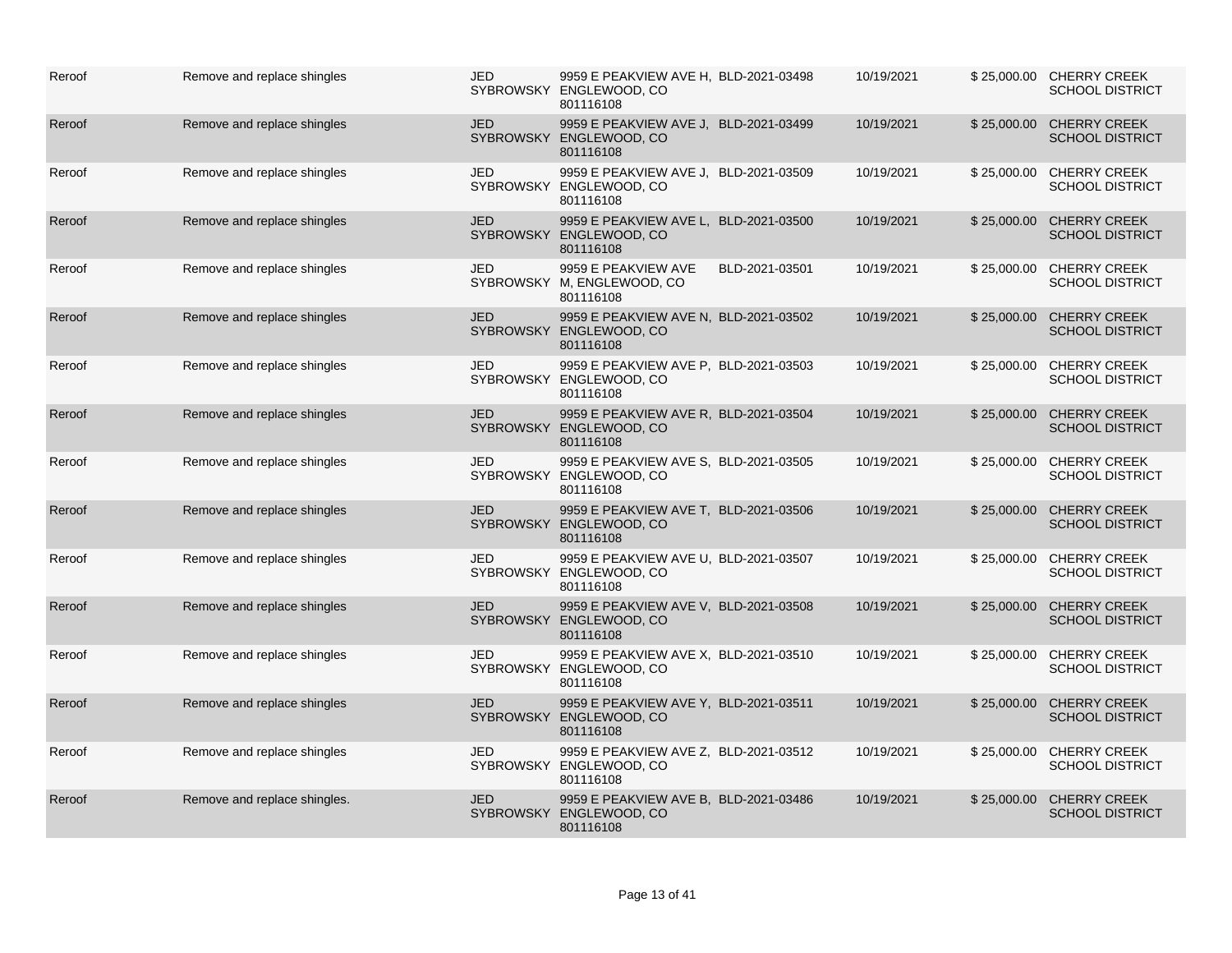| | | | | | | | |
|---|---|---|---|---|---|---|---|
| Reroof | Remove and replace shingles | JED SYBROWSKY | 9959 E PEAKVIEW AVE H, ENGLEWOOD, CO 801116108 | BLD-2021-03498 | 10/19/2021 | $ 25,000.00 | CHERRY CREEK SCHOOL DISTRICT |
| Reroof | Remove and replace shingles | JED SYBROWSKY | 9959 E PEAKVIEW AVE J, ENGLEWOOD, CO 801116108 | BLD-2021-03499 | 10/19/2021 | $ 25,000.00 | CHERRY CREEK SCHOOL DISTRICT |
| Reroof | Remove and replace shingles | JED SYBROWSKY | 9959 E PEAKVIEW AVE J, ENGLEWOOD, CO 801116108 | BLD-2021-03509 | 10/19/2021 | $ 25,000.00 | CHERRY CREEK SCHOOL DISTRICT |
| Reroof | Remove and replace shingles | JED SYBROWSKY | 9959 E PEAKVIEW AVE L, ENGLEWOOD, CO 801116108 | BLD-2021-03500 | 10/19/2021 | $ 25,000.00 | CHERRY CREEK SCHOOL DISTRICT |
| Reroof | Remove and replace shingles | JED SYBROWSKY | 9959 E PEAKVIEW AVE M, ENGLEWOOD, CO 801116108 | BLD-2021-03501 | 10/19/2021 | $ 25,000.00 | CHERRY CREEK SCHOOL DISTRICT |
| Reroof | Remove and replace shingles | JED SYBROWSKY | 9959 E PEAKVIEW AVE N, ENGLEWOOD, CO 801116108 | BLD-2021-03502 | 10/19/2021 | $ 25,000.00 | CHERRY CREEK SCHOOL DISTRICT |
| Reroof | Remove and replace shingles | JED SYBROWSKY | 9959 E PEAKVIEW AVE P, ENGLEWOOD, CO 801116108 | BLD-2021-03503 | 10/19/2021 | $ 25,000.00 | CHERRY CREEK SCHOOL DISTRICT |
| Reroof | Remove and replace shingles | JED SYBROWSKY | 9959 E PEAKVIEW AVE R, ENGLEWOOD, CO 801116108 | BLD-2021-03504 | 10/19/2021 | $ 25,000.00 | CHERRY CREEK SCHOOL DISTRICT |
| Reroof | Remove and replace shingles | JED SYBROWSKY | 9959 E PEAKVIEW AVE S, ENGLEWOOD, CO 801116108 | BLD-2021-03505 | 10/19/2021 | $ 25,000.00 | CHERRY CREEK SCHOOL DISTRICT |
| Reroof | Remove and replace shingles | JED SYBROWSKY | 9959 E PEAKVIEW AVE T, ENGLEWOOD, CO 801116108 | BLD-2021-03506 | 10/19/2021 | $ 25,000.00 | CHERRY CREEK SCHOOL DISTRICT |
| Reroof | Remove and replace shingles | JED SYBROWSKY | 9959 E PEAKVIEW AVE U, ENGLEWOOD, CO 801116108 | BLD-2021-03507 | 10/19/2021 | $ 25,000.00 | CHERRY CREEK SCHOOL DISTRICT |
| Reroof | Remove and replace shingles | JED SYBROWSKY | 9959 E PEAKVIEW AVE V, ENGLEWOOD, CO 801116108 | BLD-2021-03508 | 10/19/2021 | $ 25,000.00 | CHERRY CREEK SCHOOL DISTRICT |
| Reroof | Remove and replace shingles | JED SYBROWSKY | 9959 E PEAKVIEW AVE X, ENGLEWOOD, CO 801116108 | BLD-2021-03510 | 10/19/2021 | $ 25,000.00 | CHERRY CREEK SCHOOL DISTRICT |
| Reroof | Remove and replace shingles | JED SYBROWSKY | 9959 E PEAKVIEW AVE Y, ENGLEWOOD, CO 801116108 | BLD-2021-03511 | 10/19/2021 | $ 25,000.00 | CHERRY CREEK SCHOOL DISTRICT |
| Reroof | Remove and replace shingles | JED SYBROWSKY | 9959 E PEAKVIEW AVE Z, ENGLEWOOD, CO 801116108 | BLD-2021-03512 | 10/19/2021 | $ 25,000.00 | CHERRY CREEK SCHOOL DISTRICT |
| Reroof | Remove and replace shingles. | JED SYBROWSKY | 9959 E PEAKVIEW AVE B, ENGLEWOOD, CO 801116108 | BLD-2021-03486 | 10/19/2021 | $ 25,000.00 | CHERRY CREEK SCHOOL DISTRICT |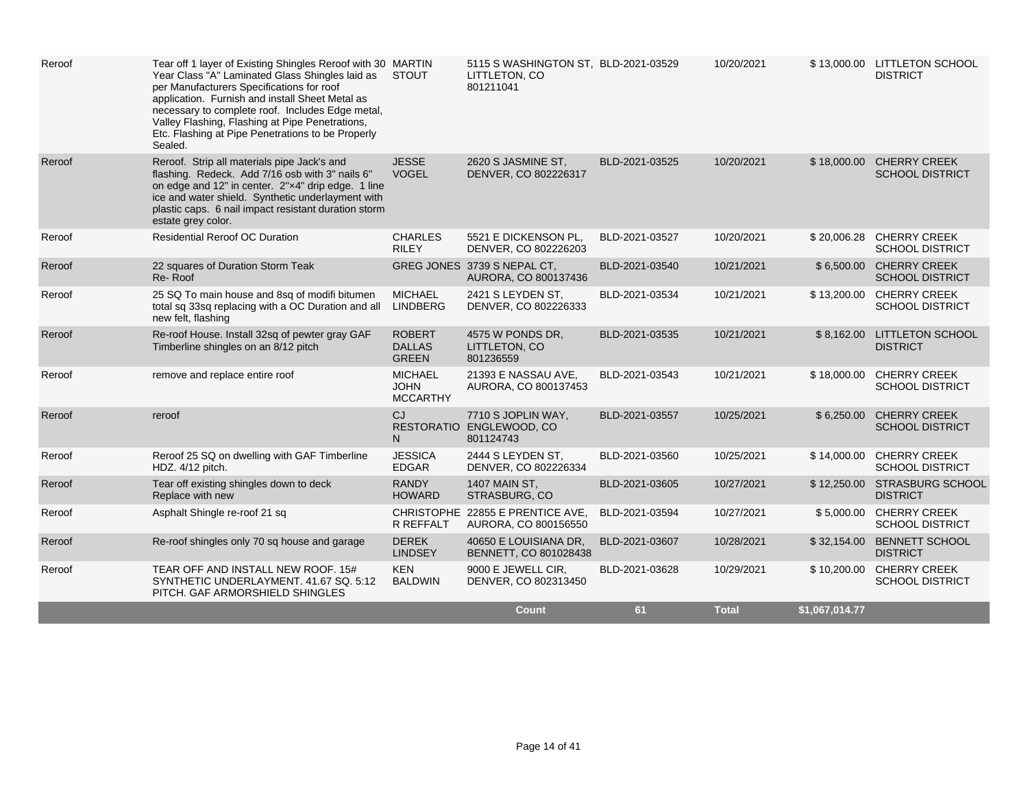| | | | | | | | |
|---|---|---|---|---|---|---|---|
| Reroof | Tear off 1 layer of Existing Shingles Reroof with 30 Year Class "A" Laminated Glass Shingles laid as per Manufacturers Specifications for roof application. Furnish and install Sheet Metal as necessary to complete roof. Includes Edge metal, Valley Flashing, Flashing at Pipe Penetrations, Etc. Flashing at Pipe Penetrations to be Properly Sealed. | MARTIN STOUT | 5115 S WASHINGTON ST, LITTLETON, CO 801211041 | BLD-2021-03529 | 10/20/2021 | $ 13,000.00 | LITTLETON SCHOOL DISTRICT |
| Reroof | Reroof. Strip all materials pipe Jack's and flashing. Redeck. Add 7/16 osb with 3" nails 6" on edge and 12" in center. 2"×4" drip edge. 1 line ice and water shield. Synthetic underlayment with plastic caps. 6 nail impact resistant duration storm estate grey color. | JESSE VOGEL | 2620 S JASMINE ST, DENVER, CO 802226317 | BLD-2021-03525 | 10/20/2021 | $ 18,000.00 | CHERRY CREEK SCHOOL DISTRICT |
| Reroof | Residential Reroof OC Duration | CHARLES RILEY | 5521 E DICKENSON PL, DENVER, CO 802226203 | BLD-2021-03527 | 10/20/2021 | $ 20,006.28 | CHERRY CREEK SCHOOL DISTRICT |
| Reroof | 22 squares of Duration Storm Teak Re- Roof | GREG JONES | 3739 S NEPAL CT, AURORA, CO 800137436 | BLD-2021-03540 | 10/21/2021 | $ 6,500.00 | CHERRY CREEK SCHOOL DISTRICT |
| Reroof | 25 SQ To main house and 8sq of modifi bitumen total sq 33sq replacing with a OC Duration and all new felt, flashing | MICHAEL LINDBERG | 2421 S LEYDEN ST, DENVER, CO 802226333 | BLD-2021-03534 | 10/21/2021 | $ 13,200.00 | CHERRY CREEK SCHOOL DISTRICT |
| Reroof | Re-roof House. Install 32sq of pewter gray GAF Timberline shingles on an 8/12 pitch | ROBERT DALLAS GREEN | 4575 W PONDS DR, LITTLETON, CO 801236559 | BLD-2021-03535 | 10/21/2021 | $ 8,162.00 | LITTLETON SCHOOL DISTRICT |
| Reroof | remove and replace entire roof | MICHAEL JOHN MCCARTHY | 21393 E NASSAU AVE, AURORA, CO 800137453 | BLD-2021-03543 | 10/21/2021 | $ 18,000.00 | CHERRY CREEK SCHOOL DISTRICT |
| Reroof | reroof | CJ RESTORATION | 7710 S JOPLIN WAY, ENGLEWOOD, CO 801124743 | BLD-2021-03557 | 10/25/2021 | $ 6,250.00 | CHERRY CREEK SCHOOL DISTRICT |
| Reroof | Reroof 25 SQ on dwelling with GAF Timberline HDZ. 4/12 pitch. | JESSICA EDGAR | 2444 S LEYDEN ST, DENVER, CO 802226334 | BLD-2021-03560 | 10/25/2021 | $ 14,000.00 | CHERRY CREEK SCHOOL DISTRICT |
| Reroof | Tear off existing shingles down to deck Replace with new | RANDY HOWARD | 1407 MAIN ST, STRASBURG, CO | BLD-2021-03605 | 10/27/2021 | $ 12,250.00 | STRASBURG SCHOOL DISTRICT |
| Reroof | Asphalt Shingle re-roof 21 sq | CHRISTOPHER REFFALT | 22855 E PRENTICE AVE, AURORA, CO 800156550 | BLD-2021-03594 | 10/27/2021 | $ 5,000.00 | CHERRY CREEK SCHOOL DISTRICT |
| Reroof | Re-roof shingles only 70 sq house and garage | DEREK LINDSEY | 40650 E LOUISIANA DR, BENNETT, CO 801028438 | BLD-2021-03607 | 10/28/2021 | $ 32,154.00 | BENNETT SCHOOL DISTRICT |
| Reroof | TEAR OFF AND INSTALL NEW ROOF. 15# SYNTHETIC UNDERLAYMENT. 41.67 SQ. 5:12 PITCH. GAF ARMORSHIELD SHINGLES | KEN BALDWIN | 9000 E JEWELL CIR, DENVER, CO 802313450 | BLD-2021-03628 | 10/29/2021 | $ 10,200.00 | CHERRY CREEK SCHOOL DISTRICT |
| | | | **Count** | **61** | **Total** | **$1,067,014.77** | |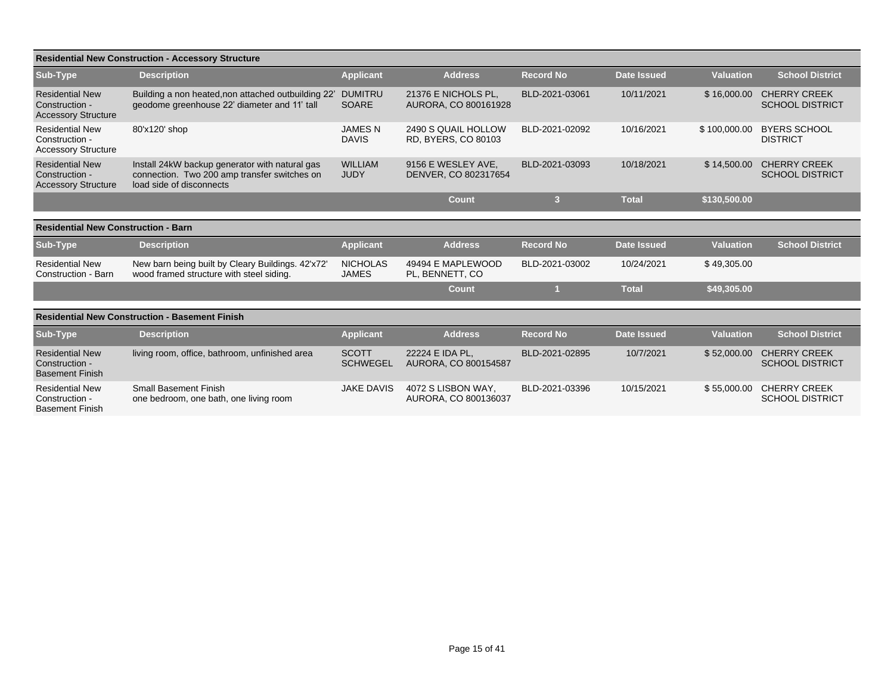## Residential New Construction - Accessory Structure

| Sub-Type | Description | Applicant | Address | Record No | Date Issued | Valuation | School District |
|---|---|---|---|---|---|---|---|
| Residential New Construction - Accessory Structure | Building a non heated,non attached outbuilding 22' geodome greenhouse 22' diameter and 11' tall | DUMITRU SOARE | 21376 E NICHOLS PL, AURORA, CO 800161928 | BLD-2021-03061 | 10/11/2021 | $ 16,000.00 | CHERRY CREEK SCHOOL DISTRICT |
| Residential New Construction - Accessory Structure | 80'x120' shop | JAMES N DAVIS | 2490 S QUAIL HOLLOW RD, BYERS, CO 80103 | BLD-2021-02092 | 10/16/2021 | $ 100,000.00 | BYERS SCHOOL DISTRICT |
| Residential New Construction - Accessory Structure | Install 24kW backup generator with natural gas connection. Two 200 amp transfer switches on load side of disconnects | WILLIAM JUDY | 9156 E WESLEY AVE, DENVER, CO 802317654 | BLD-2021-03093 | 10/18/2021 | $ 14,500.00 | CHERRY CREEK SCHOOL DISTRICT |
| | | | Count | 3 | Total | $130,500.00 | |

## Residential New Construction - Barn

| Sub-Type | Description | Applicant | Address | Record No | Date Issued | Valuation | School District |
|---|---|---|---|---|---|---|---|
| Residential New Construction - Barn | New barn being built by Cleary Buildings. 42'x72' wood framed structure with steel siding. | NICHOLAS JAMES | 49494 E MAPLEWOOD PL, BENNETT, CO | BLD-2021-03002 | 10/24/2021 | $ 49,305.00 | |
| | | | Count | 1 | Total | $49,305.00 | |

## Residential New Construction - Basement Finish

| Sub-Type | Description | Applicant | Address | Record No | Date Issued | Valuation | School District |
|---|---|---|---|---|---|---|---|
| Residential New Construction - Basement Finish | living room, office, bathroom, unfinished area | SCOTT SCHWEGEL | 22224 E IDA PL, AURORA, CO 800154587 | BLD-2021-02895 | 10/7/2021 | $ 52,000.00 | CHERRY CREEK SCHOOL DISTRICT |
| Residential New Construction - Basement Finish | Small Basement Finish one bedroom, one bath, one living room | JAKE DAVIS | 4072 S LISBON WAY, AURORA, CO 800136037 | BLD-2021-03396 | 10/15/2021 | $ 55,000.00 | CHERRY CREEK SCHOOL DISTRICT |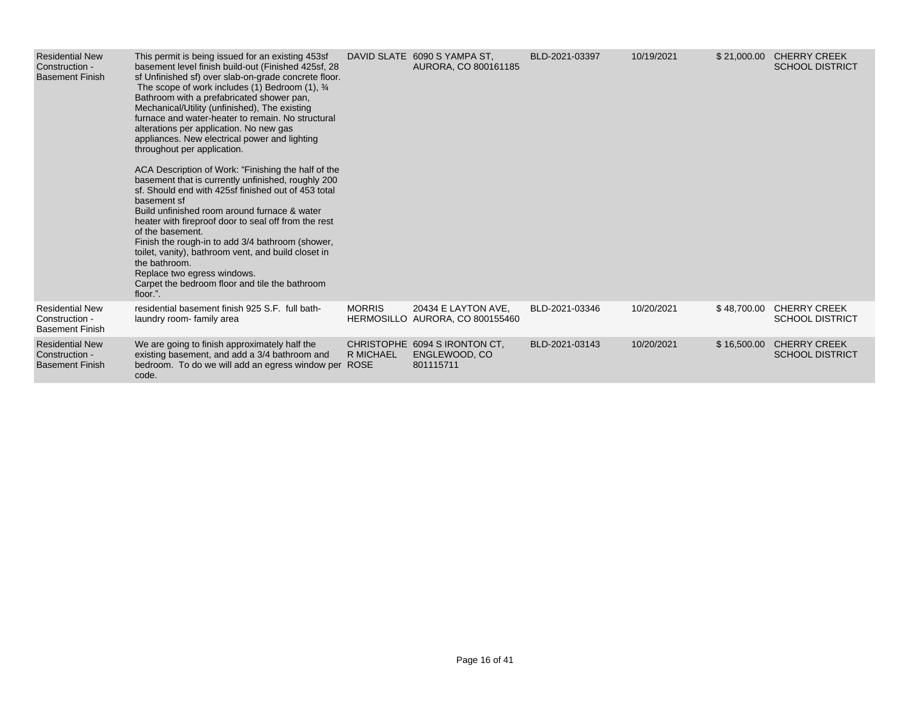| | | | | | | | |
|---|---|---|---|---|---|---|---|
| Residential New Construction - Basement Finish | This permit is being issued for an existing 453sf basement level finish build-out (Finished 425sf, 28 sf Unfinished sf) over slab-on-grade concrete floor. The scope of work includes (1) Bedroom (1), ¾ Bathroom with a prefabricated shower pan, Mechanical/Utility (unfinished), The existing furnace and water-heater to remain. No structural alterations per application. No new gas appliances. New electrical power and lighting throughout per application.<br><br>ACA Description of Work: "Finishing the half of the basement that is currently unfinished, roughly 200 sf. Should end with 425sf finished out of 453 total basement sf<br>Build unfinished room around furnace & water heater with fireproof door to seal off from the rest of the basement.<br>Finish the rough-in to add 3/4 bathroom (shower, toilet, vanity), bathroom vent, and build closet in the bathroom.<br>Replace two egress windows.<br>Carpet the bedroom floor and tile the bathroom floor.". | DAVID SLATE | 6090 S YAMPA ST, AURORA, CO 800161185 | BLD-2021-03397 | 10/19/2021 | $ 21,000.00 | CHERRY CREEK SCHOOL DISTRICT |
| Residential New Construction - Basement Finish | residential basement finish 925 S.F. full bath- laundry room- family area | MORRIS HERMOSILLO | 20434 E LAYTON AVE, AURORA, CO 800155460 | BLD-2021-03346 | 10/20/2021 | $ 48,700.00 | CHERRY CREEK SCHOOL DISTRICT |
| Residential New Construction - Basement Finish | We are going to finish approximately half the existing basement, and add a 3/4 bathroom and bedroom. To do we will add an egress window per code. | CHRISTOPHER MICHAEL ROSE | 6094 S IRONTON CT, ENGLEWOOD, CO 801115711 | BLD-2021-03143 | 10/20/2021 | $ 16,500.00 | CHERRY CREEK SCHOOL DISTRICT |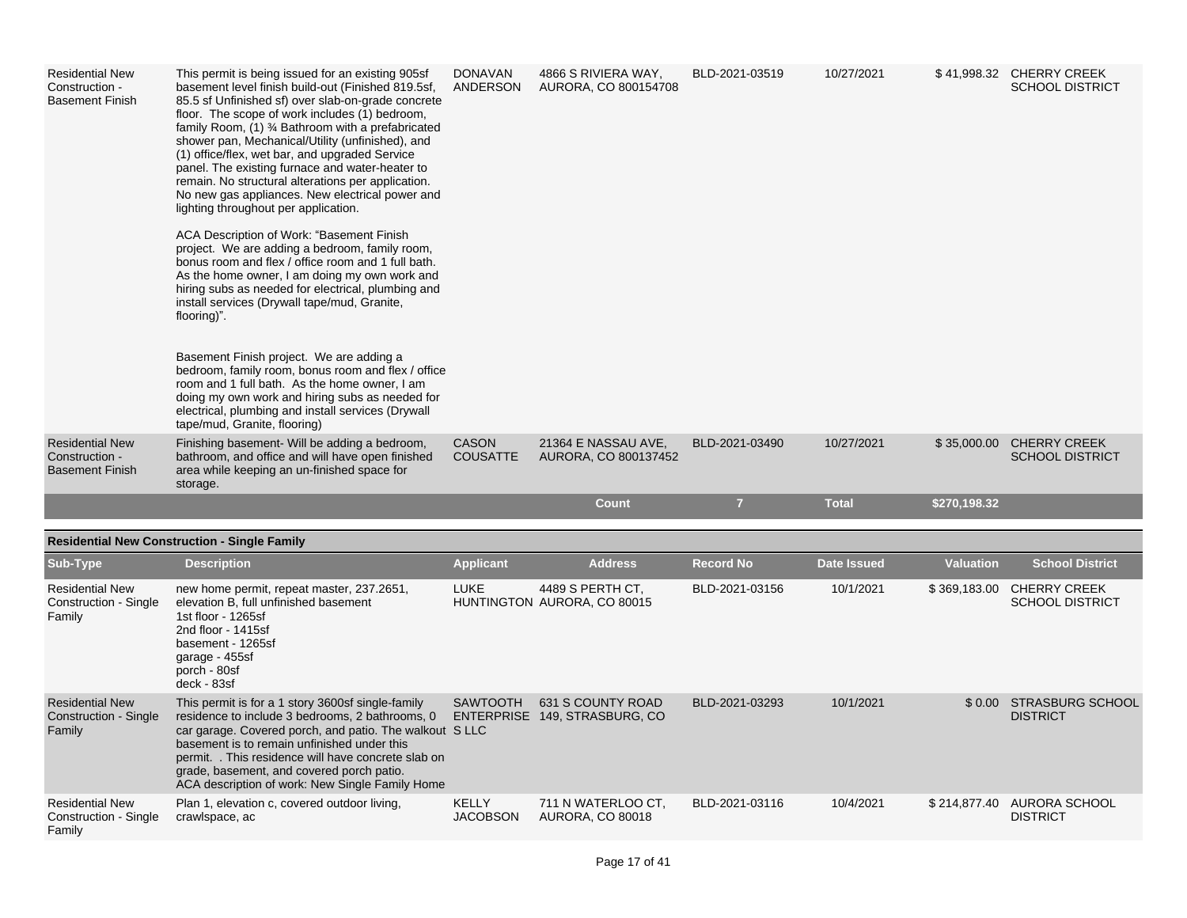| Sub-Type | Description | Applicant | Address | Record No | Date Issued | Valuation | School District |
|---|---|---|---|---|---|---|---|
| Residential New Construction - Basement Finish | This permit is being issued for an existing 905sf basement level finish build-out (Finished 819.5sf, 85.5 sf Unfinished sf) over slab-on-grade concrete floor. The scope of work includes (1) bedroom, family Room, (1) ¾ Bathroom with a prefabricated shower pan, Mechanical/Utility (unfinished), and (1) office/flex, wet bar, and upgraded Service panel. The existing furnace and water-heater to remain. No structural alterations per application. No new gas appliances. New electrical power and lighting throughout per application.<br><br>ACA Description of Work: "Basement Finish project. We are adding a bedroom, family room, bonus room and flex / office room and 1 full bath. As the home owner, I am doing my own work and hiring subs as needed for electrical, plumbing and install services (Drywall tape/mud, Granite, flooring)".<br><br>Basement Finish project. We are adding a bedroom, family room, bonus room and flex / office room and 1 full bath. As the home owner, I am doing my own work and hiring subs as needed for electrical, plumbing and install services (Drywall tape/mud, Granite, flooring) | DONAVAN ANDERSON | 4866 S RIVIERA WAY, AURORA, CO 800154708 | BLD-2021-03519 | 10/27/2021 | $ 41,998.32 | CHERRY CREEK SCHOOL DISTRICT |
| Residential New Construction - Basement Finish | Finishing basement- Will be adding a bedroom, bathroom, and office and will have open finished area while keeping an un-finished space for storage. | CASON COUSATTE | 21364 E NASSAU AVE, AURORA, CO 800137452 | BLD-2021-03490 | 10/27/2021 | $ 35,000.00 | CHERRY CREEK SCHOOL DISTRICT |
| | | | **Count** | **7** | **Total** | **$270,198.32** | |

**Residential New Construction - Single Family**

| Sub-Type | Description | Applicant | Address | Record No | Date Issued | Valuation | School District |
|---|---|---|---|---|---|---|---|
| Residential New Construction - Single Family | new home permit, repeat master, 237.2651, elevation B, full unfinished basement<br>1st floor - 1265sf<br>2nd floor - 1415sf<br>basement - 1265sf<br>garage - 455sf<br>porch - 80sf<br>deck - 83sf | LUKE HUNTINGTON | 4489 S PERTH CT, AURORA, CO 80015 | BLD-2021-03156 | 10/1/2021 | $ 369,183.00 | CHERRY CREEK SCHOOL DISTRICT |
| Residential New Construction - Single Family | This permit is for a 1 story 3600sf single-family residence to include 3 bedrooms, 2 bathrooms, 0 car garage. Covered porch, and patio. The walkout basement is to remain unfinished under this permit. . This residence will have concrete slab on grade, basement, and covered porch patio.<br>ACA description of work: New Single Family Home | SAWTOOTH ENTERPRISE S LLC | 631 S COUNTY ROAD 149, STRASBURG, CO | BLD-2021-03293 | 10/1/2021 | $ 0.00 | STRASBURG SCHOOL DISTRICT |
| Residential New Construction - Single Family | Plan 1, elevation c, covered outdoor living, crawlspace, ac | KELLY JACOBSON | 711 N WATERLOO CT, AURORA, CO 80018 | BLD-2021-03116 | 10/4/2021 | $ 214,877.40 | AURORA SCHOOL DISTRICT |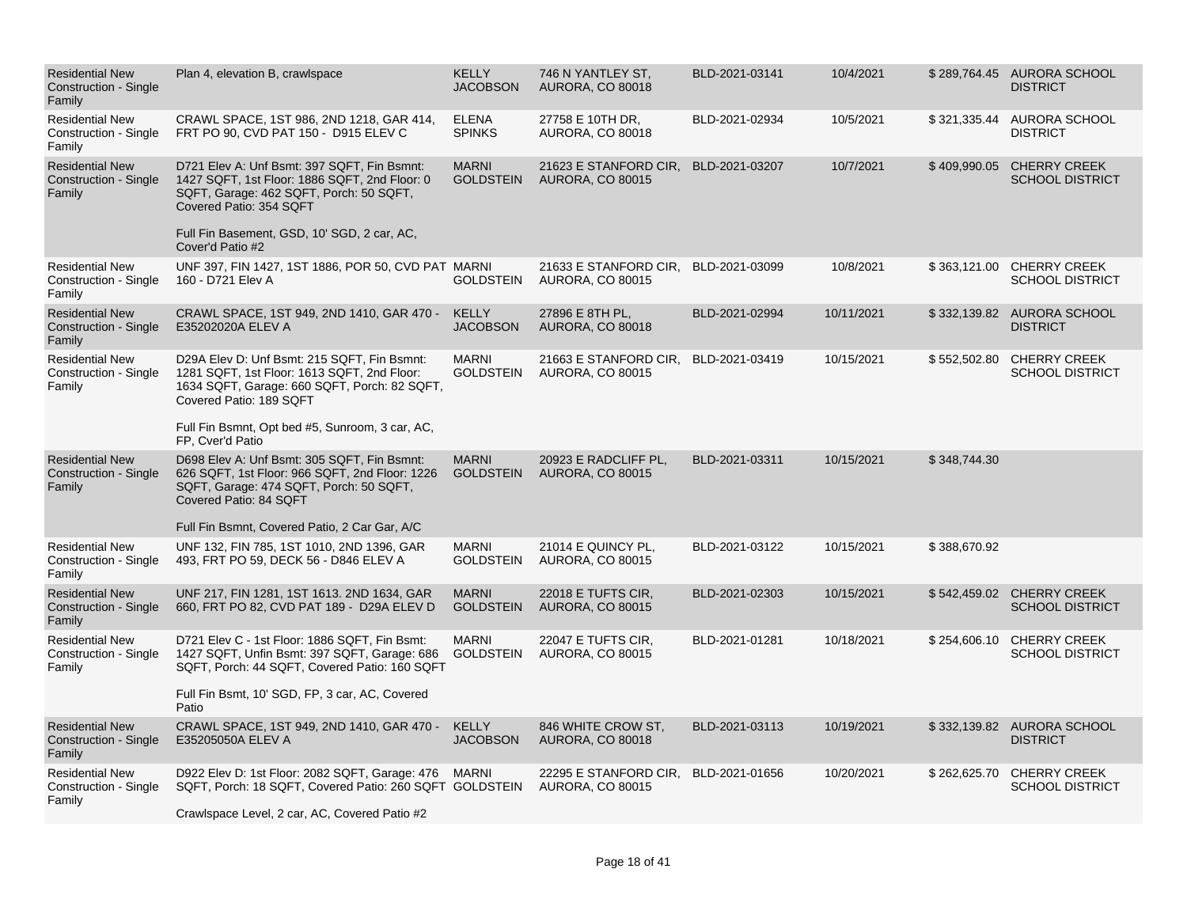| Residential New Construction - Single Family | Plan 4, elevation B, crawlspace | KELLY JACOBSON | 746 N YANTLEY ST, AURORA, CO 80018 | BLD-2021-03141 | 10/4/2021 | $ 289,764.45 | AURORA SCHOOL DISTRICT |
|---|---|---|---|---|---|---|---|
| Residential New Construction - Single Family | CRAWL SPACE, 1ST 986, 2ND 1218, GAR 414, FRT PO 90, CVD PAT 150 - D915 ELEV C | ELENA SPINKS | 27758 E 10TH DR, AURORA, CO 80018 | BLD-2021-02934 | 10/5/2021 | $ 321,335.44 | AURORA SCHOOL DISTRICT |
| Residential New Construction - Single Family | D721 Elev A: Unf Bsmt: 397 SQFT, Fin Bsmnt: 1427 SQFT, 1st Floor: 1886 SQFT, 2nd Floor: 0 SQFT, Garage: 462 SQFT, Porch: 50 SQFT, Covered Patio: 354 SQFT<br><br>Full Fin Basement, GSD, 10' SGD, 2 car, AC, Cover'd Patio #2 | MARNI GOLDSTEIN | 21623 E STANFORD CIR, AURORA, CO 80015 | BLD-2021-03207 | 10/7/2021 | $ 409,990.05 | CHERRY CREEK SCHOOL DISTRICT |
| Residential New Construction - Single Family | UNF 397, FIN 1427, 1ST 1886, POR 50, CVD PAT 160 - D721 Elev A | MARNI GOLDSTEIN | 21633 E STANFORD CIR, AURORA, CO 80015 | BLD-2021-03099 | 10/8/2021 | $ 363,121.00 | CHERRY CREEK SCHOOL DISTRICT |
| Residential New Construction - Single Family | CRAWL SPACE, 1ST 949, 2ND 1410, GAR 470 - E35202020A ELEV A | KELLY JACOBSON | 27896 E 8TH PL, AURORA, CO 80018 | BLD-2021-02994 | 10/11/2021 | $ 332,139.82 | AURORA SCHOOL DISTRICT |
| Residential New Construction - Single Family | D29A Elev D: Unf Bsmt: 215 SQFT, Fin Bsmnt: 1281 SQFT, 1st Floor: 1613 SQFT, 2nd Floor: 1634 SQFT, Garage: 660 SQFT, Porch: 82 SQFT, Covered Patio: 189 SQFT<br><br>Full Fin Bsmnt, Opt bed #5, Sunroom, 3 car, AC, FP, Cver'd Patio | MARNI GOLDSTEIN | 21663 E STANFORD CIR, AURORA, CO 80015 | BLD-2021-03419 | 10/15/2021 | $ 552,502.80 | CHERRY CREEK SCHOOL DISTRICT |
| Residential New Construction - Single Family | D698 Elev A: Unf Bsmt: 305 SQFT, Fin Bsmnt: 626 SQFT, 1st Floor: 966 SQFT, 2nd Floor: 1226 SQFT, Garage: 474 SQFT, Porch: 50 SQFT, Covered Patio: 84 SQFT<br><br>Full Fin Bsmnt, Covered Patio, 2 Car Gar, A/C | MARNI GOLDSTEIN | 20923 E RADCLIFF PL, AURORA, CO 80015 | BLD-2021-03311 | 10/15/2021 | $ 348,744.30 | |
| Residential New Construction - Single Family | UNF 132, FIN 785, 1ST 1010, 2ND 1396, GAR 493, FRT PO 59, DECK 56 - D846 ELEV A | MARNI GOLDSTEIN | 21014 E QUINCY PL, AURORA, CO 80015 | BLD-2021-03122 | 10/15/2021 | $ 388,670.92 | |
| Residential New Construction - Single Family | UNF 217, FIN 1281, 1ST 1613. 2ND 1634, GAR 660, FRT PO 82, CVD PAT 189 - D29A ELEV D | MARNI GOLDSTEIN | 22018 E TUFTS CIR, AURORA, CO 80015 | BLD-2021-02303 | 10/15/2021 | $ 542,459.02 | CHERRY CREEK SCHOOL DISTRICT |
| Residential New Construction - Single Family | D721 Elev C - 1st Floor: 1886 SQFT, Fin Bsmt: 1427 SQFT, Unfin Bsmt: 397 SQFT, Garage: 686 SQFT, Porch: 44 SQFT, Covered Patio: 160 SQFT<br><br>Full Fin Bsmt, 10' SGD, FP, 3 car, AC, Covered Patio | MARNI GOLDSTEIN | 22047 E TUFTS CIR, AURORA, CO 80015 | BLD-2021-01281 | 10/18/2021 | $ 254,606.10 | CHERRY CREEK SCHOOL DISTRICT |
| Residential New Construction - Single Family | CRAWL SPACE, 1ST 949, 2ND 1410, GAR 470 - E35205050A ELEV A | KELLY JACOBSON | 846 WHITE CROW ST, AURORA, CO 80018 | BLD-2021-03113 | 10/19/2021 | $ 332,139.82 | AURORA SCHOOL DISTRICT |
| Residential New Construction - Single Family | D922 Elev D: 1st Floor: 2082 SQFT, Garage: 476 SQFT, Porch: 18 SQFT, Covered Patio: 260 SQFT<br><br>Crawlspace Level, 2 car, AC, Covered Patio #2 | MARNI GOLDSTEIN | 22295 E STANFORD CIR, AURORA, CO 80015 | BLD-2021-01656 | 10/20/2021 | $ 262,625.70 | CHERRY CREEK SCHOOL DISTRICT |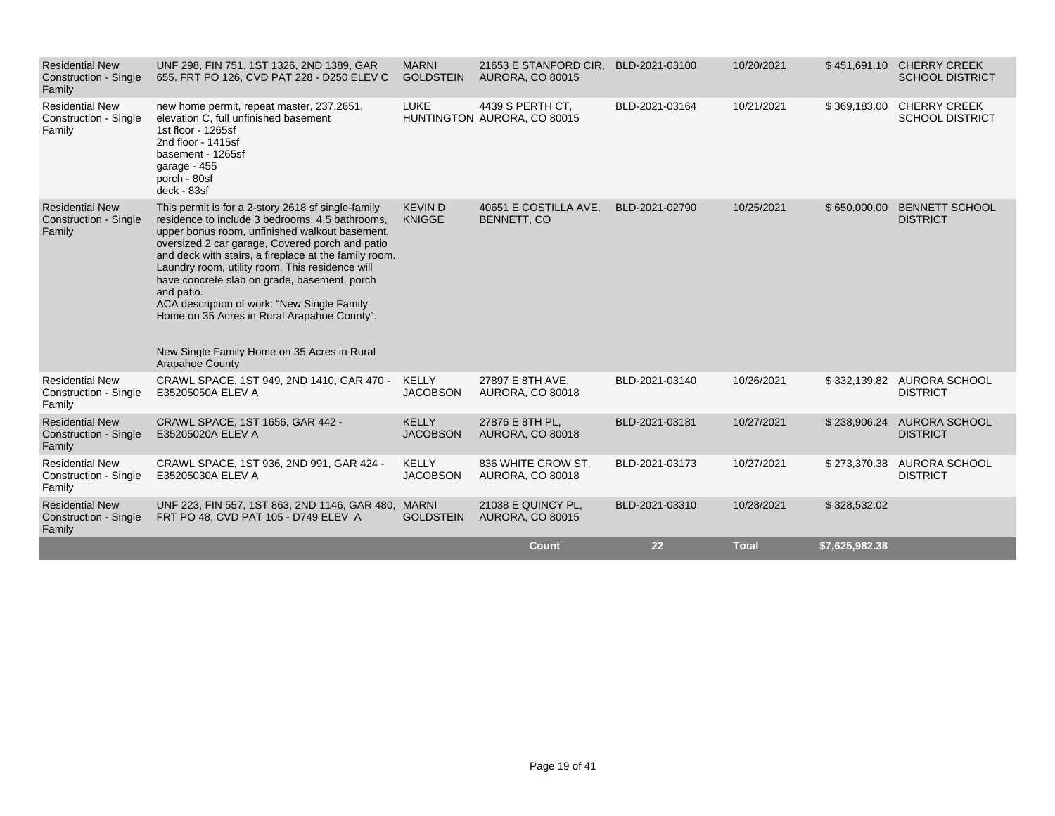| | | | | | | | |
|---|---|---|---|---|---|---|---|
| Residential New Construction - Single Family | UNF 298, FIN 751. 1ST 1326, 2ND 1389, GAR 655. FRT PO 126, CVD PAT 228 - D250 ELEV C | MARNI GOLDSTEIN | 21653 E STANFORD CIR, AURORA, CO 80015 | BLD-2021-03100 | 10/20/2021 | $ 451,691.10 | CHERRY CREEK SCHOOL DISTRICT |
| Residential New Construction - Single Family | new home permit, repeat master, 237.2651, elevation C, full unfinished basement<br>1st floor - 1265sf<br>2nd floor - 1415sf<br>basement - 1265sf<br>garage - 455<br>porch - 80sf<br>deck - 83sf | LUKE HUNTINGTON | 4439 S PERTH CT, AURORA, CO 80015 | BLD-2021-03164 | 10/21/2021 | $ 369,183.00 | CHERRY CREEK SCHOOL DISTRICT |
| Residential New Construction - Single Family | This permit is for a 2-story 2618 sf single-family residence to include 3 bedrooms, 4.5 bathrooms, upper bonus room, unfinished walkout basement, oversized 2 car garage, Covered porch and patio and deck with stairs, a fireplace at the family room. Laundry room, utility room. This residence will have concrete slab on grade, basement, porch and patio.<br>ACA description of work: "New Single Family Home on 35 Acres in Rural Arapahoe County".<br><br>New Single Family Home on 35 Acres in Rural Arapahoe County | KEVIN D KNIGGE | 40651 E COSTILLA AVE, BENNETT, CO | BLD-2021-02790 | 10/25/2021 | $ 650,000.00 | BENNETT SCHOOL DISTRICT |
| Residential New Construction - Single Family | CRAWL SPACE, 1ST 949, 2ND 1410, GAR 470 - E35205050A ELEV A | KELLY JACOBSON | 27897 E 8TH AVE, AURORA, CO 80018 | BLD-2021-03140 | 10/26/2021 | $ 332,139.82 | AURORA SCHOOL DISTRICT |
| Residential New Construction - Single Family | CRAWL SPACE, 1ST 1656, GAR 442 - E35205020A ELEV A | KELLY JACOBSON | 27876 E 8TH PL, AURORA, CO 80018 | BLD-2021-03181 | 10/27/2021 | $ 238,906.24 | AURORA SCHOOL DISTRICT |
| Residential New Construction - Single Family | CRAWL SPACE, 1ST 936, 2ND 991, GAR 424 - E35205030A ELEV A | KELLY JACOBSON | 836 WHITE CROW ST, AURORA, CO 80018 | BLD-2021-03173 | 10/27/2021 | $ 273,370.38 | AURORA SCHOOL DISTRICT |
| Residential New Construction - Single Family | UNF 223, FIN 557, 1ST 863, 2ND 1146, GAR 480, FRT PO 48, CVD PAT 105 - D749 ELEV A | MARNI GOLDSTEIN | 21038 E QUINCY PL, AURORA, CO 80015 | BLD-2021-03310 | 10/28/2021 | $ 328,532.02 | |
| | | | **Count** | **22** | **Total** | **$7,625,982.38** | |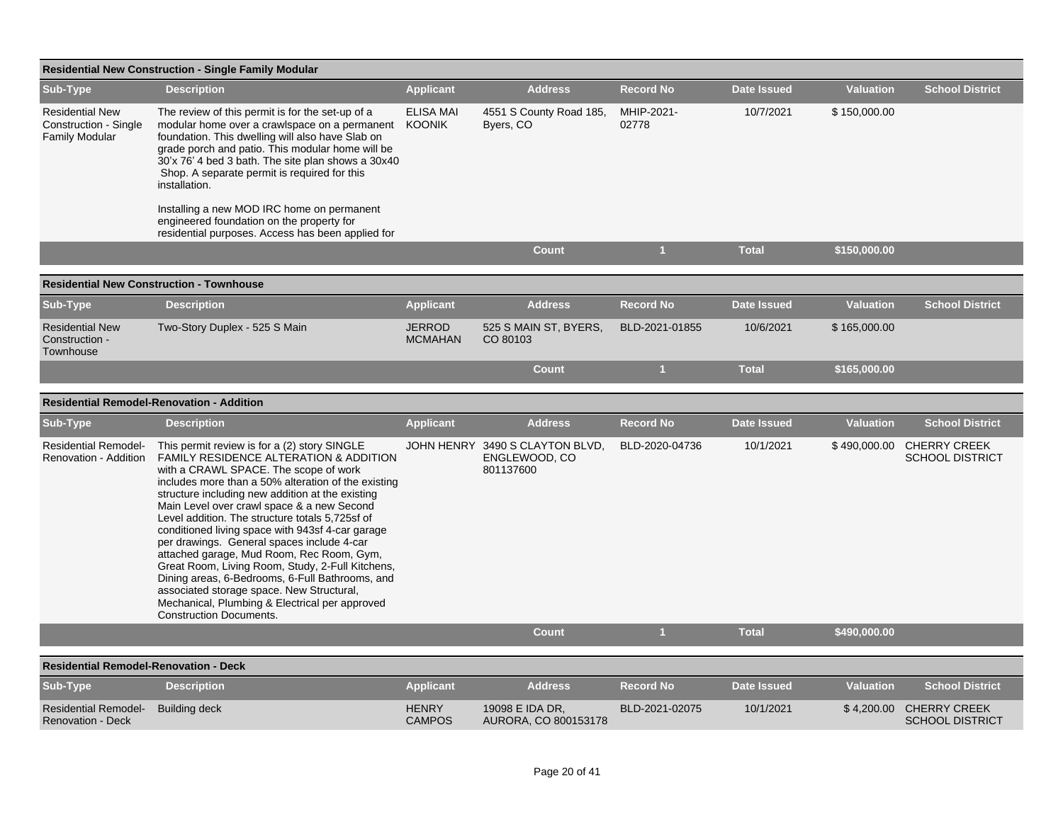## Residential New Construction - Single Family Modular

| Sub-Type | Description | Applicant | Address | Record No | Date Issued | Valuation | School District |
|---|---|---|---|---|---|---|---|
| Residential New Construction - Single Family Modular | The review of this permit is for the set-up of a modular home over a crawlspace on a permanent foundation. This dwelling will also have Slab on grade porch and patio. This modular home will be 30'x 76' 4 bed 3 bath. The site plan shows a 30x40 Shop. A separate permit is required for this installation.<br><br>Installing a new MOD IRC home on permanent engineered foundation on the property for residential purposes. Access has been applied for | ELISA MAI KOONIK | 4551 S County Road 185, Byers, CO | MHIP-2021-02778 | 10/7/2021 | $ 150,000.00 | |
| | | | Count | 1 | Total | $150,000.00 | |

## Residential New Construction - Townhouse

| Sub-Type | Description | Applicant | Address | Record No | Date Issued | Valuation | School District |
|---|---|---|---|---|---|---|---|
| Residential New Construction - Townhouse | Two-Story Duplex - 525 S Main | JERROD MCMAHAN | 525 S MAIN ST, BYERS, CO 80103 | BLD-2021-01855 | 10/6/2021 | $ 165,000.00 | |
| | | | Count | 1 | Total | $165,000.00 | |

## Residential Remodel-Renovation - Addition

| Sub-Type | Description | Applicant | Address | Record No | Date Issued | Valuation | School District |
|---|---|---|---|---|---|---|---|
| Residential Remodel-Renovation - Addition | This permit review is for a (2) story SINGLE FAMILY RESIDENCE ALTERATION & ADDITION with a CRAWL SPACE. The scope of work includes more than a 50% alteration of the existing structure including new addition at the existing Main Level over crawl space & a new Second Level addition. The structure totals 5,725sf of conditioned living space with 943sf 4-car garage per drawings. General spaces include 4-car attached garage, Mud Room, Rec Room, Gym, Great Room, Living Room, Study, 2-Full Kitchens, Dining areas, 6-Bedrooms, 6-Full Bathrooms, and associated storage space. New Structural, Mechanical, Plumbing & Electrical per approved Construction Documents. | JOHN HENRY | 3490 S CLAYTON BLVD, ENGLEWOOD, CO 801137600 | BLD-2020-04736 | 10/1/2021 | $ 490,000.00 | CHERRY CREEK SCHOOL DISTRICT |
| | | | Count | 1 | Total | $490,000.00 | |

## Residential Remodel-Renovation - Deck

| Sub-Type | Description | Applicant | Address | Record No | Date Issued | Valuation | School District |
|---|---|---|---|---|---|---|---|
| Residential Remodel-Renovation - Deck | Building deck | HENRY CAMPOS | 19098 E IDA DR, AURORA, CO 800153178 | BLD-2021-02075 | 10/1/2021 | $ 4,200.00 | CHERRY CREEK SCHOOL DISTRICT |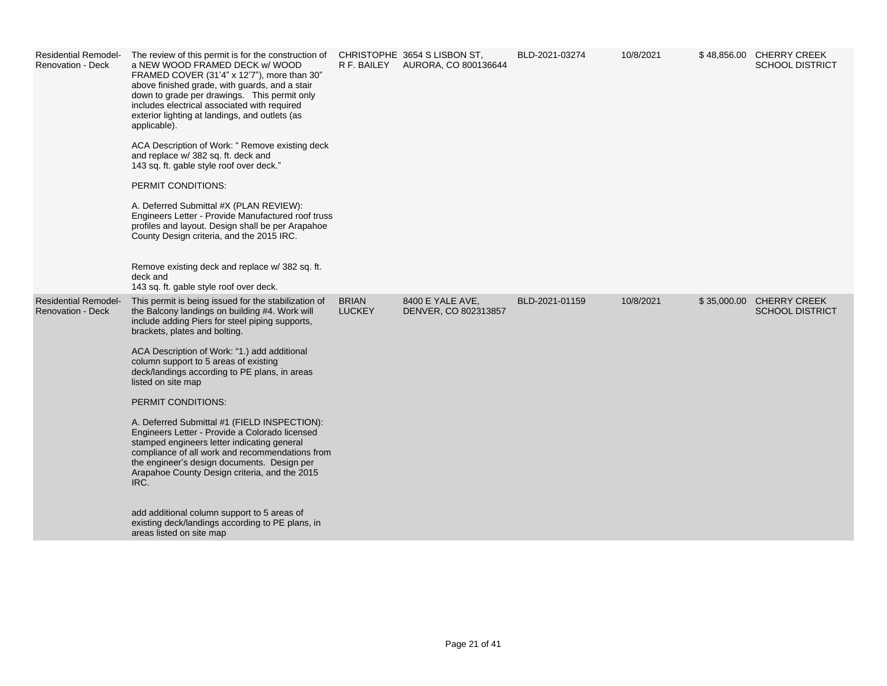| | | | | | | | |
|---|---|---|---|---|---|---|---|
| Residential Remodel-Renovation - Deck | The review of this permit is for the construction of a NEW WOOD FRAMED DECK w/ WOOD FRAMED COVER (31'4" x 12'7"), more than 30" above finished grade, with guards, and a stair down to grade per drawings. This permit only includes electrical associated with required exterior lighting at landings, and outlets (as applicable).<br><br>ACA Description of Work: " Remove existing deck and replace w/ 382 sq. ft. deck and 143 sq. ft. gable style roof over deck."<br><br>PERMIT CONDITIONS:<br><br>A. Deferred Submittal #X (PLAN REVIEW): Engineers Letter - Provide Manufactured roof truss profiles and layout. Design shall be per Arapahoe County Design criteria, and the 2015 IRC.<br><br>Remove existing deck and replace w/ 382 sq. ft. deck and 143 sq. ft. gable style roof over deck. | CHRISTOPHER F. BAILEY | 3654 S LISBON ST, AURORA, CO 800136644 | BLD-2021-03274 | 10/8/2021 | $ 48,856.00 | CHERRY CREEK SCHOOL DISTRICT |
| Residential Remodel-Renovation - Deck | This permit is being issued for the stabilization of the Balcony landings on building #4. Work will include adding Piers for steel piping supports, brackets, plates and bolting.<br><br>ACA Description of Work: "1.) add additional column support to 5 areas of existing deck/landings according to PE plans, in areas listed on site map<br><br>PERMIT CONDITIONS:<br><br>A. Deferred Submittal #1 (FIELD INSPECTION): Engineers Letter - Provide a Colorado licensed stamped engineers letter indicating general compliance of all work and recommendations from the engineer's design documents. Design per Arapahoe County Design criteria, and the 2015 IRC.<br><br>add additional column support to 5 areas of existing deck/landings according to PE plans, in areas listed on site map | BRIAN LUCKEY | 8400 E YALE AVE, DENVER, CO 802313857 | BLD-2021-01159 | 10/8/2021 | $ 35,000.00 | CHERRY CREEK SCHOOL DISTRICT |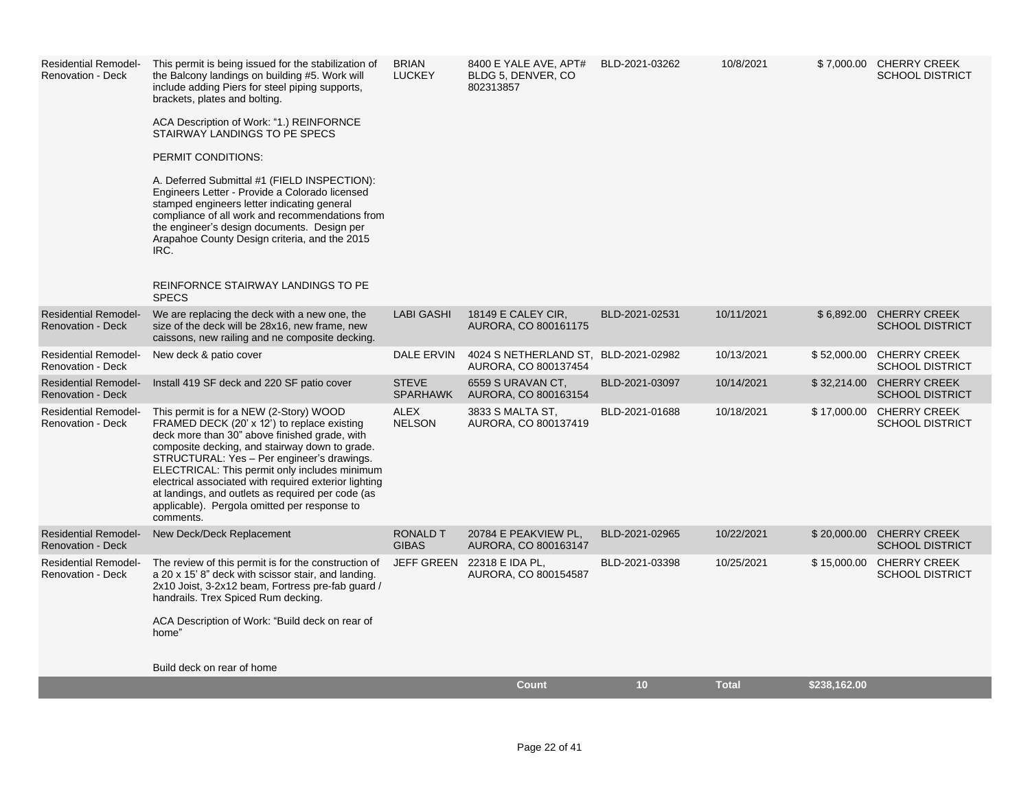| | | | | | | | |
|---|---|---|---|---|---|---|---|
| Residential Remodel-Renovation - Deck | This permit is being issued for the stabilization of the Balcony landings on building #5. Work will include adding Piers for steel piping supports, brackets, plates and bolting.<br><br>ACA Description of Work: "1.) REINFORNCE STAIRWAY LANDINGS TO PE SPECS<br><br>PERMIT CONDITIONS:<br><br>A. Deferred Submittal #1 (FIELD INSPECTION): Engineers Letter - Provide a Colorado licensed stamped engineers letter indicating general compliance of all work and recommendations from the engineer's design documents. Design per Arapahoe County Design criteria, and the 2015 IRC.<br><br>REINFORNCE STAIRWAY LANDINGS TO PE SPECS | BRIAN LUCKEY | 8400 E YALE AVE, APT# BLDG 5, DENVER, CO 802313857 | BLD-2021-03262 | 10/8/2021 | $ 7,000.00 | CHERRY CREEK SCHOOL DISTRICT |
| Residential Remodel-Renovation - Deck | We are replacing the deck with a new one, the size of the deck will be 28x16, new frame, new caissons, new railing and ne composite decking. | LABI GASHI | 18149 E CALEY CIR, AURORA, CO 800161175 | BLD-2021-02531 | 10/11/2021 | $ 6,892.00 | CHERRY CREEK SCHOOL DISTRICT |
| Residential Remodel-Renovation - Deck | New deck & patio cover | DALE ERVIN | 4024 S NETHERLAND ST, AURORA, CO 800137454 | BLD-2021-02982 | 10/13/2021 | $ 52,000.00 | CHERRY CREEK SCHOOL DISTRICT |
| Residential Remodel-Renovation - Deck | Install 419 SF deck and 220 SF patio cover | STEVE SPARHAWK | 6559 S URAVAN CT, AURORA, CO 800163154 | BLD-2021-03097 | 10/14/2021 | $ 32,214.00 | CHERRY CREEK SCHOOL DISTRICT |
| Residential Remodel-Renovation - Deck | This permit is for a NEW (2-Story) WOOD FRAMED DECK (20' x 12') to replace existing deck more than 30" above finished grade, with composite decking, and stairway down to grade. STRUCTURAL: Yes – Per engineer's drawings. ELECTRICAL: This permit only includes minimum electrical associated with required exterior lighting at landings, and outlets as required per code (as applicable). Pergola omitted per response to comments. | ALEX NELSON | 3833 S MALTA ST, AURORA, CO 800137419 | BLD-2021-01688 | 10/18/2021 | $ 17,000.00 | CHERRY CREEK SCHOOL DISTRICT |
| Residential Remodel-Renovation - Deck | New Deck/Deck Replacement | RONALD T GIBAS | 20784 E PEAKVIEW PL, AURORA, CO 800163147 | BLD-2021-02965 | 10/22/2021 | $ 20,000.00 | CHERRY CREEK SCHOOL DISTRICT |
| Residential Remodel-Renovation - Deck | The review of this permit is for the construction of a 20 x 15' 8" deck with scissor stair, and landing. 2x10 Joist, 3-2x12 beam, Fortress pre-fab guard / handrails. Trex Spiced Rum decking.<br><br>ACA Description of Work: "Build deck on rear of home"<br><br>Build deck on rear of home | JEFF GREEN | 22318 E IDA PL, AURORA, CO 800154587 | BLD-2021-03398 | 10/25/2021 | $ 15,000.00 | CHERRY CREEK SCHOOL DISTRICT |
| | | | **Count** | **10** | **Total** | **$238,162.00** | |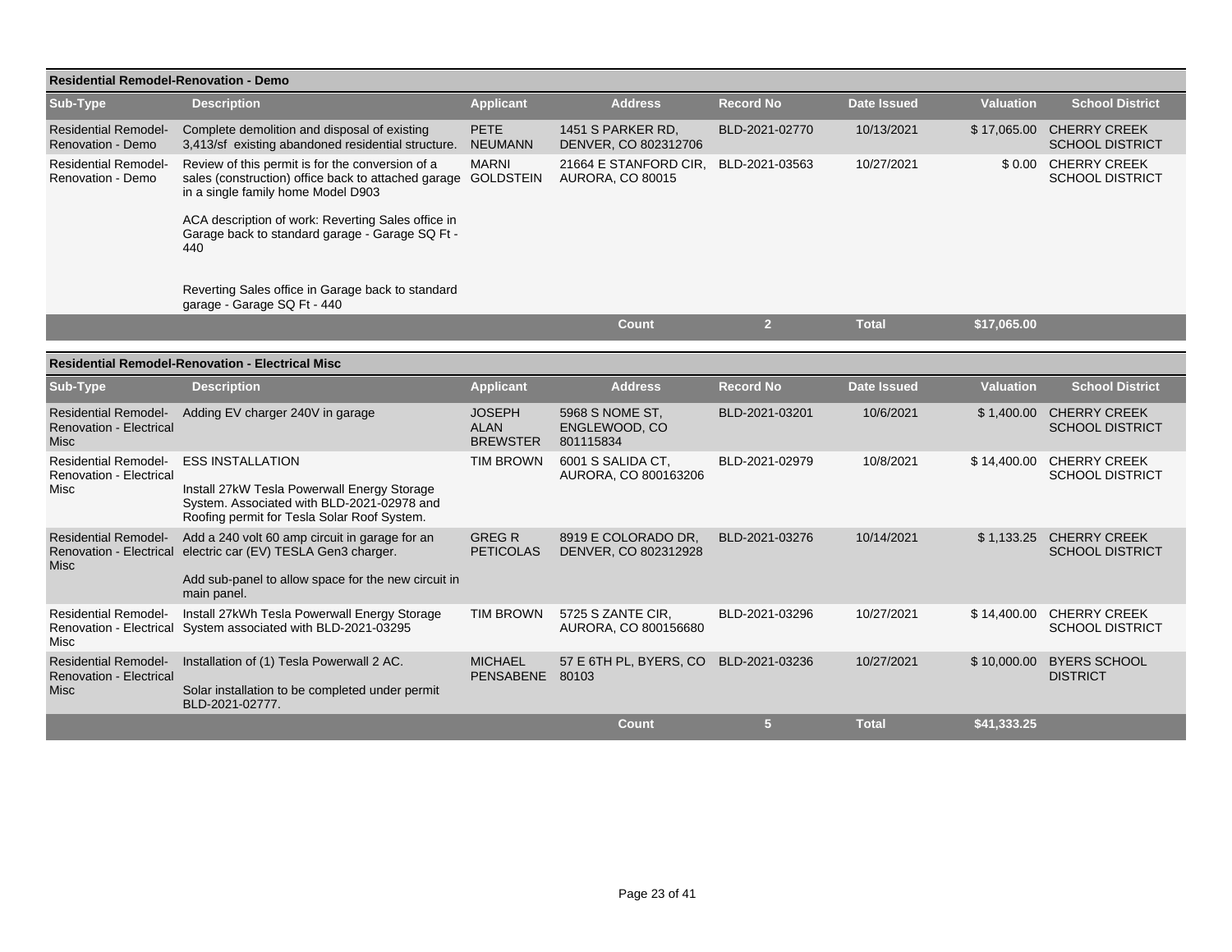**Residential Remodel-Renovation - Demo**

| Sub-Type | Description | Applicant | Address | Record No | Date Issued | Valuation | School District |
|---|---|---|---|---|---|---|---|
| Residential Remodel-Renovation - Demo | Complete demolition and disposal of existing 3,413/sf existing abandoned residential structure. | PETE NEUMANN | 1451 S PARKER RD, DENVER, CO 802312706 | BLD-2021-02770 | 10/13/2021 | $ 17,065.00 | CHERRY CREEK SCHOOL DISTRICT |
| Residential Remodel-Renovation - Demo | Review of this permit is for the conversion of a sales (construction) office back to attached garage in a single family home Model D903<br><br>ACA description of work: Reverting Sales office in Garage back to standard garage - Garage SQ Ft - 440<br><br>Reverting Sales office in Garage back to standard garage - Garage SQ Ft - 440 | MARNI GOLDSTEIN | 21664 E STANFORD CIR, AURORA, CO 80015 | BLD-2021-03563 | 10/27/2021 | $ 0.00 | CHERRY CREEK SCHOOL DISTRICT |
| | | | **Count** | **2** | **Total** | **$17,065.00** | |

**Residential Remodel-Renovation - Electrical Misc**

| Sub-Type | Description | Applicant | Address | Record No | Date Issued | Valuation | School District |
|---|---|---|---|---|---|---|---|
| Residential Remodel-Renovation - Electrical Misc | Adding EV charger 240V in garage | JOSEPH ALAN BREWSTER | 5968 S NOME ST, ENGLEWOOD, CO 801115834 | BLD-2021-03201 | 10/6/2021 | $ 1,400.00 | CHERRY CREEK SCHOOL DISTRICT |
| Residential Remodel-Renovation - Electrical Misc | ESS INSTALLATION<br><br>Install 27kW Tesla Powerwall Energy Storage System. Associated with BLD-2021-02978 and Roofing permit for Tesla Solar Roof System. | TIM BROWN | 6001 S SALIDA CT, AURORA, CO 800163206 | BLD-2021-02979 | 10/8/2021 | $ 14,400.00 | CHERRY CREEK SCHOOL DISTRICT |
| Residential Remodel-Renovation - Electrical Misc | Add a 240 volt 60 amp circuit in garage for an electric car (EV) TESLA Gen3 charger.<br><br>Add sub-panel to allow space for the new circuit in main panel. | GREG R PETICOLAS | 8919 E COLORADO DR, DENVER, CO 802312928 | BLD-2021-03276 | 10/14/2021 | $ 1,133.25 | CHERRY CREEK SCHOOL DISTRICT |
| Residential Remodel-Renovation - Electrical Misc | Install 27kWh Tesla Powerwall Energy Storage System associated with BLD-2021-03295 | TIM BROWN | 5725 S ZANTE CIR, AURORA, CO 800156680 | BLD-2021-03296 | 10/27/2021 | $ 14,400.00 | CHERRY CREEK SCHOOL DISTRICT |
| Residential Remodel-Renovation - Electrical Misc | Installation of (1) Tesla Powerwall 2 AC.<br><br>Solar installation to be completed under permit BLD-2021-02777. | MICHAEL PENSABENE | 57 E 6TH PL, BYERS, CO 80103 | BLD-2021-03236 | 10/27/2021 | $ 10,000.00 | BYERS SCHOOL DISTRICT |
| | | | **Count** | **5** | **Total** | **$41,333.25** | |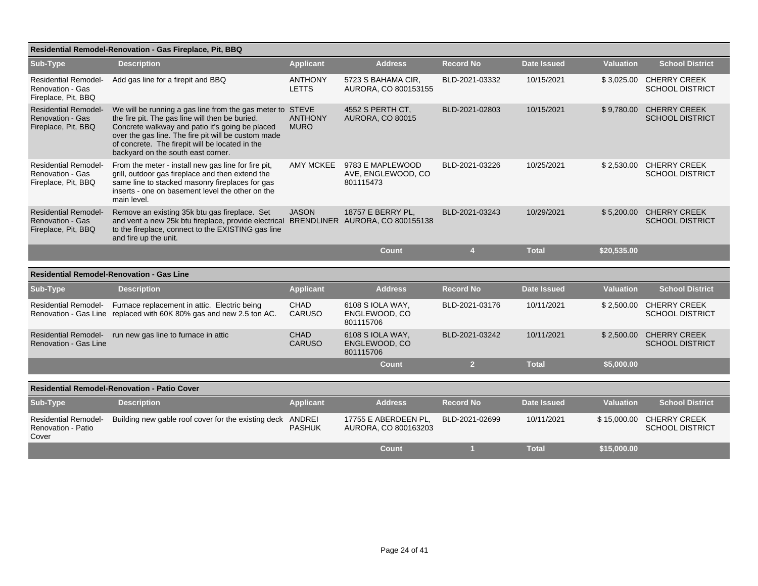### Residential Remodel-Renovation - Gas Fireplace, Pit, BBQ

| Sub-Type | Description | Applicant | Address | Record No | Date Issued | Valuation | School District |
|---|---|---|---|---|---|---|---|
| Residential Remodel-Renovation - Gas Fireplace, Pit, BBQ | Add gas line for a firepit and BBQ | ANTHONY LETTS | 5723 S BAHAMA CIR, AURORA, CO 800153155 | BLD-2021-03332 | 10/15/2021 | $ 3,025.00 | CHERRY CREEK SCHOOL DISTRICT |
| Residential Remodel-Renovation - Gas Fireplace, Pit, BBQ | We will be running a gas line from the gas meter to the fire pit. The gas line will then be buried. Concrete walkway and patio it's going be placed over the gas line. The fire pit will be custom made of concrete. The firepit will be located in the backyard on the south east corner. | STEVE ANTHONY MURO | 4552 S PERTH CT, AURORA, CO 80015 | BLD-2021-02803 | 10/15/2021 | $ 9,780.00 | CHERRY CREEK SCHOOL DISTRICT |
| Residential Remodel-Renovation - Gas Fireplace, Pit, BBQ | From the meter - install new gas line for fire pit, grill, outdoor gas fireplace and then extend the same line to stacked masonry fireplaces for gas inserts - one on basement level the other on the main level. | AMY MCKEE | 9783 E MAPLEWOOD AVE, ENGLEWOOD, CO 801115473 | BLD-2021-03226 | 10/25/2021 | $ 2,530.00 | CHERRY CREEK SCHOOL DISTRICT |
| Residential Remodel-Renovation - Gas Fireplace, Pit, BBQ | Remove an existing 35k btu gas fireplace. Set and vent a new 25k btu fireplace, provide electrical to the fireplace, connect to the EXISTING gas line and fire up the unit. | JASON BRENDLINER | 18757 E BERRY PL, AURORA, CO 800155138 | BLD-2021-03243 | 10/29/2021 | $ 5,200.00 | CHERRY CREEK SCHOOL DISTRICT |
| | | | Count | 4 | Total | $20,535.00 | |

### Residential Remodel-Renovation - Gas Line

| Sub-Type | Description | Applicant | Address | Record No | Date Issued | Valuation | School District |
|---|---|---|---|---|---|---|---|
| Residential Remodel-Renovation - Gas Line | Furnace replacement in attic. Electric being replaced with 60K 80% gas and new 2.5 ton AC. | CHAD CARUSO | 6108 S IOLA WAY, ENGLEWOOD, CO 801115706 | BLD-2021-03176 | 10/11/2021 | $ 2,500.00 | CHERRY CREEK SCHOOL DISTRICT |
| Residential Remodel-Renovation - Gas Line | run new gas line to furnace in attic | CHAD CARUSO | 6108 S IOLA WAY, ENGLEWOOD, CO 801115706 | BLD-2021-03242 | 10/11/2021 | $ 2,500.00 | CHERRY CREEK SCHOOL DISTRICT |
| | | | Count | 2 | Total | $5,000.00 | |

### Residential Remodel-Renovation - Patio Cover

| Sub-Type | Description | Applicant | Address | Record No | Date Issued | Valuation | School District |
|---|---|---|---|---|---|---|---|
| Residential Remodel-Renovation - Patio Cover | Building new gable roof cover for the existing deck | ANDREI PASHUK | 17755 E ABERDEEN PL, AURORA, CO 800163203 | BLD-2021-02699 | 10/11/2021 | $ 15,000.00 | CHERRY CREEK SCHOOL DISTRICT |
| | | | Count | 1 | Total | $15,000.00 | |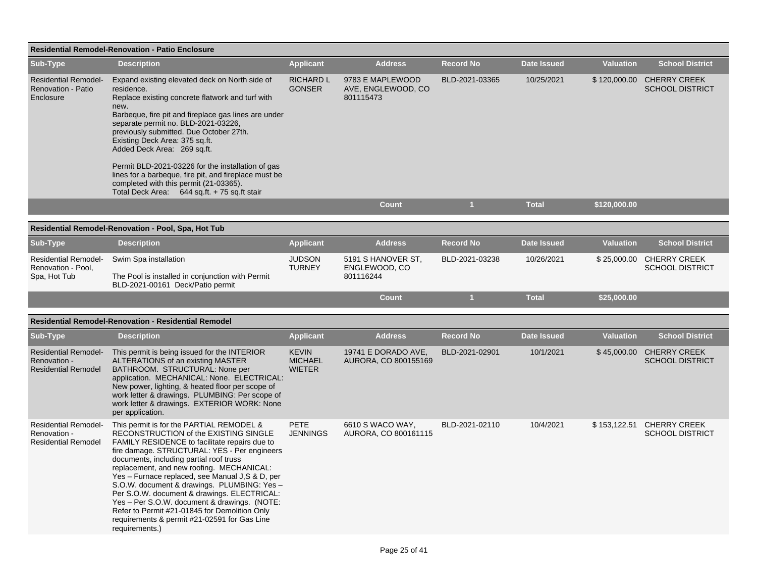## Residential Remodel-Renovation - Patio Enclosure

| Sub-Type | Description | Applicant | Address | Record No | Date Issued | Valuation | School District |
|---|---|---|---|---|---|---|---|
| Residential Remodel-Renovation - Patio Enclosure | Expand existing elevated deck on North side of residence.<br>Replace existing concrete flatwork and turf with new.<br>Barbeque, fire pit and fireplace gas lines are under separate permit no. BLD-2021-03226, previously submitted. Due October 27th.<br>Existing Deck Area: 375 sq.ft.<br>Added Deck Area: 269 sq.ft.<br><br>Permit BLD-2021-03226 for the installation of gas lines for a barbeque, fire pit, and fireplace must be completed with this permit (21-03365).<br>Total Deck Area: 644 sq.ft. + 75 sq.ft stair | RICHARD L GONSER | 9783 E MAPLEWOOD AVE, ENGLEWOOD, CO 801115473 | BLD-2021-03365 | 10/25/2021 | $ 120,000.00 | CHERRY CREEK SCHOOL DISTRICT |
| | | | **Count** | **1** | **Total** | **$120,000.00** | |

## Residential Remodel-Renovation - Pool, Spa, Hot Tub

| Sub-Type | Description | Applicant | Address | Record No | Date Issued | Valuation | School District |
|---|---|---|---|---|---|---|---|
| Residential Remodel-Renovation - Pool, Spa, Hot Tub | Swim Spa installation<br><br>The Pool is installed in conjunction with Permit BLD-2021-00161 Deck/Patio permit | JUDSON TURNEY | 5191 S HANOVER ST, ENGLEWOOD, CO 801116244 | BLD-2021-03238 | 10/26/2021 | $ 25,000.00 | CHERRY CREEK SCHOOL DISTRICT |
| | | | **Count** | **1** | **Total** | **$25,000.00** | |

## Residential Remodel-Renovation - Residential Remodel

| Sub-Type | Description | Applicant | Address | Record No | Date Issued | Valuation | School District |
|---|---|---|---|---|---|---|---|
| Residential Remodel-Renovation - Residential Remodel | This permit is being issued for the INTERIOR ALTERATIONS of an existing MASTER BATHROOM. STRUCTURAL: None per application. MECHANICAL: None. ELECTRICAL: New power, lighting, & heated floor per scope of work letter & drawings. PLUMBING: Per scope of work letter & drawings. EXTERIOR WORK: None per application. | KEVIN MICHAEL WIETER | 19741 E DORADO AVE, AURORA, CO 800155169 | BLD-2021-02901 | 10/1/2021 | $ 45,000.00 | CHERRY CREEK SCHOOL DISTRICT |
| Residential Remodel-Renovation - Residential Remodel | This permit is for the PARTIAL REMODEL & RECONSTRUCTION of the EXISTING SINGLE FAMILY RESIDENCE to facilitate repairs due to fire damage. STRUCTURAL: YES - Per engineers documents, including partial roof truss replacement, and new roofing. MECHANICAL: Yes – Furnace replaced, see Manual J,S & D, per S.O.W. document & drawings. PLUMBING: Yes – Per S.O.W. document & drawings. ELECTRICAL: Yes – Per S.O.W. document & drawings. (NOTE: Refer to Permit #21-01845 for Demolition Only requirements & permit #21-02591 for Gas Line requirements.) | PETE JENNINGS | 6610 S WACO WAY, AURORA, CO 800161115 | BLD-2021-02110 | 10/4/2021 | $ 153,122.51 | CHERRY CREEK SCHOOL DISTRICT |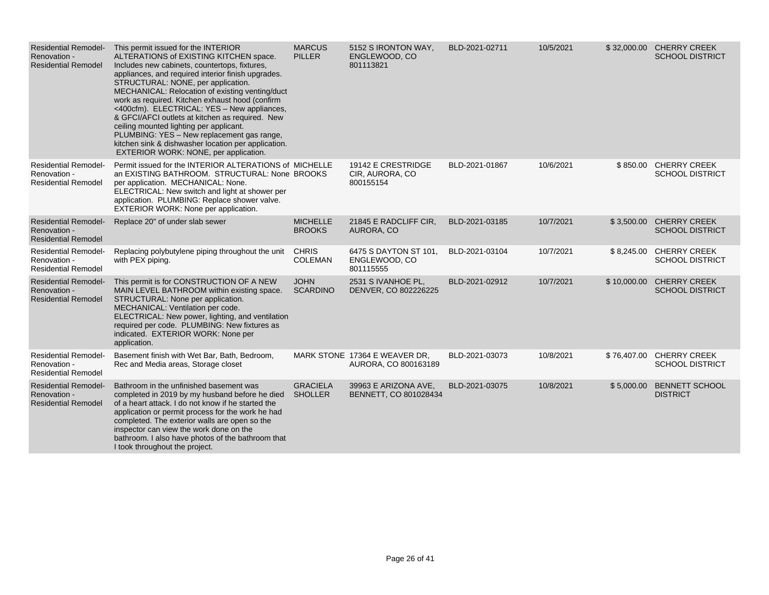| | | | | | | | |
|---|---|---|---|---|---|---|---|
| Residential Remodel-Renovation - Residential Remodel | This permit issued for the INTERIOR ALTERATIONS of EXISTING KITCHEN space. Includes new cabinets, countertops, fixtures, appliances, and required interior finish upgrades. STRUCTURAL: NONE, per application. MECHANICAL: Relocation of existing venting/duct work as required. Kitchen exhaust hood (confirm <400cfm). ELECTRICAL: YES – New appliances, & GFCI/AFCI outlets at kitchen as required. New ceiling mounted lighting per applicant. PLUMBING: YES – New replacement gas range, kitchen sink & dishwasher location per application. EXTERIOR WORK: NONE, per application. | MARCUS PILLER | 5152 S IRONTON WAY, ENGLEWOOD, CO 801113821 | BLD-2021-02711 | 10/5/2021 | $ 32,000.00 | CHERRY CREEK SCHOOL DISTRICT |
| Residential Remodel-Renovation - Residential Remodel | Permit issued for the INTERIOR ALTERATIONS of an EXISTING BATHROOM. STRUCTURAL: None per application. MECHANICAL: None. ELECTRICAL: New switch and light at shower per application. PLUMBING: Replace shower valve. EXTERIOR WORK: None per application. | MICHELLE BROOKS | 19142 E CRESTRIDGE CIR, AURORA, CO 800155154 | BLD-2021-01867 | 10/6/2021 | $ 850.00 | CHERRY CREEK SCHOOL DISTRICT |
| Residential Remodel-Renovation - Residential Remodel | Replace 20" of under slab sewer | MICHELLE BROOKS | 21845 E RADCLIFF CIR, AURORA, CO | BLD-2021-03185 | 10/7/2021 | $ 3,500.00 | CHERRY CREEK SCHOOL DISTRICT |
| Residential Remodel-Renovation - Residential Remodel | Replacing polybutylene piping throughout the unit with PEX piping. | CHRIS COLEMAN | 6475 S DAYTON ST 101, ENGLEWOOD, CO 801115555 | BLD-2021-03104 | 10/7/2021 | $ 8,245.00 | CHERRY CREEK SCHOOL DISTRICT |
| Residential Remodel-Renovation - Residential Remodel | This permit is for CONSTRUCTION OF A NEW MAIN LEVEL BATHROOM within existing space. STRUCTURAL: None per application. MECHANICAL: Ventilation per code. ELECTRICAL: New power, lighting, and ventilation required per code. PLUMBING: New fixtures as indicated. EXTERIOR WORK: None per application. | JOHN SCARDINO | 2531 S IVANHOE PL, DENVER, CO 802226225 | BLD-2021-02912 | 10/7/2021 | $ 10,000.00 | CHERRY CREEK SCHOOL DISTRICT |
| Residential Remodel-Renovation - Residential Remodel | Basement finish with Wet Bar, Bath, Bedroom, Rec and Media areas, Storage closet | MARK STONE | 17364 E WEAVER DR, AURORA, CO 800163189 | BLD-2021-03073 | 10/8/2021 | $ 76,407.00 | CHERRY CREEK SCHOOL DISTRICT |
| Residential Remodel-Renovation - Residential Remodel | Bathroom in the unfinished basement was completed in 2019 by my husband before he died of a heart attack. I do not know if he started the application or permit process for the work he had completed. The exterior walls are open so the inspector can view the work done on the bathroom. I also have photos of the bathroom that I took throughout the project. | GRACIELA SHOLLER | 39963 E ARIZONA AVE, BENNETT, CO 801028434 | BLD-2021-03075 | 10/8/2021 | $ 5,000.00 | BENNETT SCHOOL DISTRICT |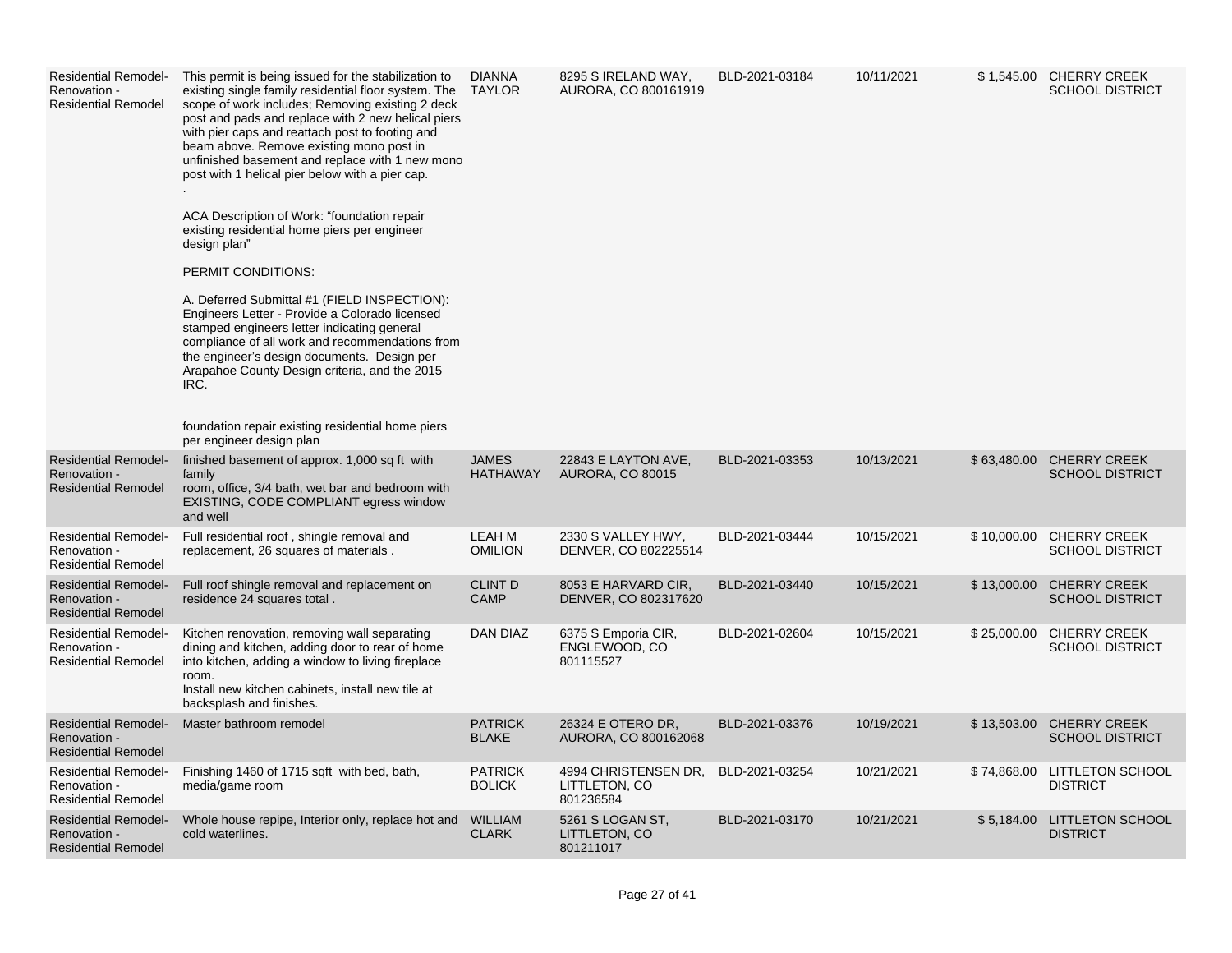| | | | | | | | |
|---|---|---|---|---|---|---|---|
| Residential Remodel-Renovation - Residential Remodel | This permit is being issued for the stabilization to existing single family residential floor system. The scope of work includes; Removing existing 2 deck post and pads and replace with 2 new helical piers with pier caps and reattach post to footing and beam above. Remove existing mono post in unfinished basement and replace with 1 new mono post with 1 helical pier below with a pier cap.<br>.<br>ACA Description of Work: "foundation repair existing residential home piers per engineer design plan"<br>PERMIT CONDITIONS:<br>A. Deferred Submittal #1 (FIELD INSPECTION): Engineers Letter - Provide a Colorado licensed stamped engineers letter indicating general compliance of all work and recommendations from the engineer's design documents. Design per Arapahoe County Design criteria, and the 2015 IRC.<br>foundation repair existing residential home piers per engineer design plan | DIANNA TAYLOR | 8295 S IRELAND WAY, AURORA, CO 800161919 | BLD-2021-03184 | 10/11/2021 | $ 1,545.00 | CHERRY CREEK SCHOOL DISTRICT |
| Residential Remodel-Renovation - Residential Remodel | finished basement of approx. 1,000 sq ft with family room, office, 3/4 bath, wet bar and bedroom with EXISTING, CODE COMPLIANT egress window and well | JAMES HATHAWAY | 22843 E LAYTON AVE, AURORA, CO 80015 | BLD-2021-03353 | 10/13/2021 | $ 63,480.00 | CHERRY CREEK SCHOOL DISTRICT |
| Residential Remodel-Renovation - Residential Remodel | Full residential roof , shingle removal and replacement, 26 squares of materials . | LEAH M OMILION | 2330 S VALLEY HWY, DENVER, CO 802225514 | BLD-2021-03444 | 10/15/2021 | $ 10,000.00 | CHERRY CREEK SCHOOL DISTRICT |
| Residential Remodel-Renovation - Residential Remodel | Full roof shingle removal and replacement on residence 24 squares total . | CLINT D CAMP | 8053 E HARVARD CIR, DENVER, CO 802317620 | BLD-2021-03440 | 10/15/2021 | $ 13,000.00 | CHERRY CREEK SCHOOL DISTRICT |
| Residential Remodel-Renovation - Residential Remodel | Kitchen renovation, removing wall separating dining and kitchen, adding door to rear of home into kitchen, adding a window to living fireplace room.<br>Install new kitchen cabinets, install new tile at backsplash and finishes. | DAN DIAZ | 6375 S Emporia CIR, ENGLEWOOD, CO 801115527 | BLD-2021-02604 | 10/15/2021 | $ 25,000.00 | CHERRY CREEK SCHOOL DISTRICT |
| Residential Remodel-Renovation - Residential Remodel | Master bathroom remodel | PATRICK BLAKE | 26324 E OTERO DR, AURORA, CO 800162068 | BLD-2021-03376 | 10/19/2021 | $ 13,503.00 | CHERRY CREEK SCHOOL DISTRICT |
| Residential Remodel-Renovation - Residential Remodel | Finishing 1460 of 1715 sqft with bed, bath, media/game room | PATRICK BOLICK | 4994 CHRISTENSEN DR, LITTLETON, CO 801236584 | BLD-2021-03254 | 10/21/2021 | $ 74,868.00 | LITTLETON SCHOOL DISTRICT |
| Residential Remodel-Renovation - Residential Remodel | Whole house repipe, Interior only, replace hot and cold waterlines. | WILLIAM CLARK | 5261 S LOGAN ST, LITTLETON, CO 801211017 | BLD-2021-03170 | 10/21/2021 | $ 5,184.00 | LITTLETON SCHOOL DISTRICT |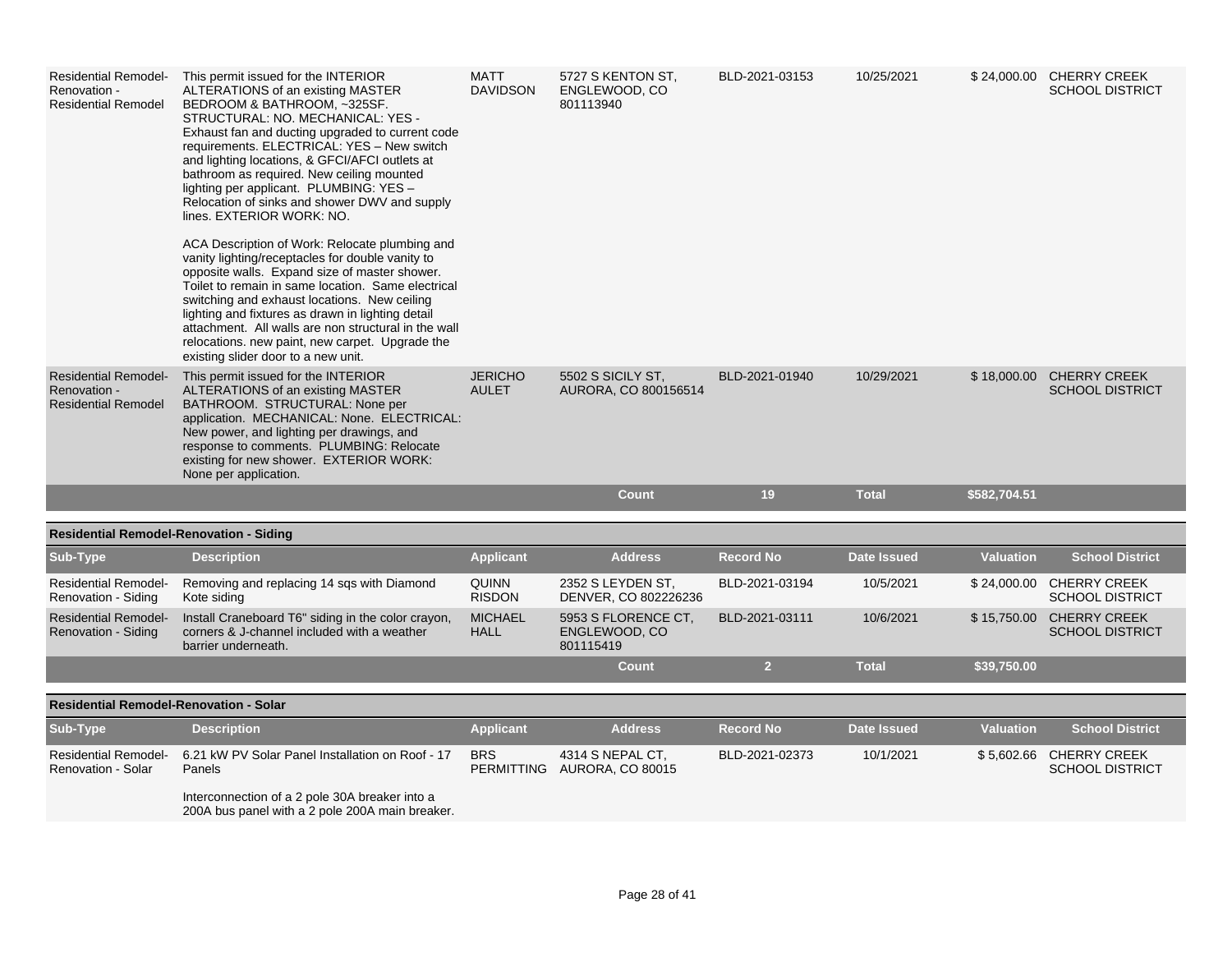| Sub-Type | Description | Applicant | Address | Record No | Date Issued | Valuation | School District |
|---|---|---|---|---|---|---|---|
| Residential Remodel-Renovation - Residential Remodel | This permit issued for the INTERIOR ALTERATIONS of an existing MASTER BEDROOM & BATHROOM, ~325SF. STRUCTURAL: NO. MECHANICAL: YES - Exhaust fan and ducting upgraded to current code requirements. ELECTRICAL: YES – New switch and lighting locations, & GFCI/AFCI outlets at bathroom as required. New ceiling mounted lighting per applicant. PLUMBING: YES – Relocation of sinks and shower DWV and supply lines. EXTERIOR WORK: NO.<br><br>ACA Description of Work: Relocate plumbing and vanity lighting/receptacles for double vanity to opposite walls. Expand size of master shower. Toilet to remain in same location. Same electrical switching and exhaust locations. New ceiling lighting and fixtures as drawn in lighting detail attachment. All walls are non structural in the wall relocations. new paint, new carpet. Upgrade the existing slider door to a new unit. | MATT DAVIDSON | 5727 S KENTON ST, ENGLEWOOD, CO 801113940 | BLD-2021-03153 | 10/25/2021 | $ 24,000.00 | CHERRY CREEK SCHOOL DISTRICT |
| Residential Remodel-Renovation - Residential Remodel | This permit issued for the INTERIOR ALTERATIONS of an existing MASTER BATHROOM. STRUCTURAL: None per application. MECHANICAL: None. ELECTRICAL: New power, and lighting per drawings, and response to comments. PLUMBING: Relocate existing for new shower. EXTERIOR WORK: None per application. | JERICHO AULET | 5502 S SICILY ST, AURORA, CO 800156514 | BLD-2021-01940 | 10/29/2021 | $ 18,000.00 | CHERRY CREEK SCHOOL DISTRICT |
| | | | **Count** | **19** | **Total** | **$582,704.51** | |

**Residential Remodel-Renovation - Siding**

| Sub-Type | Description | Applicant | Address | Record No | Date Issued | Valuation | School District |
|---|---|---|---|---|---|---|---|
| Residential Remodel-Renovation - Siding | Removing and replacing 14 sqs with Diamond Kote siding | QUINN RISDON | 2352 S LEYDEN ST, DENVER, CO 802226236 | BLD-2021-03194 | 10/5/2021 | $ 24,000.00 | CHERRY CREEK SCHOOL DISTRICT |
| Residential Remodel-Renovation - Siding | Install Craneboard T6" siding in the color crayon, corners & J-channel included with a weather barrier underneath. | MICHAEL HALL | 5953 S FLORENCE CT, ENGLEWOOD, CO 801115419 | BLD-2021-03111 | 10/6/2021 | $ 15,750.00 | CHERRY CREEK SCHOOL DISTRICT |
| | | | **Count** | **2** | **Total** | **$39,750.00** | |

**Residential Remodel-Renovation - Solar**

| Sub-Type | Description | Applicant | Address | Record No | Date Issued | Valuation | School District |
|---|---|---|---|---|---|---|---|
| Residential Remodel-Renovation - Solar | 6.21 kW PV Solar Panel Installation on Roof - 17 Panels<br><br>Interconnection of a 2 pole 30A breaker into a 200A bus panel with a 2 pole 200A main breaker. | BRS PERMITTING | 4314 S NEPAL CT, AURORA, CO 80015 | BLD-2021-02373 | 10/1/2021 | $ 5,602.66 | CHERRY CREEK SCHOOL DISTRICT |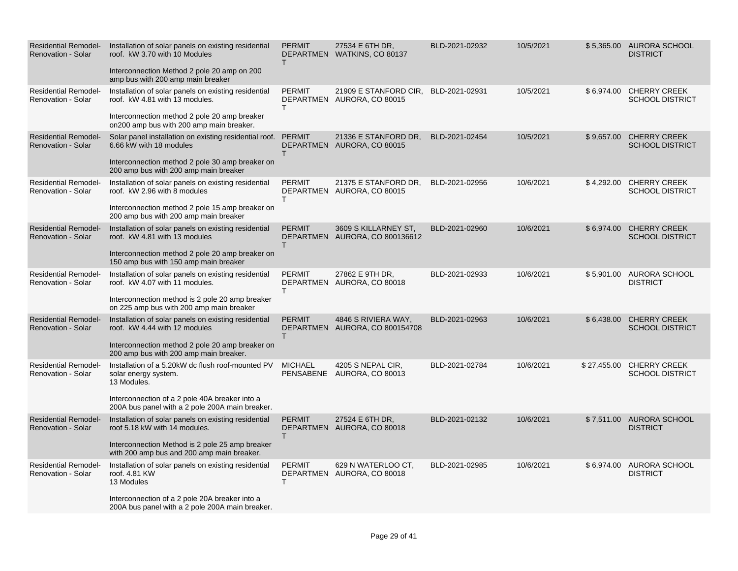| Residential Remodel-Renovation - Solar | Installation of solar panels on existing residential roof. kW 3.70 with 10 Modules<br><br>Interconnection Method 2 pole 20 amp on 200 amp bus with 200 amp main breaker | PERMIT DEPARTMENT | 27534 E 6TH DR, WATKINS, CO 80137 | BLD-2021-02932 | 10/5/2021 | $ 5,365.00 | AURORA SCHOOL DISTRICT |
|---|---|---|---|---|---|---|---|
| Residential Remodel-Renovation - Solar | Installation of solar panels on existing residential roof. kW 4.81 with 13 modules.<br><br>Interconnection method 2 pole 20 amp breaker on200 amp bus with 200 amp main breaker. | PERMIT DEPARTMENT | 21909 E STANFORD CIR, AURORA, CO 80015 | BLD-2021-02931 | 10/5/2021 | $ 6,974.00 | CHERRY CREEK SCHOOL DISTRICT |
| Residential Remodel-Renovation - Solar | Solar panel installation on existing residential roof. 6.66 kW with 18 modules<br><br>Interconnection method 2 pole 30 amp breaker on 200 amp bus with 200 amp main breaker | PERMIT DEPARTMENT | 21336 E STANFORD DR, AURORA, CO 80015 | BLD-2021-02454 | 10/5/2021 | $ 9,657.00 | CHERRY CREEK SCHOOL DISTRICT |
| Residential Remodel-Renovation - Solar | Installation of solar panels on existing residential roof. kW 2.96 with 8 modules<br><br>Interconnection method 2 pole 15 amp breaker on 200 amp bus with 200 amp main breaker | PERMIT DEPARTMENT | 21375 E STANFORD DR, AURORA, CO 80015 | BLD-2021-02956 | 10/6/2021 | $ 4,292.00 | CHERRY CREEK SCHOOL DISTRICT |
| Residential Remodel-Renovation - Solar | Installation of solar panels on existing residential roof. kW 4.81 with 13 modules<br><br>Interconnection method 2 pole 20 amp breaker on 150 amp bus with 150 amp main breaker | PERMIT DEPARTMENT | 3609 S KILLARNEY ST, AURORA, CO 800136612 | BLD-2021-02960 | 10/6/2021 | $ 6,974.00 | CHERRY CREEK SCHOOL DISTRICT |
| Residential Remodel-Renovation - Solar | Installation of solar panels on existing residential roof. kW 4.07 with 11 modules.<br><br>Interconnection method is 2 pole 20 amp breaker on 225 amp bus with 200 amp main breaker | PERMIT DEPARTMENT | 27862 E 9TH DR, AURORA, CO 80018 | BLD-2021-02933 | 10/6/2021 | $ 5,901.00 | AURORA SCHOOL DISTRICT |
| Residential Remodel-Renovation - Solar | Installation of solar panels on existing residential roof. kW 4.44 with 12 modules<br><br>Interconnection method 2 pole 20 amp breaker on 200 amp bus with 200 amp main breaker. | PERMIT DEPARTMENT | 4846 S RIVIERA WAY, AURORA, CO 800154708 | BLD-2021-02963 | 10/6/2021 | $ 6,438.00 | CHERRY CREEK SCHOOL DISTRICT |
| Residential Remodel-Renovation - Solar | Installation of a 5.20kW dc flush roof-mounted PV solar energy system.<br>13 Modules.<br><br>Interconnection of a 2 pole 40A breaker into a 200A bus panel with a 2 pole 200A main breaker. | MICHAEL PENSABENE | 4205 S NEPAL CIR, AURORA, CO 80013 | BLD-2021-02784 | 10/6/2021 | $ 27,455.00 | CHERRY CREEK SCHOOL DISTRICT |
| Residential Remodel-Renovation - Solar | Installation of solar panels on existing residential roof 5.18 kW with 14 modules.<br><br>Interconnection Method is 2 pole 25 amp breaker with 200 amp bus and 200 amp main breaker. | PERMIT DEPARTMENT | 27524 E 6TH DR, AURORA, CO 80018 | BLD-2021-02132 | 10/6/2021 | $ 7,511.00 | AURORA SCHOOL DISTRICT |
| Residential Remodel-Renovation - Solar | Installation of solar panels on existing residential roof. 4.81 KW<br>13 Modules<br><br>Interconnection of a 2 pole 20A breaker into a 200A bus panel with a 2 pole 200A main breaker. | PERMIT DEPARTMENT | 629 N WATERLOO CT, AURORA, CO 80018 | BLD-2021-02985 | 10/6/2021 | $ 6,974.00 | AURORA SCHOOL DISTRICT |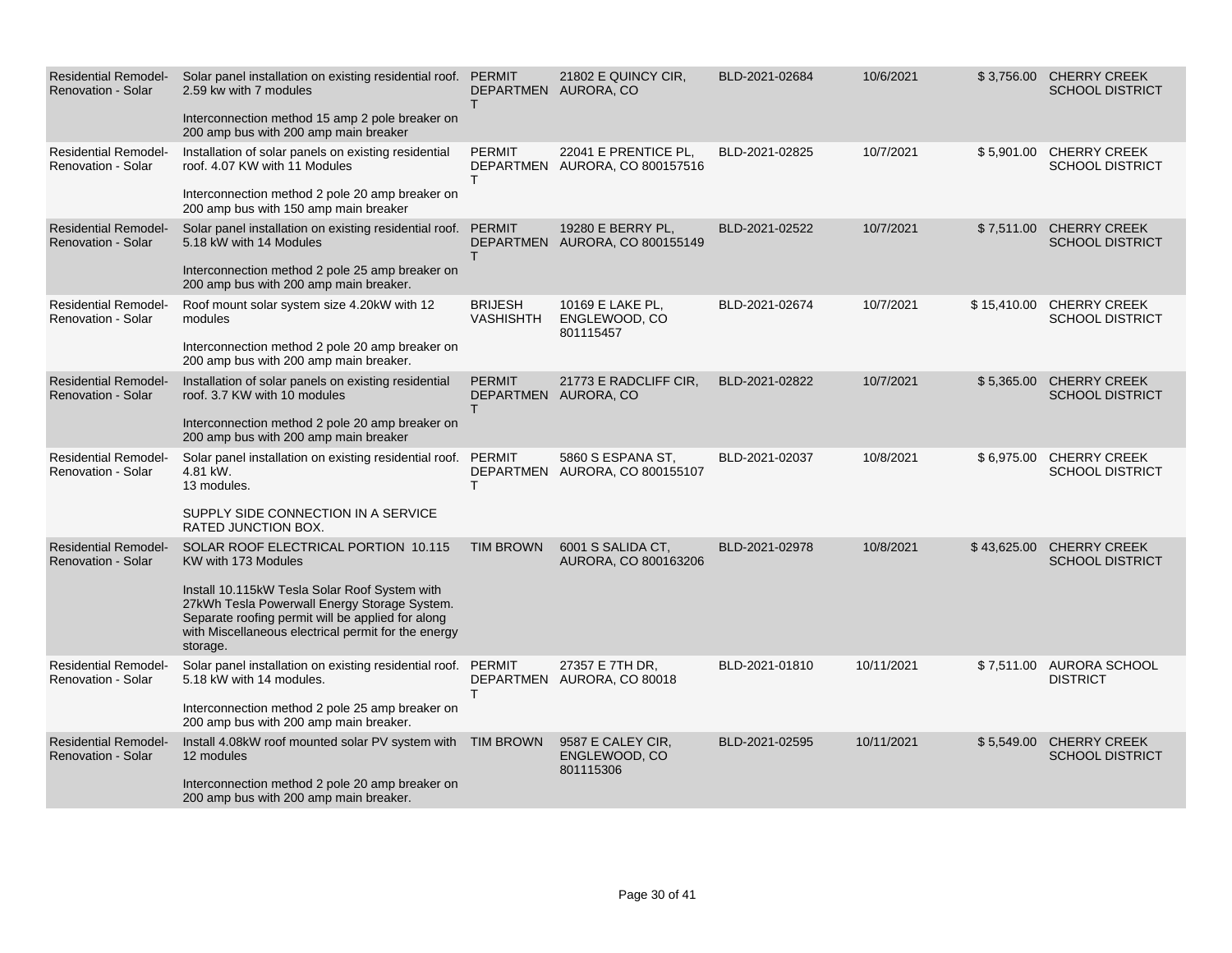| | | | | | | | |
|---|---|---|---|---|---|---|---|
| Residential Remodel-Renovation - Solar | Solar panel installation on existing residential roof. 2.59 kw with 7 modules<br><br>Interconnection method 15 amp 2 pole breaker on 200 amp bus with 200 amp main breaker | PERMIT DEPARTMENT | 21802 E QUINCY CIR, AURORA, CO | BLD-2021-02684 | 10/6/2021 | $ 3,756.00 | CHERRY CREEK SCHOOL DISTRICT |
| Residential Remodel-Renovation - Solar | Installation of solar panels on existing residential roof. 4.07 KW with 11 Modules<br><br>Interconnection method 2 pole 20 amp breaker on 200 amp bus with 150 amp main breaker | PERMIT DEPARTMENT | 22041 E PRENTICE PL, AURORA, CO 800157516 | BLD-2021-02825 | 10/7/2021 | $ 5,901.00 | CHERRY CREEK SCHOOL DISTRICT |
| Residential Remodel-Renovation - Solar | Solar panel installation on existing residential roof. 5.18 kW with 14 Modules<br><br>Interconnection method 2 pole 25 amp breaker on 200 amp bus with 200 amp main breaker. | PERMIT DEPARTMENT | 19280 E BERRY PL, AURORA, CO 800155149 | BLD-2021-02522 | 10/7/2021 | $ 7,511.00 | CHERRY CREEK SCHOOL DISTRICT |
| Residential Remodel-Renovation - Solar | Roof mount solar system size 4.20kW with 12 modules<br><br>Interconnection method 2 pole 20 amp breaker on 200 amp bus with 200 amp main breaker. | BRIJESH VASHISHTH | 10169 E LAKE PL, ENGLEWOOD, CO 801115457 | BLD-2021-02674 | 10/7/2021 | $ 15,410.00 | CHERRY CREEK SCHOOL DISTRICT |
| Residential Remodel-Renovation - Solar | Installation of solar panels on existing residential roof. 3.7 KW with 10 modules<br><br>Interconnection method 2 pole 20 amp breaker on 200 amp bus with 200 amp main breaker | PERMIT DEPARTMENT | 21773 E RADCLIFF CIR, AURORA, CO | BLD-2021-02822 | 10/7/2021 | $ 5,365.00 | CHERRY CREEK SCHOOL DISTRICT |
| Residential Remodel-Renovation - Solar | Solar panel installation on existing residential roof. 4.81 kW.<br>13 modules.<br><br>SUPPLY SIDE CONNECTION IN A SERVICE RATED JUNCTION BOX. | PERMIT DEPARTMENT | 5860 S ESPANA ST, AURORA, CO 800155107 | BLD-2021-02037 | 10/8/2021 | $ 6,975.00 | CHERRY CREEK SCHOOL DISTRICT |
| Residential Remodel-Renovation - Solar | SOLAR ROOF ELECTRICAL PORTION 10.115 KW with 173 Modules<br><br>Install 10.115kW Tesla Solar Roof System with 27kWh Tesla Powerwall Energy Storage System. Separate roofing permit will be applied for along with Miscellaneous electrical permit for the energy storage. | TIM BROWN | 6001 S SALIDA CT, AURORA, CO 800163206 | BLD-2021-02978 | 10/8/2021 | $ 43,625.00 | CHERRY CREEK SCHOOL DISTRICT |
| Residential Remodel-Renovation - Solar | Solar panel installation on existing residential roof. 5.18 kW with 14 modules.<br><br>Interconnection method 2 pole 25 amp breaker on 200 amp bus with 200 amp main breaker. | PERMIT DEPARTMENT | 27357 E 7TH DR, AURORA, CO 80018 | BLD-2021-01810 | 10/11/2021 | $ 7,511.00 | AURORA SCHOOL DISTRICT |
| Residential Remodel-Renovation - Solar | Install 4.08kW roof mounted solar PV system with 12 modules<br><br>Interconnection method 2 pole 20 amp breaker on 200 amp bus with 200 amp main breaker. | TIM BROWN | 9587 E CALEY CIR, ENGLEWOOD, CO 801115306 | BLD-2021-02595 | 10/11/2021 | $ 5,549.00 | CHERRY CREEK SCHOOL DISTRICT |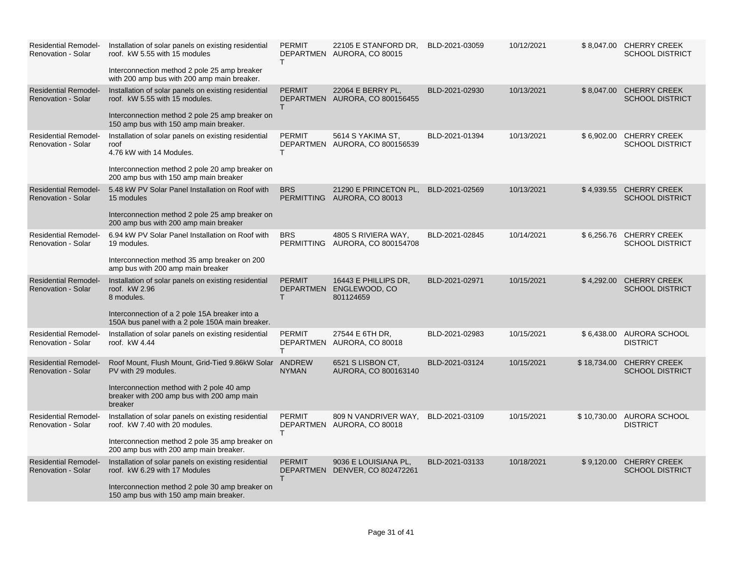| | | | | | | | |
|---|---|---|---|---|---|---|---|
| Residential Remodel-Renovation - Solar | Installation of solar panels on existing residential roof. kW 5.55 with 15 modules<br><br>Interconnection method 2 pole 25 amp breaker with 200 amp bus with 200 amp main breaker. | PERMIT DEPARTMENT | 22105 E STANFORD DR, AURORA, CO 80015 | BLD-2021-03059 | 10/12/2021 | $ 8,047.00 | CHERRY CREEK SCHOOL DISTRICT |
| Residential Remodel-Renovation - Solar | Installation of solar panels on existing residential roof. kW 5.55 with 15 modules.<br><br>Interconnection method 2 pole 25 amp breaker on 150 amp bus with 150 amp main breaker. | PERMIT DEPARTMENT | 22064 E BERRY PL, AURORA, CO 800156455 | BLD-2021-02930 | 10/13/2021 | $ 8,047.00 | CHERRY CREEK SCHOOL DISTRICT |
| Residential Remodel-Renovation - Solar | Installation of solar panels on existing residential roof<br>4.76 kW with 14 Modules.<br><br>Interconnection method 2 pole 20 amp breaker on 200 amp bus with 150 amp main breaker | PERMIT DEPARTMENT | 5614 S YAKIMA ST, AURORA, CO 800156539 | BLD-2021-01394 | 10/13/2021 | $ 6,902.00 | CHERRY CREEK SCHOOL DISTRICT |
| Residential Remodel-Renovation - Solar | 5.48 kW PV Solar Panel Installation on Roof with 15 modules<br><br>Interconnection method 2 pole 25 amp breaker on 200 amp bus with 200 amp main breaker | BRS PERMITTING | 21290 E PRINCETON PL, AURORA, CO 80013 | BLD-2021-02569 | 10/13/2021 | $ 4,939.55 | CHERRY CREEK SCHOOL DISTRICT |
| Residential Remodel-Renovation - Solar | 6.94 kW PV Solar Panel Installation on Roof with 19 modules.<br><br>Interconnection method 35 amp breaker on 200 amp bus with 200 amp main breaker | BRS PERMITTING | 4805 S RIVIERA WAY, AURORA, CO 800154708 | BLD-2021-02845 | 10/14/2021 | $ 6,256.76 | CHERRY CREEK SCHOOL DISTRICT |
| Residential Remodel-Renovation - Solar | Installation of solar panels on existing residential roof. kW 2.96<br>8 modules.<br><br>Interconnection of a 2 pole 15A breaker into a 150A bus panel with a 2 pole 150A main breaker. | PERMIT DEPARTMENT | 16443 E PHILLIPS DR, ENGLEWOOD, CO 801124659 | BLD-2021-02971 | 10/15/2021 | $ 4,292.00 | CHERRY CREEK SCHOOL DISTRICT |
| Residential Remodel-Renovation - Solar | Installation of solar panels on existing residential roof. kW 4.44 | PERMIT DEPARTMENT | 27544 E 6TH DR, AURORA, CO 80018 | BLD-2021-02983 | 10/15/2021 | $ 6,438.00 | AURORA SCHOOL DISTRICT |
| Residential Remodel-Renovation - Solar | Roof Mount, Flush Mount, Grid-Tied 9.86kW Solar PV with 29 modules.<br><br>Interconnection method with 2 pole 40 amp breaker with 200 amp bus with 200 amp main breaker | ANDREW NYMAN | 6521 S LISBON CT, AURORA, CO 800163140 | BLD-2021-03124 | 10/15/2021 | $ 18,734.00 | CHERRY CREEK SCHOOL DISTRICT |
| Residential Remodel-Renovation - Solar | Installation of solar panels on existing residential roof. kW 7.40 with 20 modules.<br><br>Interconnection method 2 pole 35 amp breaker on 200 amp bus with 200 amp main breaker. | PERMIT DEPARTMENT | 809 N VANDRIVER WAY, AURORA, CO 80018 | BLD-2021-03109 | 10/15/2021 | $ 10,730.00 | AURORA SCHOOL DISTRICT |
| Residential Remodel-Renovation - Solar | Installation of solar panels on existing residential roof. kW 6.29 with 17 Modules<br><br>Interconnection method 2 pole 30 amp breaker on 150 amp bus with 150 amp main breaker. | PERMIT DEPARTMENT | 9036 E LOUISIANA PL, DENVER, CO 802472261 | BLD-2021-03133 | 10/18/2021 | $ 9,120.00 | CHERRY CREEK SCHOOL DISTRICT |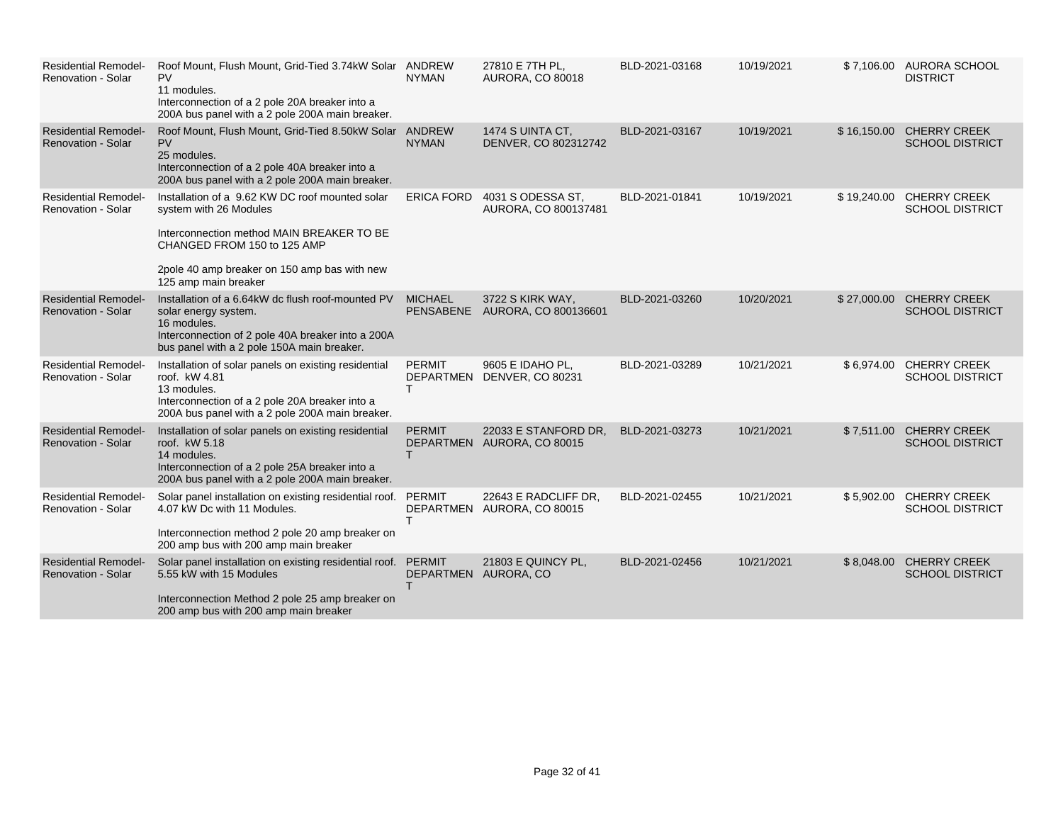| | | | | | | | |
|---|---|---|---|---|---|---|---|
| Residential Remodel-Renovation - Solar | Roof Mount, Flush Mount, Grid-Tied 3.74kW Solar PV<br>11 modules.<br>Interconnection of a 2 pole 20A breaker into a 200A bus panel with a 2 pole 200A main breaker. | ANDREW NYMAN | 27810 E 7TH PL, AURORA, CO 80018 | BLD-2021-03168 | 10/19/2021 | $ 7,106.00 | AURORA SCHOOL DISTRICT |
| Residential Remodel-Renovation - Solar | Roof Mount, Flush Mount, Grid-Tied 8.50kW Solar PV<br>25 modules.<br>Interconnection of a 2 pole 40A breaker into a 200A bus panel with a 2 pole 200A main breaker. | ANDREW NYMAN | 1474 S UINTA CT, DENVER, CO 802312742 | BLD-2021-03167 | 10/19/2021 | $ 16,150.00 | CHERRY CREEK SCHOOL DISTRICT |
| Residential Remodel-Renovation - Solar | Installation of a 9.62 KW DC roof mounted solar system with 26 Modules<br><br>Interconnection method MAIN BREAKER TO BE CHANGED FROM 150 to 125 AMP<br><br>2pole 40 amp breaker on 150 amp bas with new 125 amp main breaker | ERICA FORD | 4031 S ODESSA ST, AURORA, CO 800137481 | BLD-2021-01841 | 10/19/2021 | $ 19,240.00 | CHERRY CREEK SCHOOL DISTRICT |
| Residential Remodel-Renovation - Solar | Installation of a 6.64kW dc flush roof-mounted PV solar energy system.<br>16 modules.<br>Interconnection of 2 pole 40A breaker into a 200A bus panel with a 2 pole 150A main breaker. | MICHAEL PENSABENE | 3722 S KIRK WAY, AURORA, CO 800136601 | BLD-2021-03260 | 10/20/2021 | $ 27,000.00 | CHERRY CREEK SCHOOL DISTRICT |
| Residential Remodel-Renovation - Solar | Installation of solar panels on existing residential roof. kW 4.81<br>13 modules.<br>Interconnection of a 2 pole 20A breaker into a 200A bus panel with a 2 pole 200A main breaker. | PERMIT DEPARTMENT | 9605 E IDAHO PL, DENVER, CO 80231 | BLD-2021-03289 | 10/21/2021 | $ 6,974.00 | CHERRY CREEK SCHOOL DISTRICT |
| Residential Remodel-Renovation - Solar | Installation of solar panels on existing residential roof. kW 5.18<br>14 modules.<br>Interconnection of a 2 pole 25A breaker into a 200A bus panel with a 2 pole 200A main breaker. | PERMIT DEPARTMENT | 22033 E STANFORD DR, AURORA, CO 80015 | BLD-2021-03273 | 10/21/2021 | $ 7,511.00 | CHERRY CREEK SCHOOL DISTRICT |
| Residential Remodel-Renovation - Solar | Solar panel installation on existing residential roof. 4.07 kW Dc with 11 Modules.<br><br>Interconnection method 2 pole 20 amp breaker on 200 amp bus with 200 amp main breaker | PERMIT DEPARTMENT | 22643 E RADCLIFF DR, AURORA, CO 80015 | BLD-2021-02455 | 10/21/2021 | $ 5,902.00 | CHERRY CREEK SCHOOL DISTRICT |
| Residential Remodel-Renovation - Solar | Solar panel installation on existing residential roof. 5.55 kW with 15 Modules<br><br>Interconnection Method 2 pole 25 amp breaker on 200 amp bus with 200 amp main breaker | PERMIT DEPARTMENT | 21803 E QUINCY PL, AURORA, CO | BLD-2021-02456 | 10/21/2021 | $ 8,048.00 | CHERRY CREEK SCHOOL DISTRICT |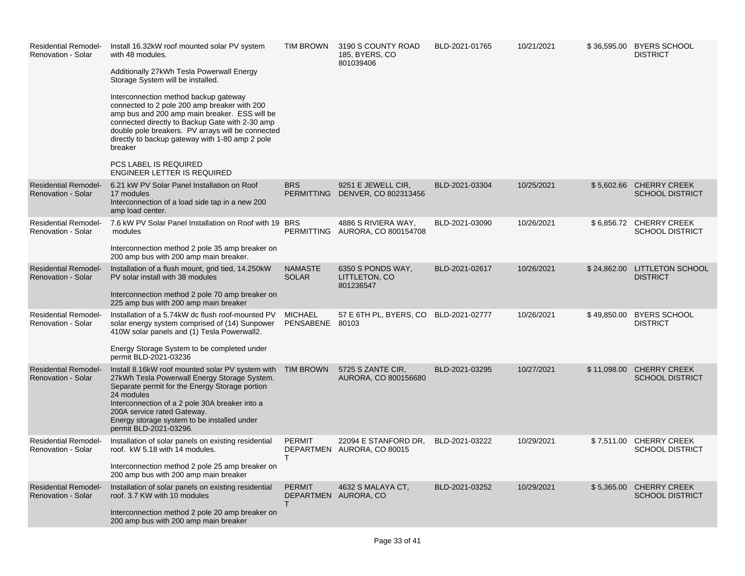| | | | | | | | |
|---|---|---|---|---|---|---|---|
| Residential Remodel-Renovation - Solar | Install 16.32kW roof mounted solar PV system with 48 modules.<br><br>Additionally 27kWh Tesla Powerwall Energy Storage System will be installed.<br><br>Interconnection method backup gateway connected to 2 pole 200 amp breaker with 200 amp bus and 200 amp main breaker. ESS will be connected directly to Backup Gate with 2-30 amp double pole breakers. PV arrays will be connected directly to backup gateway with 1-80 amp 2 pole breaker<br><br>PCS LABEL IS REQUIRED<br>ENGINEER LETTER IS REQUIRED | TIM BROWN | 3190 S COUNTY ROAD 185, BYERS, CO 801039406 | BLD-2021-01765 | 10/21/2021 | $ 36,595.00 | BYERS SCHOOL DISTRICT |
| Residential Remodel-Renovation - Solar | 6.21 kW PV Solar Panel Installation on Roof 17 modules<br>Interconnection of a load side tap in a new 200 amp load center. | BRS PERMITTING | 9251 E JEWELL CIR, DENVER, CO 802313456 | BLD-2021-03304 | 10/25/2021 | $ 5,602.66 | CHERRY CREEK SCHOOL DISTRICT |
| Residential Remodel-Renovation - Solar | 7.6 kW PV Solar Panel Installation on Roof with 19 modules<br><br>Interconnection method 2 pole 35 amp breaker on 200 amp bus with 200 amp main breaker. | BRS PERMITTING | 4886 S RIVIERA WAY, AURORA, CO 800154708 | BLD-2021-03090 | 10/26/2021 | $ 6,856.72 | CHERRY CREEK SCHOOL DISTRICT |
| Residential Remodel-Renovation - Solar | Installation of a flush mount, grid tied, 14.250kW PV solar install with 38 modules<br><br>Interconnection method 2 pole 70 amp breaker on 225 amp bus with 200 amp main breaker | NAMASTE SOLAR | 6350 S PONDS WAY, LITTLETON, CO 801236547 | BLD-2021-02617 | 10/26/2021 | $ 24,862.00 | LITTLETON SCHOOL DISTRICT |
| Residential Remodel-Renovation - Solar | Installation of a 5.74kW dc flush roof-mounted PV solar energy system comprised of (14) Sunpower 410W solar panels and (1) Tesla Powerwall2.<br><br>Energy Storage System to be completed under permit BLD-2021-03236 | MICHAEL PENSABENE | 57 E 6TH PL, BYERS, CO 80103 | BLD-2021-02777 | 10/26/2021 | $ 49,850.00 | BYERS SCHOOL DISTRICT |
| Residential Remodel-Renovation - Solar | Install 8.16kW roof mounted solar PV system with 27kWh Tesla Powerwall Energy Storage System. Separate permit for the Energy Storage portion 24 modules<br>Interconnection of a 2 pole 30A breaker into a 200A service rated Gateway.<br>Energy storage system to be installed under permit BLD-2021-03296. | TIM BROWN | 5725 S ZANTE CIR, AURORA, CO 800156680 | BLD-2021-03295 | 10/27/2021 | $ 11,098.00 | CHERRY CREEK SCHOOL DISTRICT |
| Residential Remodel-Renovation - Solar | Installation of solar panels on existing residential roof. kW 5.18 with 14 modules.<br><br>Interconnection method 2 pole 25 amp breaker on 200 amp bus with 200 amp main breaker | PERMIT DEPARTMENT | 22094 E STANFORD DR, AURORA, CO 80015 | BLD-2021-03222 | 10/29/2021 | $ 7,511.00 | CHERRY CREEK SCHOOL DISTRICT |
| Residential Remodel-Renovation - Solar | Installation of solar panels on existing residential roof. 3.7 KW with 10 modules<br><br>Interconnection method 2 pole 20 amp breaker on 200 amp bus with 200 amp main breaker | PERMIT DEPARTMENT | 4632 S MALAYA CT, AURORA, CO | BLD-2021-03252 | 10/29/2021 | $ 5,365.00 | CHERRY CREEK SCHOOL DISTRICT |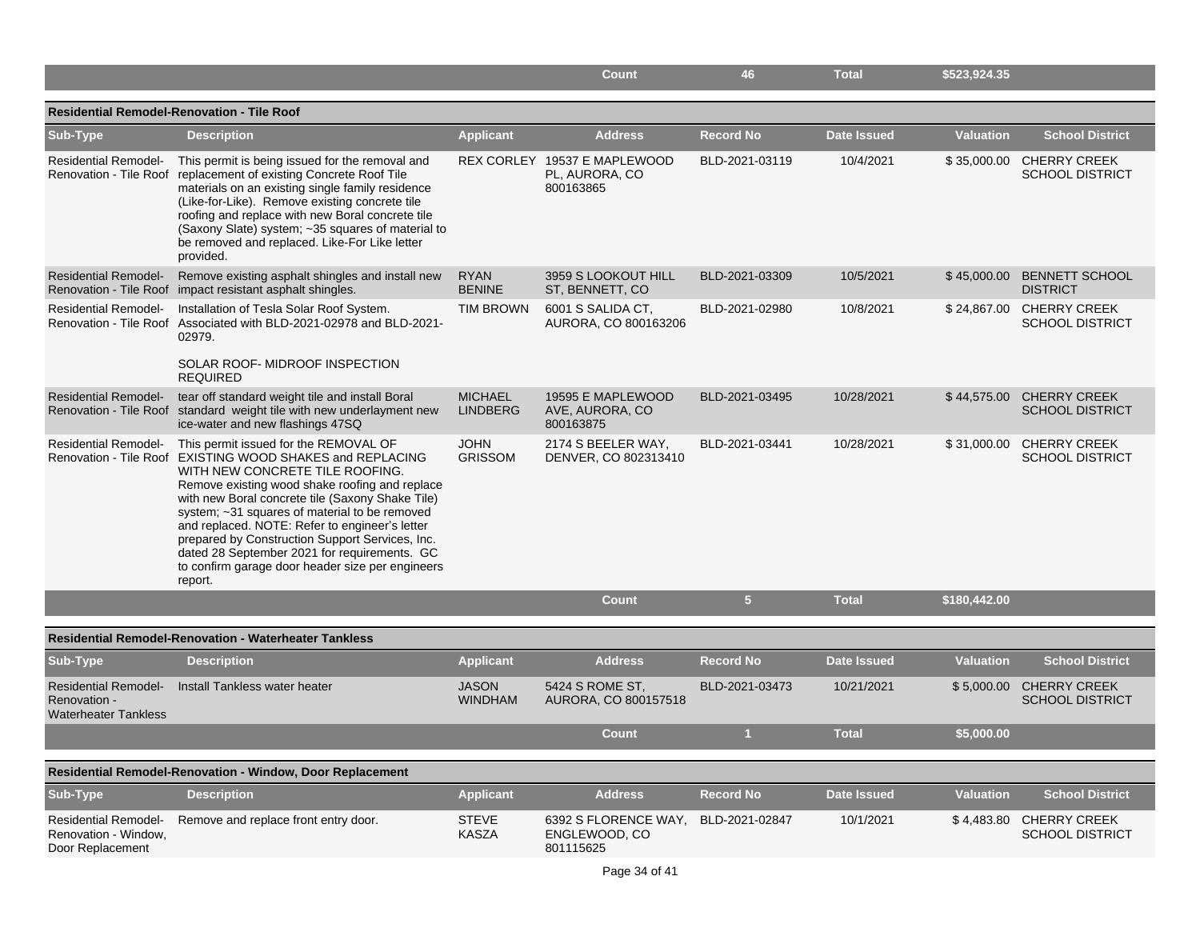| | | | Count | 46 | Total | $523,924.35 | |
|---|---|---|---|---|---|---|---|

**Residential Remodel-Renovation - Tile Roof**

| Sub-Type | Description | Applicant | Address | Record No | Date Issued | Valuation | School District |
|---|---|---|---|---|---|---|---|
| Residential Remodel-Renovation - Tile Roof | This permit is being issued for the removal and replacement of existing Concrete Roof Tile materials on an existing single family residence (Like-for-Like). Remove existing concrete tile roofing and replace with new Boral concrete tile (Saxony Slate) system; ~35 squares of material to be removed and replaced. Like-For Like letter provided. | REX CORLEY | 19537 E MAPLEWOOD PL, AURORA, CO 800163865 | BLD-2021-03119 | 10/4/2021 | $ 35,000.00 | CHERRY CREEK SCHOOL DISTRICT |
| Residential Remodel-Renovation - Tile Roof | Remove existing asphalt shingles and install new impact resistant asphalt shingles. | RYAN BENINE | 3959 S LOOKOUT HILL ST, BENNETT, CO | BLD-2021-03309 | 10/5/2021 | $ 45,000.00 | BENNETT SCHOOL DISTRICT |
| Residential Remodel-Renovation - Tile Roof | Installation of Tesla Solar Roof System. Associated with BLD-2021-02978 and BLD-2021-02979.<br><br>SOLAR ROOF- MIDROOF INSPECTION REQUIRED | TIM BROWN | 6001 S SALIDA CT, AURORA, CO 800163206 | BLD-2021-02980 | 10/8/2021 | $ 24,867.00 | CHERRY CREEK SCHOOL DISTRICT |
| Residential Remodel-Renovation - Tile Roof | tear off standard weight tile and install Boral standard weight tile with new underlayment new ice-water and new flashings 47SQ | MICHAEL LINDBERG | 19595 E MAPLEWOOD AVE, AURORA, CO 800163875 | BLD-2021-03495 | 10/28/2021 | $ 44,575.00 | CHERRY CREEK SCHOOL DISTRICT |
| Residential Remodel-Renovation - Tile Roof | This permit issued for the REMOVAL OF EXISTING WOOD SHAKES and REPLACING WITH NEW CONCRETE TILE ROOFING. Remove existing wood shake roofing and replace with new Boral concrete tile (Saxony Shake Tile) system; ~31 squares of material to be removed and replaced. NOTE: Refer to engineer's letter prepared by Construction Support Services, Inc. dated 28 September 2021 for requirements. GC to confirm garage door header size per engineers report. | JOHN GRISSOM | 2174 S BEELER WAY, DENVER, CO 802313410 | BLD-2021-03441 | 10/28/2021 | $ 31,000.00 | CHERRY CREEK SCHOOL DISTRICT |
| | | | Count | 5 | Total | $180,442.00 | |

**Residential Remodel-Renovation - Waterheater Tankless**

| Sub-Type | Description | Applicant | Address | Record No | Date Issued | Valuation | School District |
|---|---|---|---|---|---|---|---|
| Residential Remodel-Renovation - Waterheater Tankless | Install Tankless water heater | JASON WINDHAM | 5424 S ROME ST, AURORA, CO 800157518 | BLD-2021-03473 | 10/21/2021 | $ 5,000.00 | CHERRY CREEK SCHOOL DISTRICT |
| | | | Count | 1 | Total | $5,000.00 | |

**Residential Remodel-Renovation - Window, Door Replacement**

| Sub-Type | Description | Applicant | Address | Record No | Date Issued | Valuation | School District |
|---|---|---|---|---|---|---|---|
| Residential Remodel-Renovation - Window, Door Replacement | Remove and replace front entry door. | STEVE KASZA | 6392 S FLORENCE WAY, ENGLEWOOD, CO 801115625 | BLD-2021-02847 | 10/1/2021 | $ 4,483.80 | CHERRY CREEK SCHOOL DISTRICT |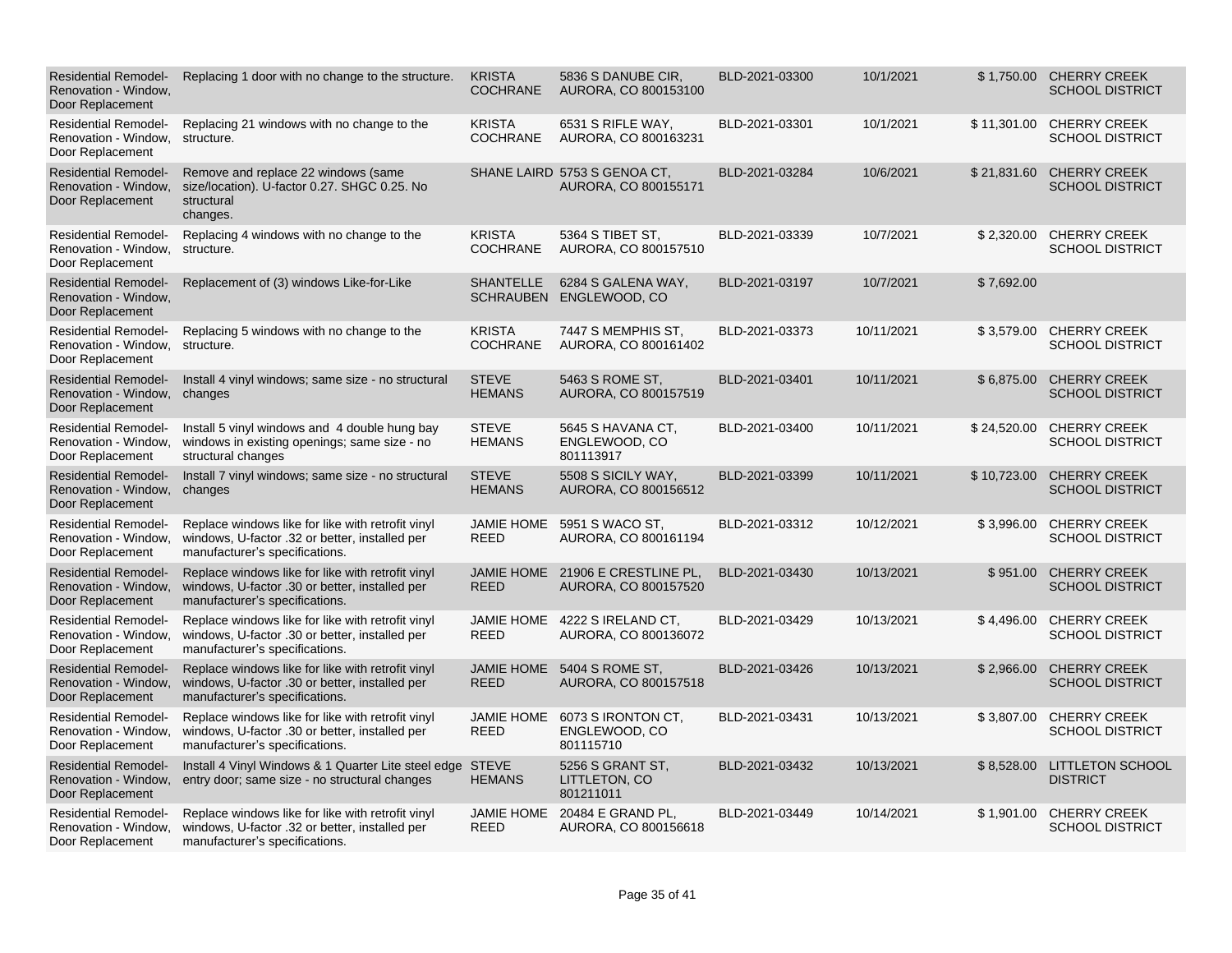| | | | | | | | |
|---|---|---|---|---|---|---|---|
| Residential Remodel-Renovation - Window, Door Replacement | Replacing 1 door with no change to the structure. | KRISTA COCHRANE | 5836 S DANUBE CIR, AURORA, CO 800153100 | BLD-2021-03300 | 10/1/2021 | $ 1,750.00 | CHERRY CREEK SCHOOL DISTRICT |
| Residential Remodel-Renovation - Window, Door Replacement | Replacing 21 windows with no change to the structure. | KRISTA COCHRANE | 6531 S RIFLE WAY, AURORA, CO 800163231 | BLD-2021-03301 | 10/1/2021 | $ 11,301.00 | CHERRY CREEK SCHOOL DISTRICT |
| Residential Remodel-Renovation - Window, Door Replacement | Remove and replace 22 windows (same size/location). U-factor 0.27. SHGC 0.25. No structural changes. | SHANE LAIRD | 5753 S GENOA CT, AURORA, CO 800155171 | BLD-2021-03284 | 10/6/2021 | $ 21,831.60 | CHERRY CREEK SCHOOL DISTRICT |
| Residential Remodel-Renovation - Window, Door Replacement | Replacing 4 windows with no change to the structure. | KRISTA COCHRANE | 5364 S TIBET ST, AURORA, CO 800157510 | BLD-2021-03339 | 10/7/2021 | $ 2,320.00 | CHERRY CREEK SCHOOL DISTRICT |
| Residential Remodel-Renovation - Window, Door Replacement | Replacement of (3) windows Like-for-Like | SHANTELLE SCHRAUBEN | 6284 S GALENA WAY, ENGLEWOOD, CO | BLD-2021-03197 | 10/7/2021 | $ 7,692.00 | |
| Residential Remodel-Renovation - Window, Door Replacement | Replacing 5 windows with no change to the structure. | KRISTA COCHRANE | 7447 S MEMPHIS ST, AURORA, CO 800161402 | BLD-2021-03373 | 10/11/2021 | $ 3,579.00 | CHERRY CREEK SCHOOL DISTRICT |
| Residential Remodel-Renovation - Window, Door Replacement | Install 4 vinyl windows; same size - no structural changes | STEVE HEMANS | 5463 S ROME ST, AURORA, CO 800157519 | BLD-2021-03401 | 10/11/2021 | $ 6,875.00 | CHERRY CREEK SCHOOL DISTRICT |
| Residential Remodel-Renovation - Window, Door Replacement | Install 5 vinyl windows and 4 double hung bay windows in existing openings; same size - no structural changes | STEVE HEMANS | 5645 S HAVANA CT, ENGLEWOOD, CO 801113917 | BLD-2021-03400 | 10/11/2021 | $ 24,520.00 | CHERRY CREEK SCHOOL DISTRICT |
| Residential Remodel-Renovation - Window, Door Replacement | Install 7 vinyl windows; same size - no structural changes | STEVE HEMANS | 5508 S SICILY WAY, AURORA, CO 800156512 | BLD-2021-03399 | 10/11/2021 | $ 10,723.00 | CHERRY CREEK SCHOOL DISTRICT |
| Residential Remodel-Renovation - Window, Door Replacement | Replace windows like for like with retrofit vinyl windows, U-factor .32 or better, installed per manufacturer's specifications. | JAMIE HOME REED | 5951 S WACO ST, AURORA, CO 800161194 | BLD-2021-03312 | 10/12/2021 | $ 3,996.00 | CHERRY CREEK SCHOOL DISTRICT |
| Residential Remodel-Renovation - Window, Door Replacement | Replace windows like for like with retrofit vinyl windows, U-factor .30 or better, installed per manufacturer's specifications. | JAMIE HOME REED | 21906 E CRESTLINE PL, AURORA, CO 800157520 | BLD-2021-03430 | 10/13/2021 | $ 951.00 | CHERRY CREEK SCHOOL DISTRICT |
| Residential Remodel-Renovation - Window, Door Replacement | Replace windows like for like with retrofit vinyl windows, U-factor .30 or better, installed per manufacturer's specifications. | JAMIE HOME REED | 4222 S IRELAND CT, AURORA, CO 800136072 | BLD-2021-03429 | 10/13/2021 | $ 4,496.00 | CHERRY CREEK SCHOOL DISTRICT |
| Residential Remodel-Renovation - Window, Door Replacement | Replace windows like for like with retrofit vinyl windows, U-factor .30 or better, installed per manufacturer's specifications. | JAMIE HOME REED | 5404 S ROME ST, AURORA, CO 800157518 | BLD-2021-03426 | 10/13/2021 | $ 2,966.00 | CHERRY CREEK SCHOOL DISTRICT |
| Residential Remodel-Renovation - Window, Door Replacement | Replace windows like for like with retrofit vinyl windows, U-factor .30 or better, installed per manufacturer's specifications. | JAMIE HOME REED | 6073 S IRONTON CT, ENGLEWOOD, CO 801115710 | BLD-2021-03431 | 10/13/2021 | $ 3,807.00 | CHERRY CREEK SCHOOL DISTRICT |
| Residential Remodel-Renovation - Window, Door Replacement | Install 4 Vinyl Windows & 1 Quarter Lite steel edge entry door; same size - no structural changes | STEVE HEMANS | 5256 S GRANT ST, LITTLETON, CO 801211011 | BLD-2021-03432 | 10/13/2021 | $ 8,528.00 | LITTLETON SCHOOL DISTRICT |
| Residential Remodel-Renovation - Window, Door Replacement | Replace windows like for like with retrofit vinyl windows, U-factor .32 or better, installed per manufacturer's specifications. | JAMIE HOME REED | 20484 E GRAND PL, AURORA, CO 800156618 | BLD-2021-03449 | 10/14/2021 | $ 1,901.00 | CHERRY CREEK SCHOOL DISTRICT |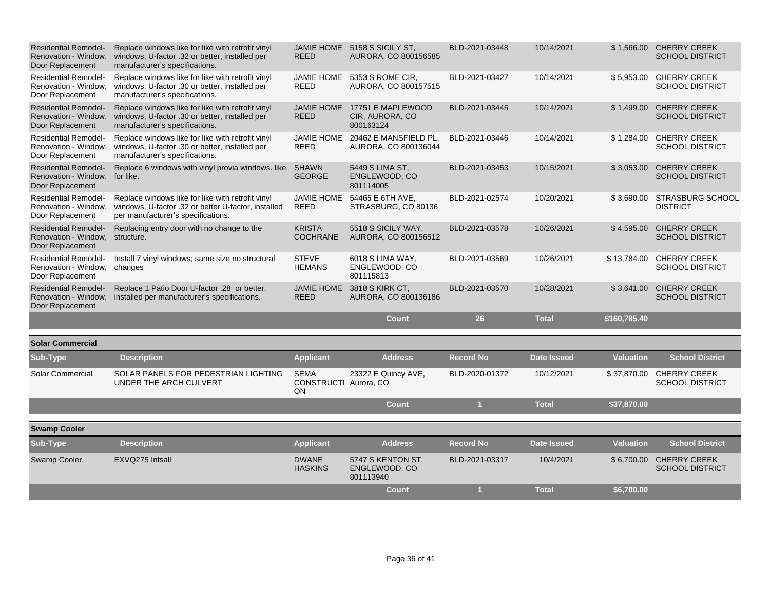| Sub-Type | Description | Applicant | Address | Record No | Date Issued | Valuation | School District |
|---|---|---|---|---|---|---|---|
| Residential Remodel-Renovation - Window, Door Replacement | Replace windows like for like with retrofit vinyl windows, U-factor .32 or better, installed per manufacturer's specifications. | JAMIE HOME REED | 5158 S SICILY ST, AURORA, CO 800156585 | BLD-2021-03448 | 10/14/2021 | $ 1,566.00 | CHERRY CREEK SCHOOL DISTRICT |
| Residential Remodel-Renovation - Window, Door Replacement | Replace windows like for like with retrofit vinyl windows, U-factor .30 or better, installed per manufacturer's specifications. | JAMIE HOME REED | 5353 S ROME CIR, AURORA, CO 800157515 | BLD-2021-03427 | 10/14/2021 | $ 5,953.00 | CHERRY CREEK SCHOOL DISTRICT |
| Residential Remodel-Renovation - Window, Door Replacement | Replace windows like for like with retrofit vinyl windows, U-factor .30 or better, installed per manufacturer's specifications. | JAMIE HOME REED | 17751 E MAPLEWOOD CIR, AURORA, CO 800163124 | BLD-2021-03445 | 10/14/2021 | $ 1,499.00 | CHERRY CREEK SCHOOL DISTRICT |
| Residential Remodel-Renovation - Window, Door Replacement | Replace windows like for like with retrofit vinyl windows, U-factor .30 or better, installed per manufacturer's specifications. | JAMIE HOME REED | 20462 E MANSFIELD PL, AURORA, CO 800136044 | BLD-2021-03446 | 10/14/2021 | $ 1,284.00 | CHERRY CREEK SCHOOL DISTRICT |
| Residential Remodel-Renovation - Window, Door Replacement | Replace 6 windows with vinyl provia windows. like for like. | SHAWN GEORGE | 5449 S LIMA ST, ENGLEWOOD, CO 801114005 | BLD-2021-03453 | 10/15/2021 | $ 3,053.00 | CHERRY CREEK SCHOOL DISTRICT |
| Residential Remodel-Renovation - Window, Door Replacement | Replace windows like for like with retrofit vinyl windows, U-factor .32 or better U-factor, installed per manufacturer's specifications. | JAMIE HOME REED | 54465 E 6TH AVE, STRASBURG, CO 80136 | BLD-2021-02574 | 10/20/2021 | $ 3,690.00 | STRASBURG SCHOOL DISTRICT |
| Residential Remodel-Renovation - Window, Door Replacement | Replacing entry door with no change to the structure. | KRISTA COCHRANE | 5518 S SICILY WAY, AURORA, CO 800156512 | BLD-2021-03578 | 10/26/2021 | $ 4,595.00 | CHERRY CREEK SCHOOL DISTRICT |
| Residential Remodel-Renovation - Window, Door Replacement | Install 7 vinyl windows; same size no structural changes | STEVE HEMANS | 6018 S LIMA WAY, ENGLEWOOD, CO 801115813 | BLD-2021-03569 | 10/26/2021 | $ 13,784.00 | CHERRY CREEK SCHOOL DISTRICT |
| Residential Remodel-Renovation - Window, Door Replacement | Replace 1 Patio Door U-factor .28 or better, installed per manufacturer's specifications. | JAMIE HOME REED | 3818 S KIRK CT, AURORA, CO 800136186 | BLD-2021-03570 | 10/28/2021 | $ 3,641.00 | CHERRY CREEK SCHOOL DISTRICT |
| | | | **Count** | **26** | **Total** | **$160,785.40** | |

## Solar Commercial

| Sub-Type | Description | Applicant | Address | Record No | Date Issued | Valuation | School District |
|---|---|---|---|---|---|---|---|
| Solar Commercial | SOLAR PANELS FOR PEDESTRIAN LIGHTING UNDER THE ARCH CULVERT | SEMA CONSTRUCTION | 23322 E Quincy AVE, Aurora, CO | BLD-2020-01372 | 10/12/2021 | $ 37,870.00 | CHERRY CREEK SCHOOL DISTRICT |
| | | | **Count** | **1** | **Total** | **$37,870.00** | |

## Swamp Cooler

| Sub-Type | Description | Applicant | Address | Record No | Date Issued | Valuation | School District |
|---|---|---|---|---|---|---|---|
| Swamp Cooler | EXVQ275 Intsall | DWANE HASKINS | 5747 S KENTON ST, ENGLEWOOD, CO 801113940 | BLD-2021-03317 | 10/4/2021 | $ 6,700.00 | CHERRY CREEK SCHOOL DISTRICT |
| | | | **Count** | **1** | **Total** | **$6,700.00** | |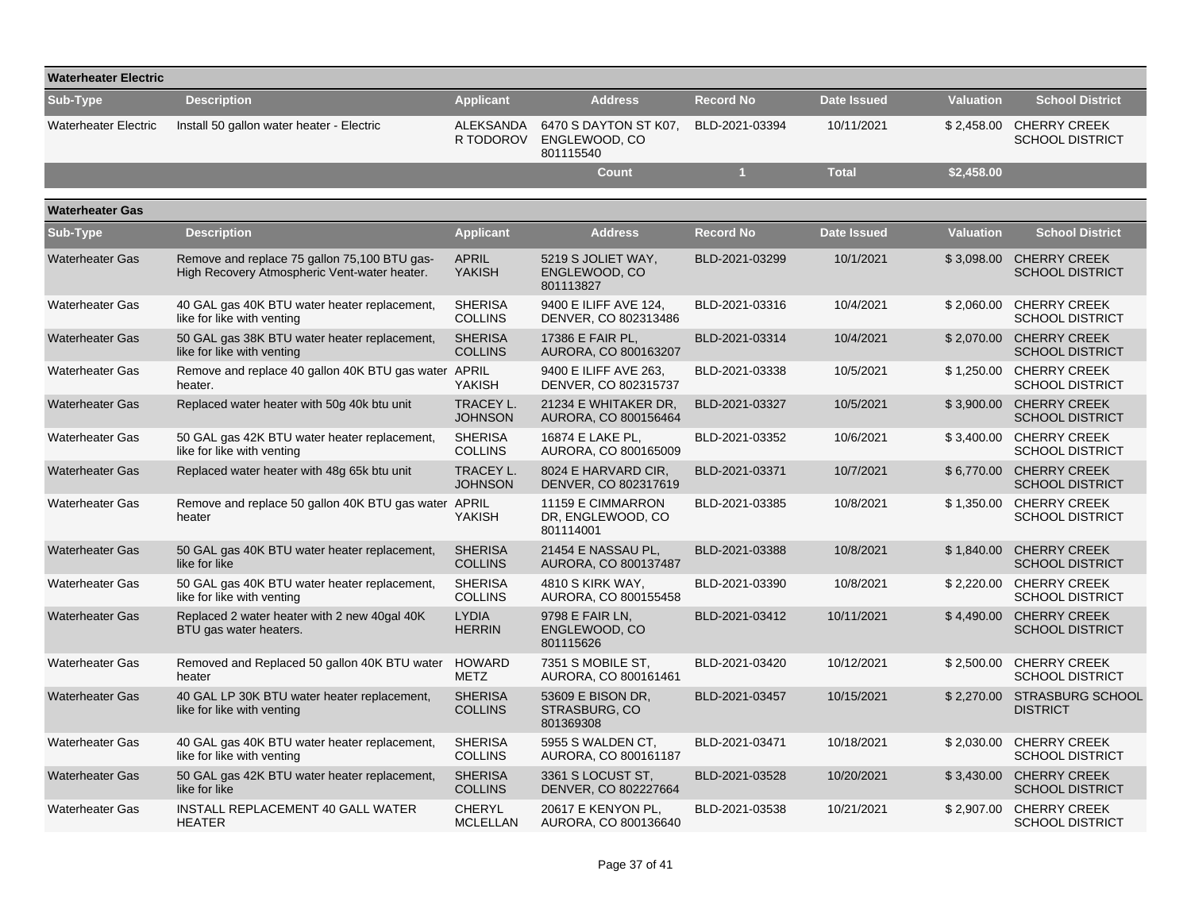## Waterheater Electric

| Sub-Type | Description | Applicant | Address | Record No | Date Issued | Valuation | School District |
|---|---|---|---|---|---|---|---|
| Waterheater Electric | Install 50 gallon water heater - Electric | ALEKSANDAR TODOROV | 6470 S DAYTON ST K07, ENGLEWOOD, CO 801115540 | BLD-2021-03394 | 10/11/2021 | $ 2,458.00 | CHERRY CREEK SCHOOL DISTRICT |
| | | | Count | 1 | Total | $2,458.00 | |

## Waterheater Gas

| Sub-Type | Description | Applicant | Address | Record No | Date Issued | Valuation | School District |
|---|---|---|---|---|---|---|---|
| Waterheater Gas | Remove and replace 75 gallon 75,100 BTU gas-High Recovery Atmospheric Vent-water heater. | APRIL YAKISH | 5219 S JOLIET WAY, ENGLEWOOD, CO 801113827 | BLD-2021-03299 | 10/1/2021 | $ 3,098.00 | CHERRY CREEK SCHOOL DISTRICT |
| Waterheater Gas | 40 GAL gas 40K BTU water heater replacement, like for like with venting | SHERISA COLLINS | 9400 E ILIFF AVE 124, DENVER, CO 802313486 | BLD-2021-03316 | 10/4/2021 | $ 2,060.00 | CHERRY CREEK SCHOOL DISTRICT |
| Waterheater Gas | 50 GAL gas 38K BTU water heater replacement, like for like with venting | SHERISA COLLINS | 17386 E FAIR PL, AURORA, CO 800163207 | BLD-2021-03314 | 10/4/2021 | $ 2,070.00 | CHERRY CREEK SCHOOL DISTRICT |
| Waterheater Gas | Remove and replace 40 gallon 40K BTU gas water heater. | APRIL YAKISH | 9400 E ILIFF AVE 263, DENVER, CO 802315737 | BLD-2021-03338 | 10/5/2021 | $ 1,250.00 | CHERRY CREEK SCHOOL DISTRICT |
| Waterheater Gas | Replaced water heater with 50g 40k btu unit | TRACEY L. JOHNSON | 21234 E WHITAKER DR, AURORA, CO 800156464 | BLD-2021-03327 | 10/5/2021 | $ 3,900.00 | CHERRY CREEK SCHOOL DISTRICT |
| Waterheater Gas | 50 GAL gas 42K BTU water heater replacement, like for like with venting | SHERISA COLLINS | 16874 E LAKE PL, AURORA, CO 800165009 | BLD-2021-03352 | 10/6/2021 | $ 3,400.00 | CHERRY CREEK SCHOOL DISTRICT |
| Waterheater Gas | Replaced water heater with 48g 65k btu unit | TRACEY L. JOHNSON | 8024 E HARVARD CIR, DENVER, CO 802317619 | BLD-2021-03371 | 10/7/2021 | $ 6,770.00 | CHERRY CREEK SCHOOL DISTRICT |
| Waterheater Gas | Remove and replace 50 gallon 40K BTU gas water heater | APRIL YAKISH | 11159 E CIMMARRON DR, ENGLEWOOD, CO 801114001 | BLD-2021-03385 | 10/8/2021 | $ 1,350.00 | CHERRY CREEK SCHOOL DISTRICT |
| Waterheater Gas | 50 GAL gas 40K BTU water heater replacement, like for like | SHERISA COLLINS | 21454 E NASSAU PL, AURORA, CO 800137487 | BLD-2021-03388 | 10/8/2021 | $ 1,840.00 | CHERRY CREEK SCHOOL DISTRICT |
| Waterheater Gas | 50 GAL gas 40K BTU water heater replacement, like for like with venting | SHERISA COLLINS | 4810 S KIRK WAY, AURORA, CO 800155458 | BLD-2021-03390 | 10/8/2021 | $ 2,220.00 | CHERRY CREEK SCHOOL DISTRICT |
| Waterheater Gas | Replaced 2 water heater with 2 new 40gal 40K BTU gas water heaters. | LYDIA HERRIN | 9798 E FAIR LN, ENGLEWOOD, CO 801115626 | BLD-2021-03412 | 10/11/2021 | $ 4,490.00 | CHERRY CREEK SCHOOL DISTRICT |
| Waterheater Gas | Removed and Replaced 50 gallon 40K BTU water heater | HOWARD METZ | 7351 S MOBILE ST, AURORA, CO 800161461 | BLD-2021-03420 | 10/12/2021 | $ 2,500.00 | CHERRY CREEK SCHOOL DISTRICT |
| Waterheater Gas | 40 GAL LP 30K BTU water heater replacement, like for like with venting | SHERISA COLLINS | 53609 E BISON DR, STRASBURG, CO 801369308 | BLD-2021-03457 | 10/15/2021 | $ 2,270.00 | STRASBURG SCHOOL DISTRICT |
| Waterheater Gas | 40 GAL gas 40K BTU water heater replacement, like for like with venting | SHERISA COLLINS | 5955 S WALDEN CT, AURORA, CO 800161187 | BLD-2021-03471 | 10/18/2021 | $ 2,030.00 | CHERRY CREEK SCHOOL DISTRICT |
| Waterheater Gas | 50 GAL gas 42K BTU water heater replacement, like for like | SHERISA COLLINS | 3361 S LOCUST ST, DENVER, CO 802227664 | BLD-2021-03528 | 10/20/2021 | $ 3,430.00 | CHERRY CREEK SCHOOL DISTRICT |
| Waterheater Gas | INSTALL REPLACEMENT 40 GALL WATER HEATER | CHERYL MCLELLAN | 20617 E KENYON PL, AURORA, CO 800136640 | BLD-2021-03538 | 10/21/2021 | $ 2,907.00 | CHERRY CREEK SCHOOL DISTRICT |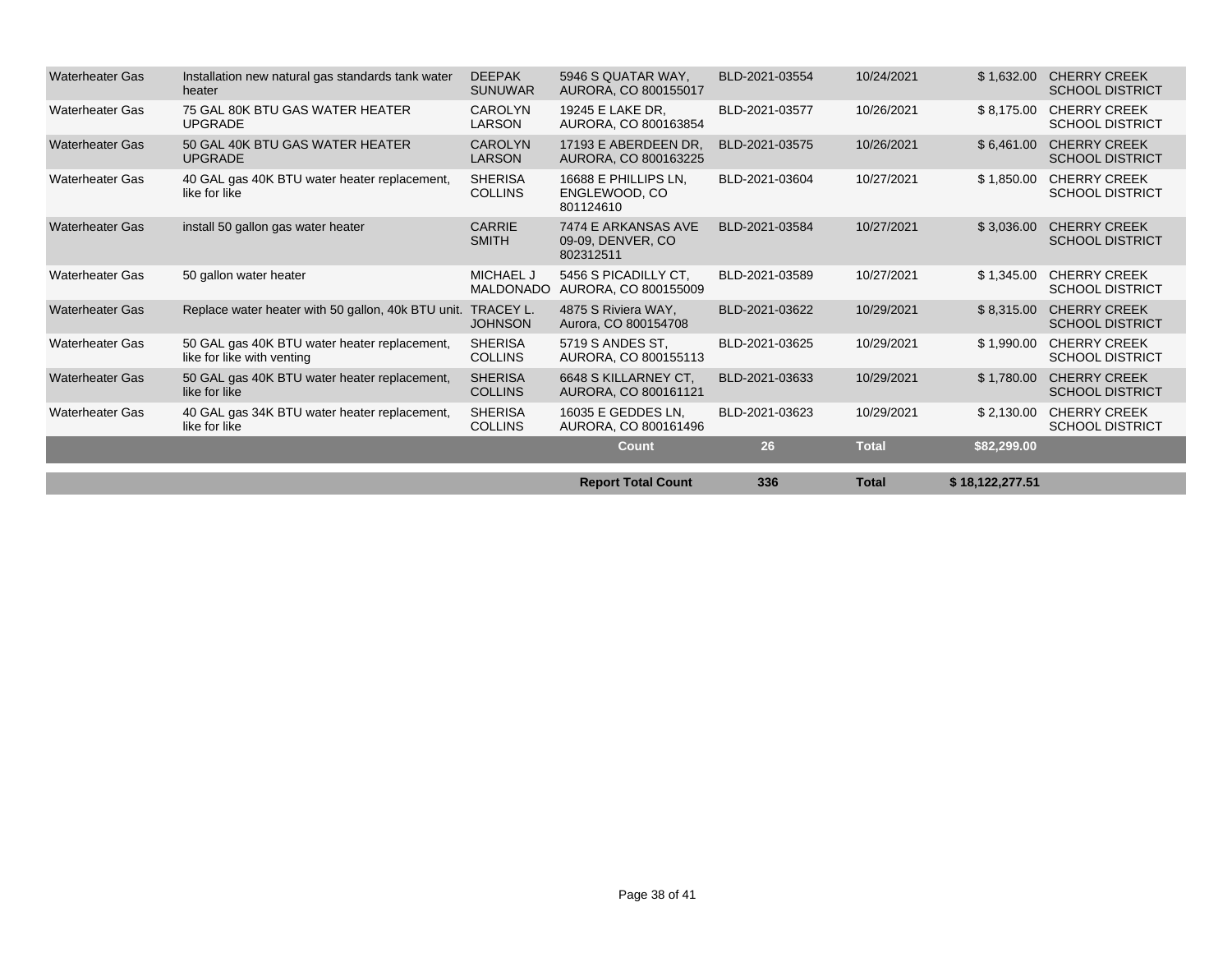| | | | | | | | |
|---|---|---|---|---|---|---|---|
| Waterheater Gas | Installation new natural gas standards tank water heater | DEEPAK SUNUWAR | 5946 S QUATAR WAY, AURORA, CO 800155017 | BLD-2021-03554 | 10/24/2021 | $ 1,632.00 | CHERRY CREEK SCHOOL DISTRICT |
| Waterheater Gas | 75 GAL 80K BTU GAS WATER HEATER UPGRADE | CAROLYN LARSON | 19245 E LAKE DR, AURORA, CO 800163854 | BLD-2021-03577 | 10/26/2021 | $ 8,175.00 | CHERRY CREEK SCHOOL DISTRICT |
| Waterheater Gas | 50 GAL 40K BTU GAS WATER HEATER UPGRADE | CAROLYN LARSON | 17193 E ABERDEEN DR, AURORA, CO 800163225 | BLD-2021-03575 | 10/26/2021 | $ 6,461.00 | CHERRY CREEK SCHOOL DISTRICT |
| Waterheater Gas | 40 GAL gas 40K BTU water heater replacement, like for like | SHERISA COLLINS | 16688 E PHILLIPS LN, ENGLEWOOD, CO 801124610 | BLD-2021-03604 | 10/27/2021 | $ 1,850.00 | CHERRY CREEK SCHOOL DISTRICT |
| Waterheater Gas | install 50 gallon gas water heater | CARRIE SMITH | 7474 E ARKANSAS AVE 09-09, DENVER, CO 802312511 | BLD-2021-03584 | 10/27/2021 | $ 3,036.00 | CHERRY CREEK SCHOOL DISTRICT |
| Waterheater Gas | 50 gallon water heater | MICHAEL J MALDONADO | 5456 S PICADILLY CT, AURORA, CO 800155009 | BLD-2021-03589 | 10/27/2021 | $ 1,345.00 | CHERRY CREEK SCHOOL DISTRICT |
| Waterheater Gas | Replace water heater with 50 gallon, 40k BTU unit. | TRACEY L. JOHNSON | 4875 S Riviera WAY, Aurora, CO 800154708 | BLD-2021-03622 | 10/29/2021 | $ 8,315.00 | CHERRY CREEK SCHOOL DISTRICT |
| Waterheater Gas | 50 GAL gas 40K BTU water heater replacement, like for like with venting | SHERISA COLLINS | 5719 S ANDES ST, AURORA, CO 800155113 | BLD-2021-03625 | 10/29/2021 | $ 1,990.00 | CHERRY CREEK SCHOOL DISTRICT |
| Waterheater Gas | 50 GAL gas 40K BTU water heater replacement, like for like | SHERISA COLLINS | 6648 S KILLARNEY CT, AURORA, CO 800161121 | BLD-2021-03633 | 10/29/2021 | $ 1,780.00 | CHERRY CREEK SCHOOL DISTRICT |
| Waterheater Gas | 40 GAL gas 34K BTU water heater replacement, like for like | SHERISA COLLINS | 16035 E GEDDES LN, AURORA, CO 800161496 | BLD-2021-03623 | 10/29/2021 | $ 2,130.00 | CHERRY CREEK SCHOOL DISTRICT |
| | | | **Count** | **26** | **Total** | **$82,299.00** | |
| | | | **Report Total Count** | **336** | **Total** | **$ 18,122,277.51** | |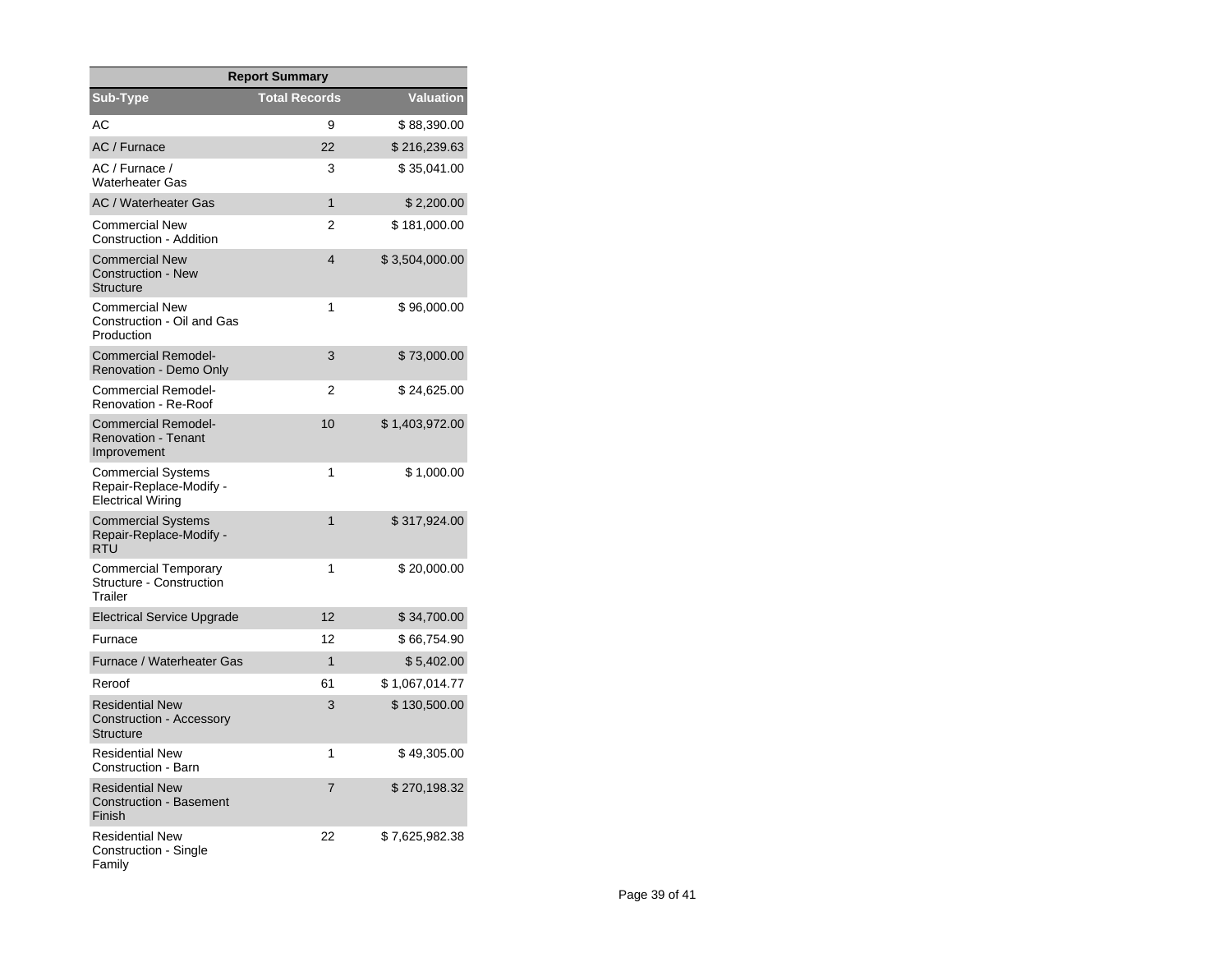| Report Summary | | |
|---|---|---|
| **Sub-Type** | **Total Records** | **Valuation** |
| AC | 9 | $ 88,390.00 |
| AC / Furnace | 22 | $ 216,239.63 |
| AC / Furnace / Waterheater Gas | 3 | $ 35,041.00 |
| AC / Waterheater Gas | 1 | $ 2,200.00 |
| Commercial New Construction - Addition | 2 | $ 181,000.00 |
| Commercial New Construction - New Structure | 4 | $ 3,504,000.00 |
| Commercial New Construction - Oil and Gas Production | 1 | $ 96,000.00 |
| Commercial Remodel-Renovation - Demo Only | 3 | $ 73,000.00 |
| Commercial Remodel-Renovation - Re-Roof | 2 | $ 24,625.00 |
| Commercial Remodel-Renovation - Tenant Improvement | 10 | $ 1,403,972.00 |
| Commercial Systems Repair-Replace-Modify - Electrical Wiring | 1 | $ 1,000.00 |
| Commercial Systems Repair-Replace-Modify - RTU | 1 | $ 317,924.00 |
| Commercial Temporary Structure - Construction Trailer | 1 | $ 20,000.00 |
| Electrical Service Upgrade | 12 | $ 34,700.00 |
| Furnace | 12 | $ 66,754.90 |
| Furnace / Waterheater Gas | 1 | $ 5,402.00 |
| Reroof | 61 | $ 1,067,014.77 |
| Residential New Construction - Accessory Structure | 3 | $ 130,500.00 |
| Residential New Construction - Barn | 1 | $ 49,305.00 |
| Residential New Construction - Basement Finish | 7 | $ 270,198.32 |
| Residential New Construction - Single Family | 22 | $ 7,625,982.38 |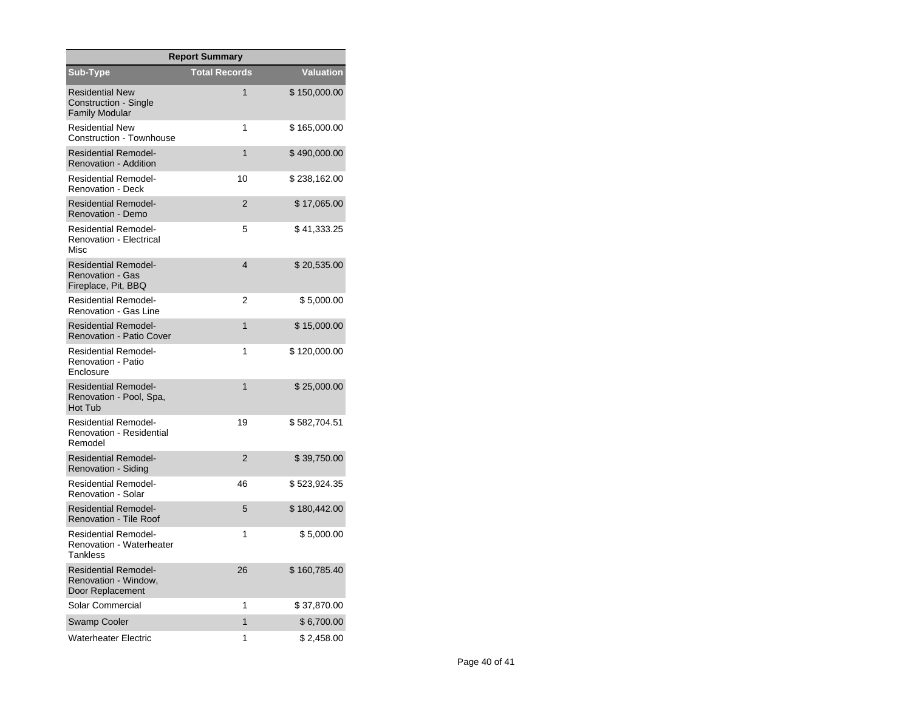| Report Summary | | |
|---|---|---|
| Sub-Type | Total Records | Valuation |
| Residential New Construction - Single Family Modular | 1 | $ 150,000.00 |
| Residential New Construction - Townhouse | 1 | $ 165,000.00 |
| Residential Remodel-Renovation - Addition | 1 | $ 490,000.00 |
| Residential Remodel-Renovation - Deck | 10 | $ 238,162.00 |
| Residential Remodel-Renovation - Demo | 2 | $ 17,065.00 |
| Residential Remodel-Renovation - Electrical Misc | 5 | $ 41,333.25 |
| Residential Remodel-Renovation - Gas Fireplace, Pit, BBQ | 4 | $ 20,535.00 |
| Residential Remodel-Renovation - Gas Line | 2 | $ 5,000.00 |
| Residential Remodel-Renovation - Patio Cover | 1 | $ 15,000.00 |
| Residential Remodel-Renovation - Patio Enclosure | 1 | $ 120,000.00 |
| Residential Remodel-Renovation - Pool, Spa, Hot Tub | 1 | $ 25,000.00 |
| Residential Remodel-Renovation - Residential Remodel | 19 | $ 582,704.51 |
| Residential Remodel-Renovation - Siding | 2 | $ 39,750.00 |
| Residential Remodel-Renovation - Solar | 46 | $ 523,924.35 |
| Residential Remodel-Renovation - Tile Roof | 5 | $ 180,442.00 |
| Residential Remodel-Renovation - Waterheater Tankless | 1 | $ 5,000.00 |
| Residential Remodel-Renovation - Window, Door Replacement | 26 | $ 160,785.40 |
| Solar Commercial | 1 | $ 37,870.00 |
| Swamp Cooler | 1 | $ 6,700.00 |
| Waterheater Electric | 1 | $ 2,458.00 |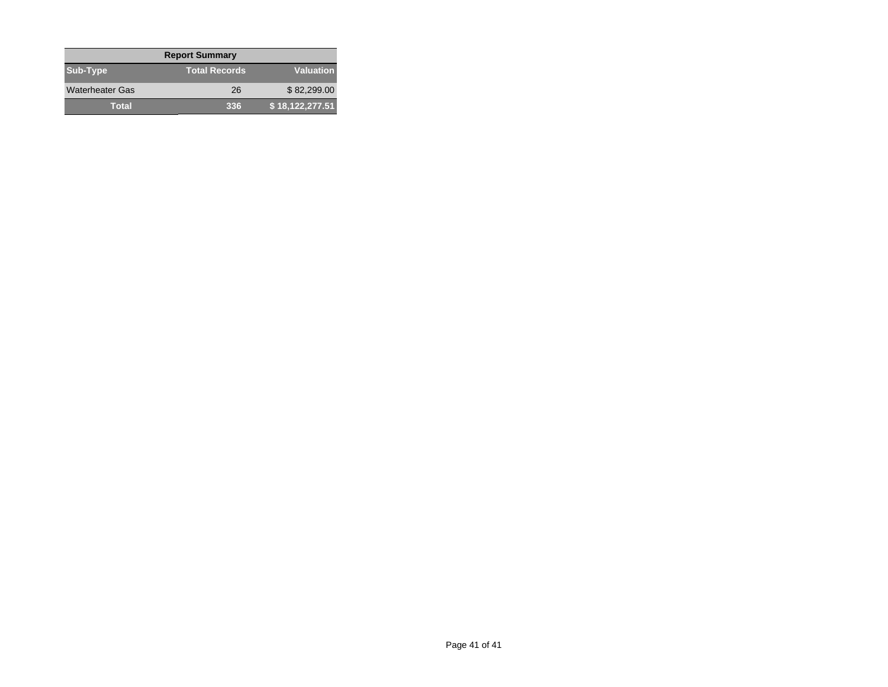| Report Summary | | |
| --- | --- | --- |
| **Sub-Type** | **Total Records** | **Valuation** |
| Waterheater Gas | 26 | $ 82,299.00 |
| **Total** | **336** | **$ 18,122,277.51** |